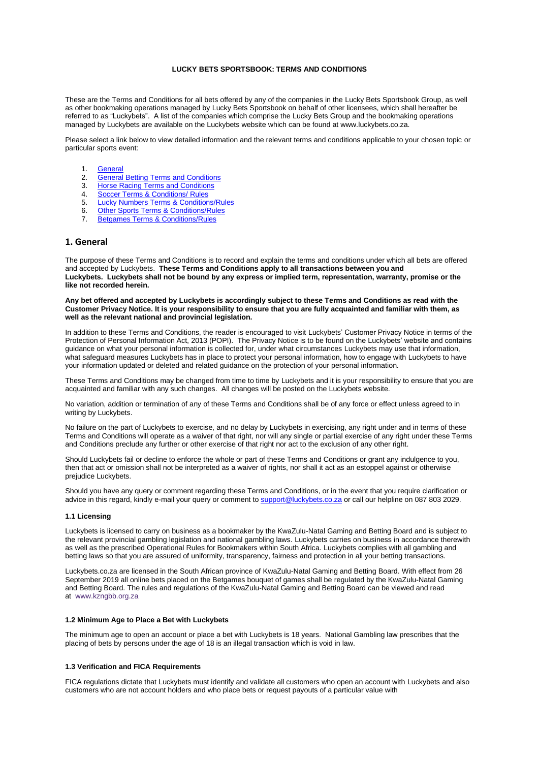# LUCKY BETS SPORTSBOOK: TERMS AND CONDITIONS

These are the Terms and Conditions for all bets offered by any of the companies in the Lucky Bets Sportsbook Group, as well as other bookmaking operations managed by Lucky Bets Sportsbook on behalf of other licensees, which shall hereafter be referred to as "Luckybets". A list of the companies which comprise the Lucky Bets Group and the bookmaking operations managed by Luckybets are available on the Luckybets website which can be found at www.luckybets.co.za.

Please select a link below to view detailed information and the relevant terms and conditions applicable to your chosen topic or particular sports event:

1. General
2. General Betting Terms and Conditions
3. Horse Racing Terms and Conditions
4. Soccer Terms & Conditions/ Rules
5. Lucky Numbers Terms & Conditions/Rules
6. Other Sports Terms & Conditions/Rules
7. Betgames Terms & Conditions/Rules

## 1. General

The purpose of these Terms and Conditions is to record and explain the terms and conditions under which all bets are offered and accepted by Luckybets. **These Terms and Conditions apply to all transactions between you and Luckybets. Luckybets shall not be bound by any express or implied term, representation, warranty, promise or the like not recorded herein.**

**Any bet offered and accepted by Luckybets is accordingly subject to these Terms and Conditions as read with the Customer Privacy Notice. It is your responsibility to ensure that you are fully acquainted and familiar with them, as well as the relevant national and provincial legislation.**

In addition to these Terms and Conditions, the reader is encouraged to visit Luckybets' Customer Privacy Notice in terms of the Protection of Personal Information Act, 2013 (POPI). The Privacy Notice is to be found on the Luckybets' website and contains guidance on what your personal information is collected for, under what circumstances Luckybets may use that information, what safeguard measures Luckybets has in place to protect your personal information, how to engage with Luckybets to have your information updated or deleted and related guidance on the protection of your personal information.

These Terms and Conditions may be changed from time to time by Luckybets and it is your responsibility to ensure that you are acquainted and familiar with any such changes. All changes will be posted on the Luckybets website.

No variation, addition or termination of any of these Terms and Conditions shall be of any force or effect unless agreed to in writing by Luckybets.

No failure on the part of Luckybets to exercise, and no delay by Luckybets in exercising, any right under and in terms of these Terms and Conditions will operate as a waiver of that right, nor will any single or partial exercise of any right under these Terms and Conditions preclude any further or other exercise of that right nor act to the exclusion of any other right.

Should Luckybets fail or decline to enforce the whole or part of these Terms and Conditions or grant any indulgence to you, then that act or omission shall not be interpreted as a waiver of rights, nor shall it act as an estoppel against or otherwise prejudice Luckybets.

Should you have any query or comment regarding these Terms and Conditions, or in the event that you require clarification or advice in this regard, kindly e-mail your query or comment to support@luckybets.co.za or call our helpline on 087 803 2029.

### 1.1 Licensing

Luckybets is licensed to carry on business as a bookmaker by the KwaZulu-Natal Gaming and Betting Board and is subject to the relevant provincial gambling legislation and national gambling laws. Luckybets carries on business in accordance therewith as well as the prescribed Operational Rules for Bookmakers within South Africa. Luckybets complies with all gambling and betting laws so that you are assured of uniformity, transparency, fairness and protection in all your betting transactions.

Luckybets.co.za are licensed in the South African province of KwaZulu-Natal Gaming and Betting Board. With effect from 26 September 2019 all online bets placed on the Betgames bouquet of games shall be regulated by the KwaZulu-Natal Gaming and Betting Board. The rules and regulations of the KwaZulu-Natal Gaming and Betting Board can be viewed and read at www.kzngbb.org.za

### 1.2 Minimum Age to Place a Bet with Luckybets

The minimum age to open an account or place a bet with Luckybets is 18 years. National Gambling law prescribes that the placing of bets by persons under the age of 18 is an illegal transaction which is void in law.

### 1.3 Verification and FICA Requirements

FICA regulations dictate that Luckybets must identify and validate all customers who open an account with Luckybets and also customers who are not account holders and who place bets or request payouts of a particular value with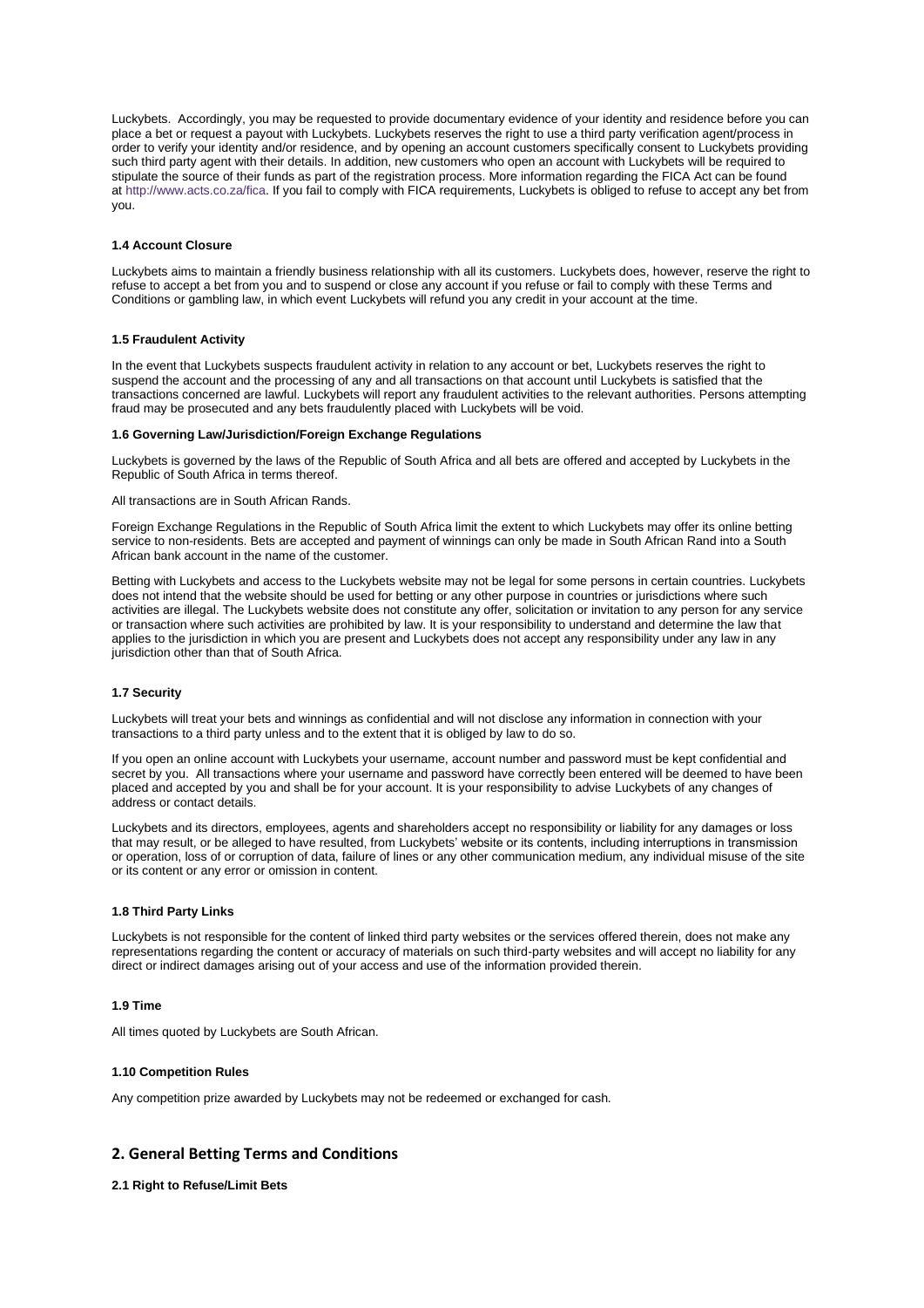Luckybets. Accordingly, you may be requested to provide documentary evidence of your identity and residence before you can place a bet or request a payout with Luckybets. Luckybets reserves the right to use a third party verification agent/process in order to verify your identity and/or residence, and by opening an account customers specifically consent to Luckybets providing such third party agent with their details. In addition, new customers who open an account with Luckybets will be required to stipulate the source of their funds as part of the registration process. More information regarding the FICA Act can be found at http://www.acts.co.za/fica. If you fail to comply with FICA requirements, Luckybets is obliged to refuse to accept any bet from you.

#### 1.4 Account Closure

Luckybets aims to maintain a friendly business relationship with all its customers. Luckybets does, however, reserve the right to refuse to accept a bet from you and to suspend or close any account if you refuse or fail to comply with these Terms and Conditions or gambling law, in which event Luckybets will refund you any credit in your account at the time.

#### 1.5 Fraudulent Activity

In the event that Luckybets suspects fraudulent activity in relation to any account or bet, Luckybets reserves the right to suspend the account and the processing of any and all transactions on that account until Luckybets is satisfied that the transactions concerned are lawful. Luckybets will report any fraudulent activities to the relevant authorities. Persons attempting fraud may be prosecuted and any bets fraudulently placed with Luckybets will be void.

#### 1.6 Governing Law/Jurisdiction/Foreign Exchange Regulations

Luckybets is governed by the laws of the Republic of South Africa and all bets are offered and accepted by Luckybets in the Republic of South Africa in terms thereof.

All transactions are in South African Rands.

Foreign Exchange Regulations in the Republic of South Africa limit the extent to which Luckybets may offer its online betting service to non-residents. Bets are accepted and payment of winnings can only be made in South African Rand into a South African bank account in the name of the customer.

Betting with Luckybets and access to the Luckybets website may not be legal for some persons in certain countries. Luckybets does not intend that the website should be used for betting or any other purpose in countries or jurisdictions where such activities are illegal. The Luckybets website does not constitute any offer, solicitation or invitation to any person for any service or transaction where such activities are prohibited by law. It is your responsibility to understand and determine the law that applies to the jurisdiction in which you are present and Luckybets does not accept any responsibility under any law in any jurisdiction other than that of South Africa.

#### 1.7 Security

Luckybets will treat your bets and winnings as confidential and will not disclose any information in connection with your transactions to a third party unless and to the extent that it is obliged by law to do so.

If you open an online account with Luckybets your username, account number and password must be kept confidential and secret by you. All transactions where your username and password have correctly been entered will be deemed to have been placed and accepted by you and shall be for your account. It is your responsibility to advise Luckybets of any changes of address or contact details.

Luckybets and its directors, employees, agents and shareholders accept no responsibility or liability for any damages or loss that may result, or be alleged to have resulted, from Luckybets' website or its contents, including interruptions in transmission or operation, loss of or corruption of data, failure of lines or any other communication medium, any individual misuse of the site or its content or any error or omission in content.

#### 1.8 Third Party Links

Luckybets is not responsible for the content of linked third party websites or the services offered therein, does not make any representations regarding the content or accuracy of materials on such third-party websites and will accept no liability for any direct or indirect damages arising out of your access and use of the information provided therein.

#### 1.9 Time

All times quoted by Luckybets are South African.

#### 1.10 Competition Rules

Any competition prize awarded by Luckybets may not be redeemed or exchanged for cash.

## 2. General Betting Terms and Conditions

#### 2.1 Right to Refuse/Limit Bets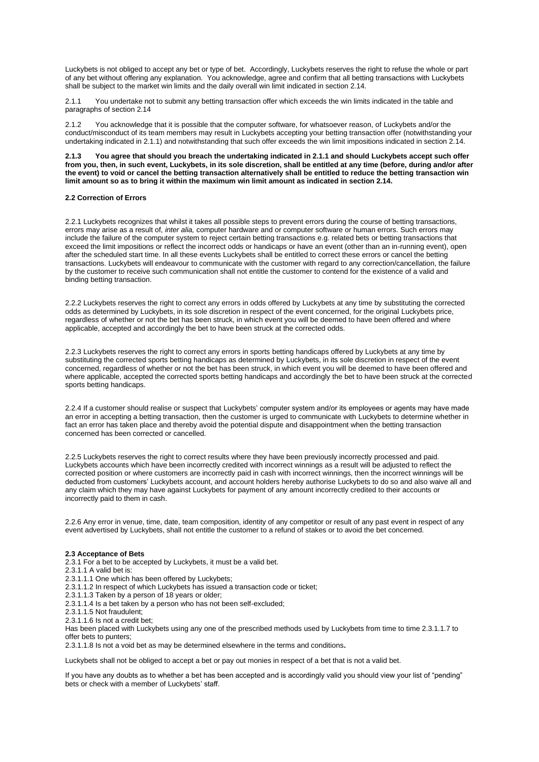Luckybets is not obliged to accept any bet or type of bet. Accordingly, Luckybets reserves the right to refuse the whole or part of any bet without offering any explanation. You acknowledge, agree and confirm that all betting transactions with Luckybets shall be subject to the market win limits and the daily overall win limit indicated in section 2.14.

2.1.1 You undertake not to submit any betting transaction offer which exceeds the win limits indicated in the table and paragraphs of section 2.14

2.1.2 You acknowledge that it is possible that the computer software, for whatsoever reason, of Luckybets and/or the conduct/misconduct of its team members may result in Luckybets accepting your betting transaction offer (notwithstanding your undertaking indicated in 2.1.1) and notwithstanding that such offer exceeds the win limit impositions indicated in section 2.14.

**2.1.3 You agree that should you breach the undertaking indicated in 2.1.1 and should Luckybets accept such offer from you, then, in such event, Luckybets, in its sole discretion, shall be entitled at any time (before, during and/or after the event) to void or cancel the betting transaction alternatively shall be entitled to reduce the betting transaction win limit amount so as to bring it within the maximum win limit amount as indicated in section 2.14.**

**2.2 Correction of Errors**

2.2.1 Luckybets recognizes that whilst it takes all possible steps to prevent errors during the course of betting transactions, errors may arise as a result of, *inter alia,* computer hardware and or computer software or human errors. Such errors may include the failure of the computer system to reject certain betting transactions e.g. related bets or betting transactions that exceed the limit impositions or reflect the incorrect odds or handicaps or have an event (other than an in-running event), open after the scheduled start time. In all these events Luckybets shall be entitled to correct these errors or cancel the betting transactions. Luckybets will endeavour to communicate with the customer with regard to any correction/cancellation, the failure by the customer to receive such communication shall not entitle the customer to contend for the existence of a valid and binding betting transaction.

2.2.2 Luckybets reserves the right to correct any errors in odds offered by Luckybets at any time by substituting the corrected odds as determined by Luckybets, in its sole discretion in respect of the event concerned, for the original Luckybets price, regardless of whether or not the bet has been struck, in which event you will be deemed to have been offered and where applicable, accepted and accordingly the bet to have been struck at the corrected odds.

2.2.3 Luckybets reserves the right to correct any errors in sports betting handicaps offered by Luckybets at any time by substituting the corrected sports betting handicaps as determined by Luckybets, in its sole discretion in respect of the event concerned, regardless of whether or not the bet has been struck, in which event you will be deemed to have been offered and where applicable, accepted the corrected sports betting handicaps and accordingly the bet to have been struck at the corrected sports betting handicaps.

2.2.4 If a customer should realise or suspect that Luckybets' computer system and/or its employees or agents may have made an error in accepting a betting transaction, then the customer is urged to communicate with Luckybets to determine whether in fact an error has taken place and thereby avoid the potential dispute and disappointment when the betting transaction concerned has been corrected or cancelled.

2.2.5 Luckybets reserves the right to correct results where they have been previously incorrectly processed and paid. Luckybets accounts which have been incorrectly credited with incorrect winnings as a result will be adjusted to reflect the corrected position or where customers are incorrectly paid in cash with incorrect winnings, then the incorrect winnings will be deducted from customers' Luckybets account, and account holders hereby authorise Luckybets to do so and also waive all and any claim which they may have against Luckybets for payment of any amount incorrectly credited to their accounts or incorrectly paid to them in cash.

2.2.6 Any error in venue, time, date, team composition, identity of any competitor or result of any past event in respect of any event advertised by Luckybets, shall not entitle the customer to a refund of stakes or to avoid the bet concerned.

**2.3 Acceptance of Bets**

2.3.1 For a bet to be accepted by Luckybets, it must be a valid bet.
2.3.1.1 A valid bet is:
2.3.1.1.1 One which has been offered by Luckybets;
2.3.1.1.2 In respect of which Luckybets has issued a transaction code or ticket;
2.3.1.1.3 Taken by a person of 18 years or older;
2.3.1.1.4 Is a bet taken by a person who has not been self-excluded;
2.3.1.1.5 Not fraudulent;
2.3.1.1.6 Is not a credit bet;
Has been placed with Luckybets using any one of the prescribed methods used by Luckybets from time to time 2.3.1.1.7 to offer bets to punters;
2.3.1.1.8 Is not a void bet as may be determined elsewhere in the terms and conditions**.**

Luckybets shall not be obliged to accept a bet or pay out monies in respect of a bet that is not a valid bet.

If you have any doubts as to whether a bet has been accepted and is accordingly valid you should view your list of "pending" bets or check with a member of Luckybets' staff.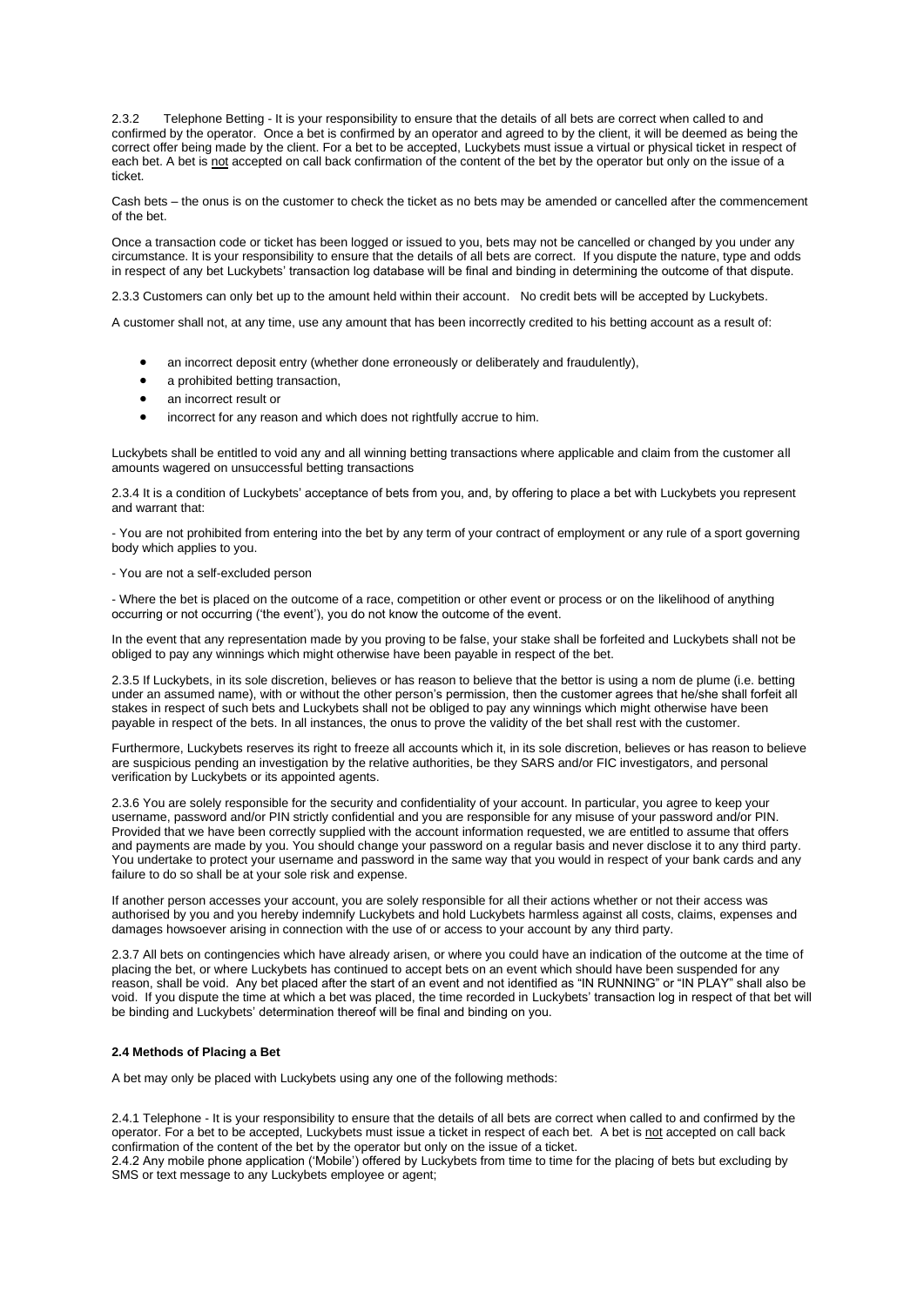2.3.2 Telephone Betting - It is your responsibility to ensure that the details of all bets are correct when called to and confirmed by the operator. Once a bet is confirmed by an operator and agreed to by the client, it will be deemed as being the correct offer being made by the client. For a bet to be accepted, Luckybets must issue a virtual or physical ticket in respect of each bet. A bet is not accepted on call back confirmation of the content of the bet by the operator but only on the issue of a ticket.

Cash bets – the onus is on the customer to check the ticket as no bets may be amended or cancelled after the commencement of the bet.

Once a transaction code or ticket has been logged or issued to you, bets may not be cancelled or changed by you under any circumstance. It is your responsibility to ensure that the details of all bets are correct. If you dispute the nature, type and odds in respect of any bet Luckybets' transaction log database will be final and binding in determining the outcome of that dispute.

2.3.3 Customers can only bet up to the amount held within their account. No credit bets will be accepted by Luckybets.

A customer shall not, at any time, use any amount that has been incorrectly credited to his betting account as a result of:

- an incorrect deposit entry (whether done erroneously or deliberately and fraudulently),
- a prohibited betting transaction,
- an incorrect result or
- incorrect for any reason and which does not rightfully accrue to him.

Luckybets shall be entitled to void any and all winning betting transactions where applicable and claim from the customer all amounts wagered on unsuccessful betting transactions

2.3.4 It is a condition of Luckybets' acceptance of bets from you, and, by offering to place a bet with Luckybets you represent and warrant that:

- You are not prohibited from entering into the bet by any term of your contract of employment or any rule of a sport governing body which applies to you.

- You are not a self-excluded person

- Where the bet is placed on the outcome of a race, competition or other event or process or on the likelihood of anything occurring or not occurring ('the event'), you do not know the outcome of the event.

In the event that any representation made by you proving to be false, your stake shall be forfeited and Luckybets shall not be obliged to pay any winnings which might otherwise have been payable in respect of the bet.

2.3.5 If Luckybets, in its sole discretion, believes or has reason to believe that the bettor is using a nom de plume (i.e. betting under an assumed name), with or without the other person's permission, then the customer agrees that he/she shall forfeit all stakes in respect of such bets and Luckybets shall not be obliged to pay any winnings which might otherwise have been payable in respect of the bets. In all instances, the onus to prove the validity of the bet shall rest with the customer.

Furthermore, Luckybets reserves its right to freeze all accounts which it, in its sole discretion, believes or has reason to believe are suspicious pending an investigation by the relative authorities, be they SARS and/or FIC investigators, and personal verification by Luckybets or its appointed agents.

2.3.6 You are solely responsible for the security and confidentiality of your account. In particular, you agree to keep your username, password and/or PIN strictly confidential and you are responsible for any misuse of your password and/or PIN. Provided that we have been correctly supplied with the account information requested, we are entitled to assume that offers and payments are made by you. You should change your password on a regular basis and never disclose it to any third party. You undertake to protect your username and password in the same way that you would in respect of your bank cards and any failure to do so shall be at your sole risk and expense.

If another person accesses your account, you are solely responsible for all their actions whether or not their access was authorised by you and you hereby indemnify Luckybets and hold Luckybets harmless against all costs, claims, expenses and damages howsoever arising in connection with the use of or access to your account by any third party.

2.3.7 All bets on contingencies which have already arisen, or where you could have an indication of the outcome at the time of placing the bet, or where Luckybets has continued to accept bets on an event which should have been suspended for any reason, shall be void. Any bet placed after the start of an event and not identified as "IN RUNNING" or "IN PLAY" shall also be void. If you dispute the time at which a bet was placed, the time recorded in Luckybets' transaction log in respect of that bet will be binding and Luckybets' determination thereof will be final and binding on you.

**2.4 Methods of Placing a Bet**

A bet may only be placed with Luckybets using any one of the following methods:

2.4.1 Telephone - It is your responsibility to ensure that the details of all bets are correct when called to and confirmed by the operator. For a bet to be accepted, Luckybets must issue a ticket in respect of each bet. A bet is not accepted on call back confirmation of the content of the bet by the operator but only on the issue of a ticket.
2.4.2 Any mobile phone application ('Mobile') offered by Luckybets from time to time for the placing of bets but excluding by SMS or text message to any Luckybets employee or agent;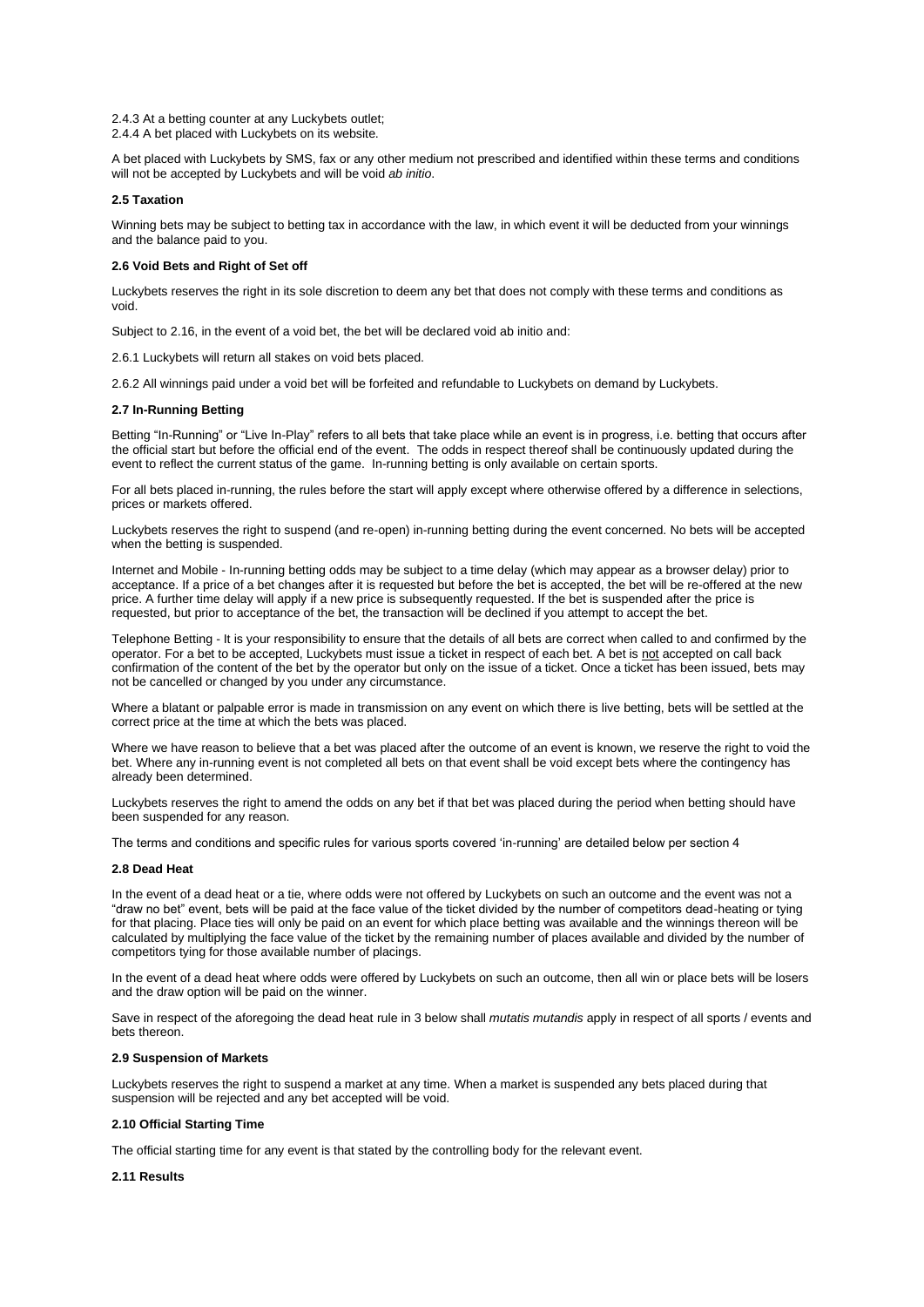2.4.3 At a betting counter at any Luckybets outlet;
2.4.4 A bet placed with Luckybets on its website.

A bet placed with Luckybets by SMS, fax or any other medium not prescribed and identified within these terms and conditions will not be accepted by Luckybets and will be void *ab initio*.

**2.5 Taxation**

Winning bets may be subject to betting tax in accordance with the law, in which event it will be deducted from your winnings and the balance paid to you.

**2.6 Void Bets and Right of Set off**

Luckybets reserves the right in its sole discretion to deem any bet that does not comply with these terms and conditions as void.

Subject to 2.16, in the event of a void bet, the bet will be declared void ab initio and:

2.6.1 Luckybets will return all stakes on void bets placed.

2.6.2 All winnings paid under a void bet will be forfeited and refundable to Luckybets on demand by Luckybets.

**2.7 In-Running Betting**

Betting "In-Running" or "Live In-Play" refers to all bets that take place while an event is in progress, i.e. betting that occurs after the official start but before the official end of the event. The odds in respect thereof shall be continuously updated during the event to reflect the current status of the game. In-running betting is only available on certain sports.

For all bets placed in-running, the rules before the start will apply except where otherwise offered by a difference in selections, prices or markets offered.

Luckybets reserves the right to suspend (and re-open) in-running betting during the event concerned. No bets will be accepted when the betting is suspended.

Internet and Mobile - In-running betting odds may be subject to a time delay (which may appear as a browser delay) prior to acceptance. If a price of a bet changes after it is requested but before the bet is accepted, the bet will be re-offered at the new price. A further time delay will apply if a new price is subsequently requested. If the bet is suspended after the price is requested, but prior to acceptance of the bet, the transaction will be declined if you attempt to accept the bet.

Telephone Betting - It is your responsibility to ensure that the details of all bets are correct when called to and confirmed by the operator. For a bet to be accepted, Luckybets must issue a ticket in respect of each bet. A bet is not accepted on call back confirmation of the content of the bet by the operator but only on the issue of a ticket. Once a ticket has been issued, bets may not be cancelled or changed by you under any circumstance.

Where a blatant or palpable error is made in transmission on any event on which there is live betting, bets will be settled at the correct price at the time at which the bets was placed.

Where we have reason to believe that a bet was placed after the outcome of an event is known, we reserve the right to void the bet. Where any in-running event is not completed all bets on that event shall be void except bets where the contingency has already been determined.

Luckybets reserves the right to amend the odds on any bet if that bet was placed during the period when betting should have been suspended for any reason.

The terms and conditions and specific rules for various sports covered 'in-running' are detailed below per section 4

**2.8 Dead Heat**

In the event of a dead heat or a tie, where odds were not offered by Luckybets on such an outcome and the event was not a "draw no bet" event, bets will be paid at the face value of the ticket divided by the number of competitors dead-heating or tying for that placing. Place ties will only be paid on an event for which place betting was available and the winnings thereon will be calculated by multiplying the face value of the ticket by the remaining number of places available and divided by the number of competitors tying for those available number of placings.

In the event of a dead heat where odds were offered by Luckybets on such an outcome, then all win or place bets will be losers and the draw option will be paid on the winner.

Save in respect of the aforegoing the dead heat rule in 3 below shall *mutatis mutandis* apply in respect of all sports / events and bets thereon.

**2.9 Suspension of Markets**

Luckybets reserves the right to suspend a market at any time. When a market is suspended any bets placed during that suspension will be rejected and any bet accepted will be void.

**2.10 Official Starting Time**

The official starting time for any event is that stated by the controlling body for the relevant event.

**2.11 Results**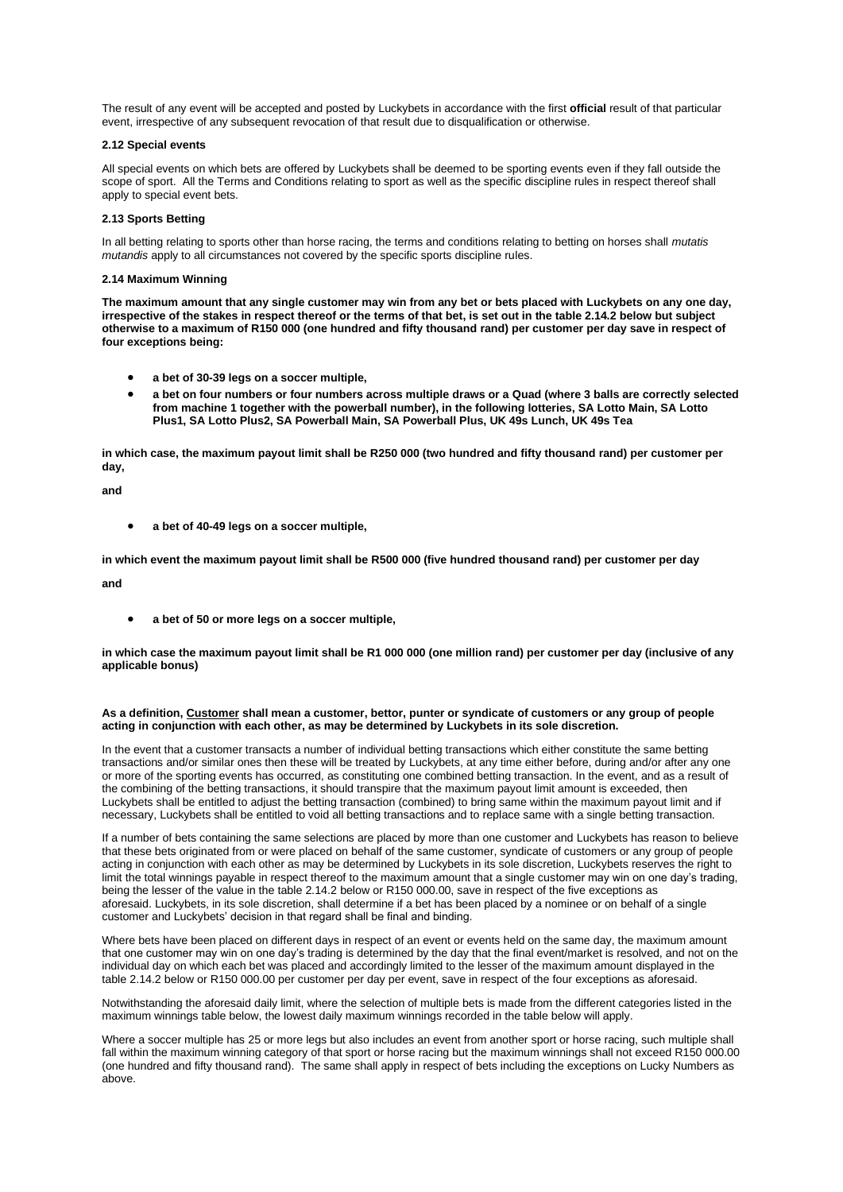The result of any event will be accepted and posted by Luckybets in accordance with the first **official** result of that particular event, irrespective of any subsequent revocation of that result due to disqualification or otherwise.

### 2.12 Special events

All special events on which bets are offered by Luckybets shall be deemed to be sporting events even if they fall outside the scope of sport. All the Terms and Conditions relating to sport as well as the specific discipline rules in respect thereof shall apply to special event bets.

### 2.13 Sports Betting

In all betting relating to sports other than horse racing, the terms and conditions relating to betting on horses shall *mutatis mutandis* apply to all circumstances not covered by the specific sports discipline rules.

### 2.14 Maximum Winning

**The maximum amount that any single customer may win from any bet or bets placed with Luckybets on any one day, irrespective of the stakes in respect thereof or the terms of that bet, is set out in the table 2.14.2 below but subject otherwise to a maximum of R150 000 (one hundred and fifty thousand rand) per customer per day save in respect of four exceptions being:**

- **a bet of 30-39 legs on a soccer multiple,**
- **a bet on four numbers or four numbers across multiple draws or a Quad (where 3 balls are correctly selected from machine 1 together with the powerball number), in the following lotteries, SA Lotto Main, SA Lotto Plus1, SA Lotto Plus2, SA Powerball Main, SA Powerball Plus, UK 49s Lunch, UK 49s Tea**

**in which case, the maximum payout limit shall be R250 000 (two hundred and fifty thousand rand) per customer per day,**

**and**

- **a bet of 40-49 legs on a soccer multiple,**

**in which event the maximum payout limit shall be R500 000 (five hundred thousand rand) per customer per day**

**and**

- **a bet of 50 or more legs on a soccer multiple,**

**in which case the maximum payout limit shall be R1 000 000 (one million rand) per customer per day (inclusive of any applicable bonus)**

**As a definition, <u>Customer</u> shall mean a customer, bettor, punter or syndicate of customers or any group of people acting in conjunction with each other, as may be determined by Luckybets in its sole discretion.**

In the event that a customer transacts a number of individual betting transactions which either constitute the same betting transactions and/or similar ones then these will be treated by Luckybets, at any time either before, during and/or after any one or more of the sporting events has occurred, as constituting one combined betting transaction. In the event, and as a result of the combining of the betting transactions, it should transpire that the maximum payout limit amount is exceeded, then Luckybets shall be entitled to adjust the betting transaction (combined) to bring same within the maximum payout limit and if necessary, Luckybets shall be entitled to void all betting transactions and to replace same with a single betting transaction.

If a number of bets containing the same selections are placed by more than one customer and Luckybets has reason to believe that these bets originated from or were placed on behalf of the same customer, syndicate of customers or any group of people acting in conjunction with each other as may be determined by Luckybets in its sole discretion, Luckybets reserves the right to limit the total winnings payable in respect thereof to the maximum amount that a single customer may win on one day's trading, being the lesser of the value in the table 2.14.2 below or R150 000.00, save in respect of the five exceptions as aforesaid. Luckybets, in its sole discretion, shall determine if a bet has been placed by a nominee or on behalf of a single customer and Luckybets' decision in that regard shall be final and binding.

Where bets have been placed on different days in respect of an event or events held on the same day, the maximum amount that one customer may win on one day's trading is determined by the day that the final event/market is resolved, and not on the individual day on which each bet was placed and accordingly limited to the lesser of the maximum amount displayed in the table 2.14.2 below or R150 000.00 per customer per day per event, save in respect of the four exceptions as aforesaid.

Notwithstanding the aforesaid daily limit, where the selection of multiple bets is made from the different categories listed in the maximum winnings table below, the lowest daily maximum winnings recorded in the table below will apply.

Where a soccer multiple has 25 or more legs but also includes an event from another sport or horse racing, such multiple shall fall within the maximum winning category of that sport or horse racing but the maximum winnings shall not exceed R150 000.00 (one hundred and fifty thousand rand). The same shall apply in respect of bets including the exceptions on Lucky Numbers as above.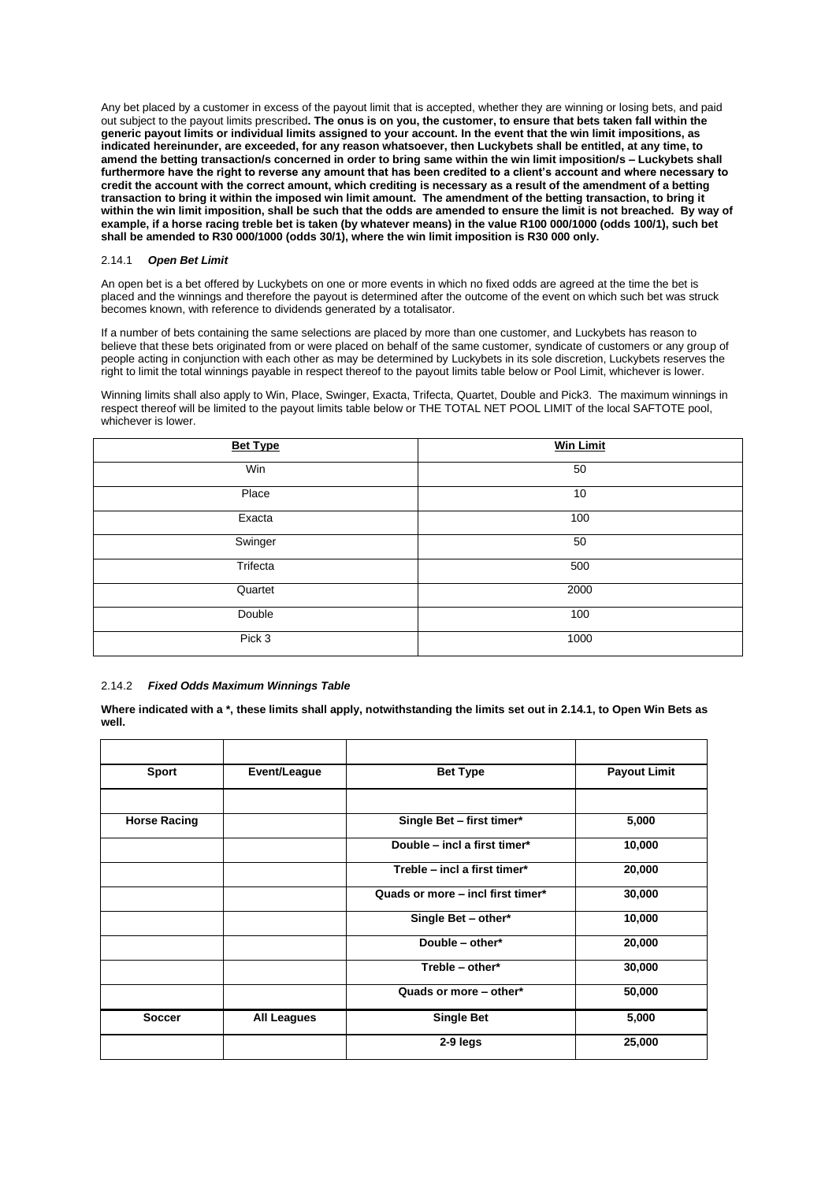Any bet placed by a customer in excess of the payout limit that is accepted, whether they are winning or losing bets, and paid out subject to the payout limits prescribed**. The onus is on you, the customer, to ensure that bets taken fall within the generic payout limits or individual limits assigned to your account. In the event that the win limit impositions, as indicated hereinunder, are exceeded, for any reason whatsoever, then Luckybets shall be entitled, at any time, to amend the betting transaction/s concerned in order to bring same within the win limit imposition/s – Luckybets shall furthermore have the right to reverse any amount that has been credited to a client's account and where necessary to credit the account with the correct amount, which crediting is necessary as a result of the amendment of a betting transaction to bring it within the imposed win limit amount. The amendment of the betting transaction, to bring it within the win limit imposition, shall be such that the odds are amended to ensure the limit is not breached. By way of example, if a horse racing treble bet is taken (by whatever means) in the value R100 000/1000 (odds 100/1), such bet shall be amended to R30 000/1000 (odds 30/1), where the win limit imposition is R30 000 only.**

### 2.14.1 *Open Bet Limit*

An open bet is a bet offered by Luckybets on one or more events in which no fixed odds are agreed at the time the bet is placed and the winnings and therefore the payout is determined after the outcome of the event on which such bet was struck becomes known, with reference to dividends generated by a totalisator.

If a number of bets containing the same selections are placed by more than one customer, and Luckybets has reason to believe that these bets originated from or were placed on behalf of the same customer, syndicate of customers or any group of people acting in conjunction with each other as may be determined by Luckybets in its sole discretion, Luckybets reserves the right to limit the total winnings payable in respect thereof to the payout limits table below or Pool Limit, whichever is lower.

Winning limits shall also apply to Win, Place, Swinger, Exacta, Trifecta, Quartet, Double and Pick3. The maximum winnings in respect thereof will be limited to the payout limits table below or THE TOTAL NET POOL LIMIT of the local SAFTOTE pool, whichever is lower.

| Bet Type | Win Limit |
|---|---|
| Win | 50 |
| Place | 10 |
| Exacta | 100 |
| Swinger | 50 |
| Trifecta | 500 |
| Quartet | 2000 |
| Double | 100 |
| Pick 3 | 1000 |

### 2.14.2 *Fixed Odds Maximum Winnings Table*

**Where indicated with a *, these limits shall apply, notwithstanding the limits set out in 2.14.1, to Open Win Bets as well.**

| Sport | Event/League | Bet Type | Payout Limit |
|---|---|---|---|
| | | | |
| **Horse Racing** | | **Single Bet – first timer*** | **5,000** |
| | | **Double – incl a first timer*** | **10,000** |
| | | **Treble – incl a first timer*** | **20,000** |
| | | **Quads or more – incl first timer*** | **30,000** |
| | | **Single Bet – other*** | **10,000** |
| | | **Double – other*** | **20,000** |
| | | **Treble – other*** | **30,000** |
| | | **Quads or more – other*** | **50,000** |
| **Soccer** | **All Leagues** | **Single Bet** | **5,000** |
| | | **2-9 legs** | **25,000** |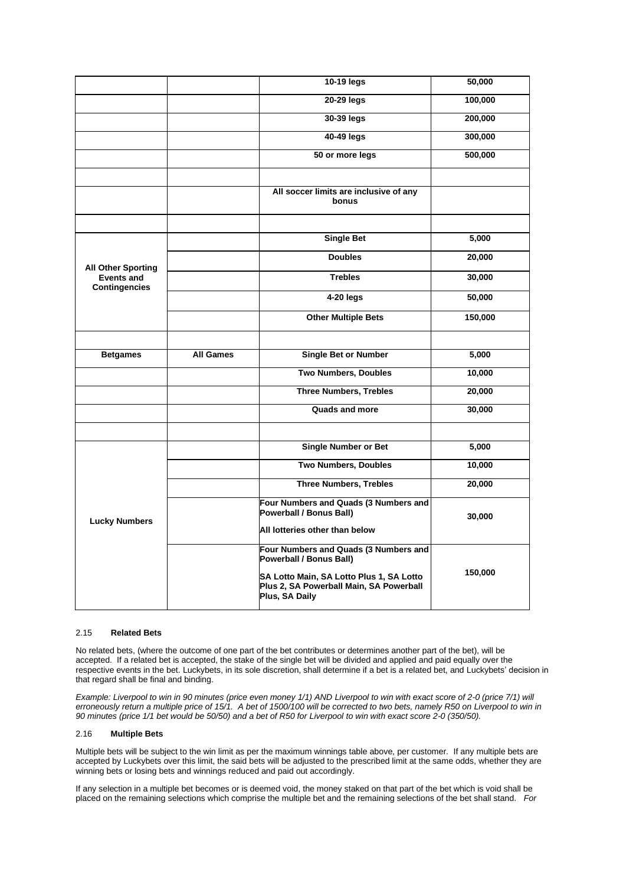| | | | |
|---|---|---|---|
| | | **10-19 legs** | **50,000** |
| | | **20-29 legs** | **100,000** |
| | | **30-39 legs** | **200,000** |
| | | **40-49 legs** | **300,000** |
| | | **50 or more legs** | **500,000** |
| | | | |
| | | **All soccer limits are inclusive of any bonus** | |
| | | | |
| **All Other Sporting Events and Contingencies** | | **Single Bet** | **5,000** |
| | | **Doubles** | **20,000** |
| | | **Trebles** | **30,000** |
| | | **4-20 legs** | **50,000** |
| | | **Other Multiple Bets** | **150,000** |
| | | | |
| **Betgames** | **All Games** | **Single Bet or Number** | **5,000** |
| | | **Two Numbers, Doubles** | **10,000** |
| | | **Three Numbers, Trebles** | **20,000** |
| | | **Quads and more** | **30,000** |
| | | | |
| **Lucky Numbers** | | **Single Number or Bet** | **5,000** |
| | | **Two Numbers, Doubles** | **10,000** |
| | | **Three Numbers, Trebles** | **20,000** |
| | | **Four Numbers and Quads (3 Numbers and Powerball / Bonus Ball)** **All lotteries other than below** | **30,000** |
| | | **Four Numbers and Quads (3 Numbers and Powerball / Bonus Ball)** **SA Lotto Main, SA Lotto Plus 1, SA Lotto Plus 2, SA Powerball Main, SA Powerball Plus, SA Daily** | **150,000** |

### 2.15 Related Bets

No related bets, (where the outcome of one part of the bet contributes or determines another part of the bet), will be accepted. If a related bet is accepted, the stake of the single bet will be divided and applied and paid equally over the respective events in the bet. Luckybets, in its sole discretion, shall determine if a bet is a related bet, and Luckybets' decision in that regard shall be final and binding.

*Example: Liverpool to win in 90 minutes (price even money 1/1) AND Liverpool to win with exact score of 2-0 (price 7/1) will erroneously return a multiple price of 15/1. A bet of 1500/100 will be corrected to two bets, namely R50 on Liverpool to win in 90 minutes (price 1/1 bet would be 50/50) and a bet of R50 for Liverpool to win with exact score 2-0 (350/50).*

### 2.16 Multiple Bets

Multiple bets will be subject to the win limit as per the maximum winnings table above, per customer. If any multiple bets are accepted by Luckybets over this limit, the said bets will be adjusted to the prescribed limit at the same odds, whether they are winning bets or losing bets and winnings reduced and paid out accordingly.

If any selection in a multiple bet becomes or is deemed void, the money staked on that part of the bet which is void shall be placed on the remaining selections which comprise the multiple bet and the remaining selections of the bet shall stand. *For*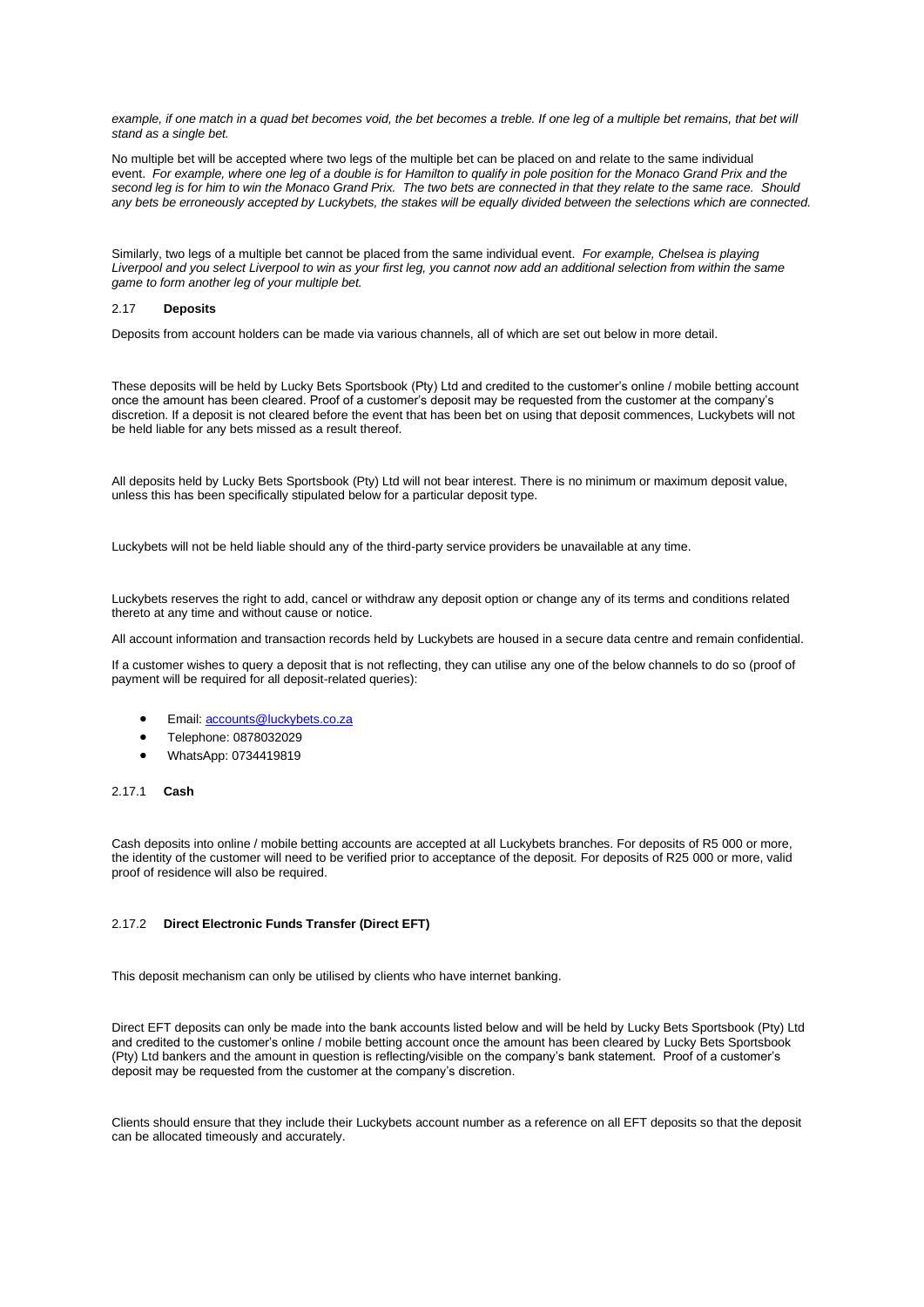*example, if one match in a quad bet becomes void, the bet becomes a treble. If one leg of a multiple bet remains, that bet will stand as a single bet.*

No multiple bet will be accepted where two legs of the multiple bet can be placed on and relate to the same individual event. *For example, where one leg of a double is for Hamilton to qualify in pole position for the Monaco Grand Prix and the second leg is for him to win the Monaco Grand Prix. The two bets are connected in that they relate to the same race. Should any bets be erroneously accepted by Luckybets, the stakes will be equally divided between the selections which are connected.*

Similarly, two legs of a multiple bet cannot be placed from the same individual event. *For example, Chelsea is playing Liverpool and you select Liverpool to win as your first leg, you cannot now add an additional selection from within the same game to form another leg of your multiple bet.*

### 2.17 **Deposits**

Deposits from account holders can be made via various channels, all of which are set out below in more detail.

These deposits will be held by Lucky Bets Sportsbook (Pty) Ltd and credited to the customer's online / mobile betting account once the amount has been cleared. Proof of a customer's deposit may be requested from the customer at the company's discretion. If a deposit is not cleared before the event that has been bet on using that deposit commences, Luckybets will not be held liable for any bets missed as a result thereof.

All deposits held by Lucky Bets Sportsbook (Pty) Ltd will not bear interest. There is no minimum or maximum deposit value, unless this has been specifically stipulated below for a particular deposit type.

Luckybets will not be held liable should any of the third-party service providers be unavailable at any time.

Luckybets reserves the right to add, cancel or withdraw any deposit option or change any of its terms and conditions related thereto at any time and without cause or notice.

All account information and transaction records held by Luckybets are housed in a secure data centre and remain confidential.

If a customer wishes to query a deposit that is not reflecting, they can utilise any one of the below channels to do so (proof of payment will be required for all deposit-related queries):

- Email: accounts@luckybets.co.za
- Telephone: 0878032029
- WhatsApp: 0734419819

#### 2.17.1 **Cash**

Cash deposits into online / mobile betting accounts are accepted at all Luckybets branches. For deposits of R5 000 or more, the identity of the customer will need to be verified prior to acceptance of the deposit. For deposits of R25 000 or more, valid proof of residence will also be required.

#### 2.17.2 **Direct Electronic Funds Transfer (Direct EFT)**

This deposit mechanism can only be utilised by clients who have internet banking.

Direct EFT deposits can only be made into the bank accounts listed below and will be held by Lucky Bets Sportsbook (Pty) Ltd and credited to the customer's online / mobile betting account once the amount has been cleared by Lucky Bets Sportsbook (Pty) Ltd bankers and the amount in question is reflecting/visible on the company's bank statement. Proof of a customer's deposit may be requested from the customer at the company's discretion.

Clients should ensure that they include their Luckybets account number as a reference on all EFT deposits so that the deposit can be allocated timeously and accurately.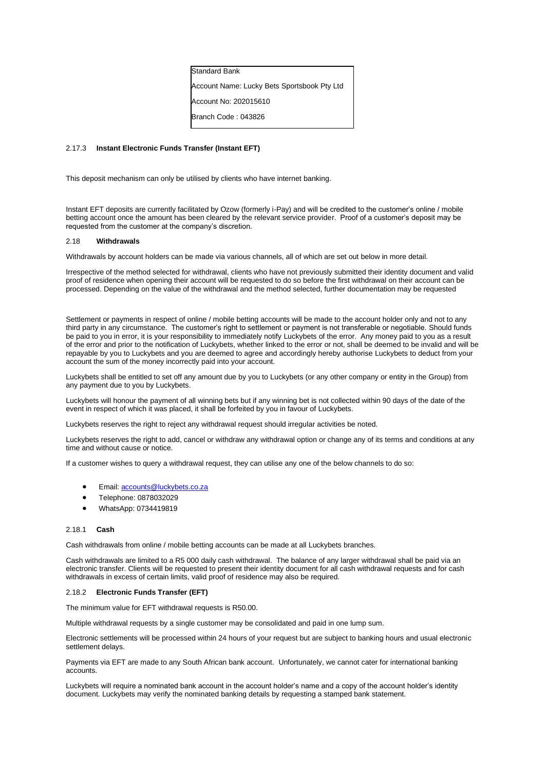Standard Bank

Account Name: Lucky Bets Sportsbook Pty Ltd

Account No: 202015610

Branch Code : 043826

#### 2.17.3 **Instant Electronic Funds Transfer (Instant EFT)**

This deposit mechanism can only be utilised by clients who have internet banking.

Instant EFT deposits are currently facilitated by Ozow (formerly i-Pay) and will be credited to the customer's online / mobile betting account once the amount has been cleared by the relevant service provider. Proof of a customer's deposit may be requested from the customer at the company's discretion.

### 2.18 **Withdrawals**

Withdrawals by account holders can be made via various channels, all of which are set out below in more detail.

Irrespective of the method selected for withdrawal, clients who have not previously submitted their identity document and valid proof of residence when opening their account will be requested to do so before the first withdrawal on their account can be processed. Depending on the value of the withdrawal and the method selected, further documentation may be requested

Settlement or payments in respect of online / mobile betting accounts will be made to the account holder only and not to any third party in any circumstance. The customer's right to settlement or payment is not transferable or negotiable. Should funds be paid to you in error, it is your responsibility to immediately notify Luckybets of the error. Any money paid to you as a result of the error and prior to the notification of Luckybets, whether linked to the error or not, shall be deemed to be invalid and will be repayable by you to Luckybets and you are deemed to agree and accordingly hereby authorise Luckybets to deduct from your account the sum of the money incorrectly paid into your account.

Luckybets shall be entitled to set off any amount due by you to Luckybets (or any other company or entity in the Group) from any payment due to you by Luckybets.

Luckybets will honour the payment of all winning bets but if any winning bet is not collected within 90 days of the date of the event in respect of which it was placed, it shall be forfeited by you in favour of Luckybets.

Luckybets reserves the right to reject any withdrawal request should irregular activities be noted.

Luckybets reserves the right to add, cancel or withdraw any withdrawal option or change any of its terms and conditions at any time and without cause or notice.

If a customer wishes to query a withdrawal request, they can utilise any one of the below channels to do so:

- Email: [accounts@luckybets.co.za](mailto:accounts@luckybets.co.za)
- Telephone: 0878032029
- WhatsApp: 0734419819

#### 2.18.1 **Cash**

Cash withdrawals from online / mobile betting accounts can be made at all Luckybets branches.

Cash withdrawals are limited to a R5 000 daily cash withdrawal. The balance of any larger withdrawal shall be paid via an electronic transfer. Clients will be requested to present their identity document for all cash withdrawal requests and for cash withdrawals in excess of certain limits, valid proof of residence may also be required.

#### 2.18.2 **Electronic Funds Transfer (EFT)**

The minimum value for EFT withdrawal requests is R50.00.

Multiple withdrawal requests by a single customer may be consolidated and paid in one lump sum.

Electronic settlements will be processed within 24 hours of your request but are subject to banking hours and usual electronic settlement delays.

Payments via EFT are made to any South African bank account. Unfortunately, we cannot cater for international banking accounts.

Luckybets will require a nominated bank account in the account holder's name and a copy of the account holder's identity document. Luckybets may verify the nominated banking details by requesting a stamped bank statement.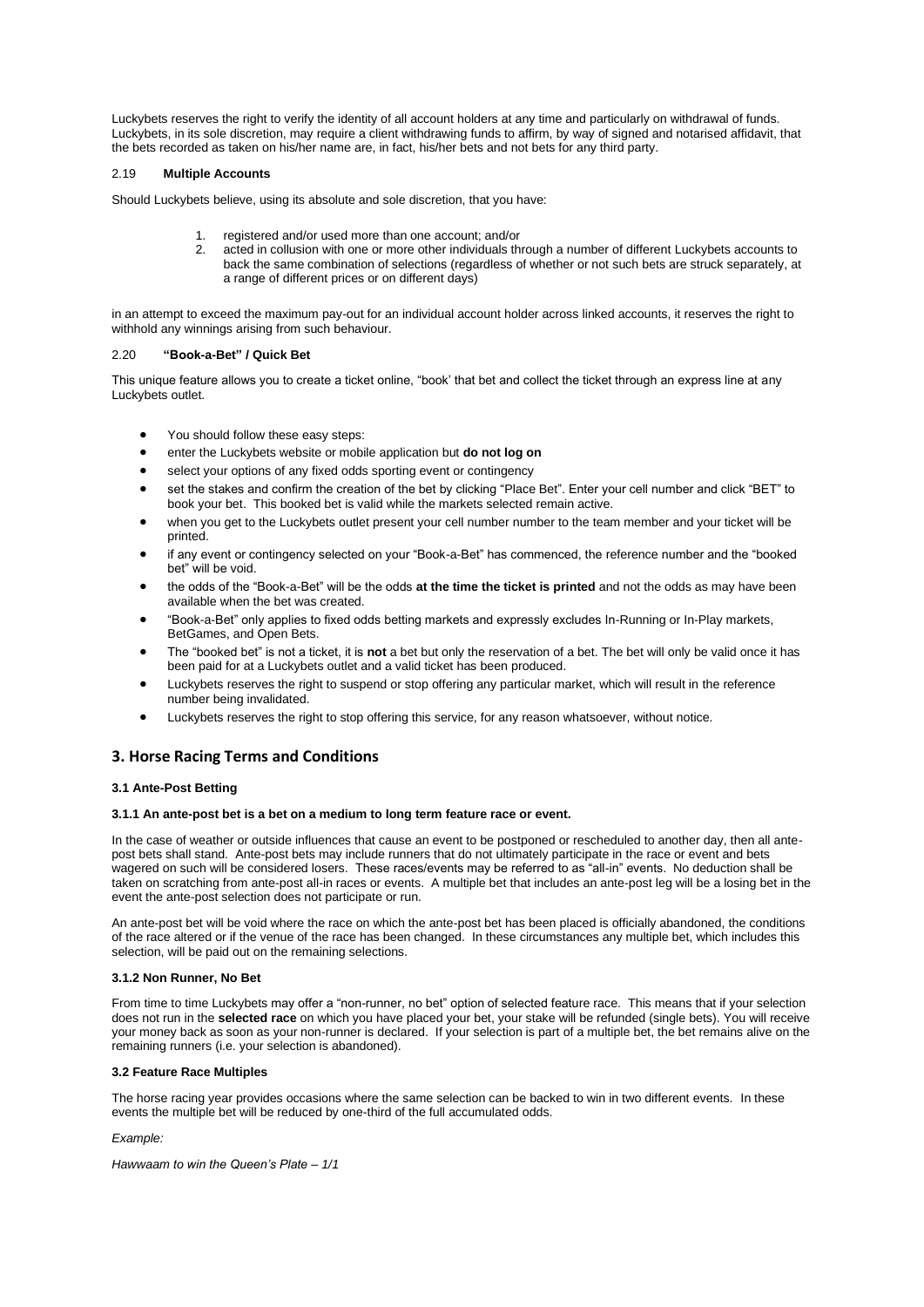Luckybets reserves the right to verify the identity of all account holders at any time and particularly on withdrawal of funds. Luckybets, in its sole discretion, may require a client withdrawing funds to affirm, by way of signed and notarised affidavit, that the bets recorded as taken on his/her name are, in fact, his/her bets and not bets for any third party.

2.19 **Multiple Accounts**

Should Luckybets believe, using its absolute and sole discretion, that you have:

1. registered and/or used more than one account; and/or
2. acted in collusion with one or more other individuals through a number of different Luckybets accounts to back the same combination of selections (regardless of whether or not such bets are struck separately, at a range of different prices or on different days)

in an attempt to exceed the maximum pay-out for an individual account holder across linked accounts, it reserves the right to withhold any winnings arising from such behaviour.

2.20 **"Book-a-Bet" / Quick Bet**

This unique feature allows you to create a ticket online, "book' that bet and collect the ticket through an express line at any Luckybets outlet.

- You should follow these easy steps:
- enter the Luckybets website or mobile application but **do not log on**
- select your options of any fixed odds sporting event or contingency
- set the stakes and confirm the creation of the bet by clicking "Place Bet". Enter your cell number and click "BET" to book your bet. This booked bet is valid while the markets selected remain active.
- when you get to the Luckybets outlet present your cell number number to the team member and your ticket will be printed.
- if any event or contingency selected on your "Book-a-Bet" has commenced, the reference number and the "booked bet" will be void.
- the odds of the "Book-a-Bet" will be the odds **at the time the ticket is printed** and not the odds as may have been available when the bet was created.
- "Book-a-Bet" only applies to fixed odds betting markets and expressly excludes In-Running or In-Play markets, BetGames, and Open Bets.
- The "booked bet" is not a ticket, it is **not** a bet but only the reservation of a bet. The bet will only be valid once it has been paid for at a Luckybets outlet and a valid ticket has been produced.
- Luckybets reserves the right to suspend or stop offering any particular market, which will result in the reference number being invalidated.
- Luckybets reserves the right to stop offering this service, for any reason whatsoever, without notice.

## 3. Horse Racing Terms and Conditions

### 3.1 Ante-Post Betting

#### 3.1.1 An ante-post bet is a bet on a medium to long term feature race or event.

In the case of weather or outside influences that cause an event to be postponed or rescheduled to another day, then all ante-post bets shall stand. Ante-post bets may include runners that do not ultimately participate in the race or event and bets wagered on such will be considered losers. These races/events may be referred to as "all-in" events. No deduction shall be taken on scratching from ante-post all-in races or events. A multiple bet that includes an ante-post leg will be a losing bet in the event the ante-post selection does not participate or run.

An ante-post bet will be void where the race on which the ante-post bet has been placed is officially abandoned, the conditions of the race altered or if the venue of the race has been changed. In these circumstances any multiple bet, which includes this selection, will be paid out on the remaining selections.

#### 3.1.2 Non Runner, No Bet

From time to time Luckybets may offer a "non-runner, no bet" option of selected feature race. This means that if your selection does not run in the **selected race** on which you have placed your bet, your stake will be refunded (single bets). You will receive your money back as soon as your non-runner is declared. If your selection is part of a multiple bet, the bet remains alive on the remaining runners (i.e. your selection is abandoned).

### 3.2 Feature Race Multiples

The horse racing year provides occasions where the same selection can be backed to win in two different events. In these events the multiple bet will be reduced by one-third of the full accumulated odds.

*Example:*

*Hawwaam to win the Queen's Plate – 1/1*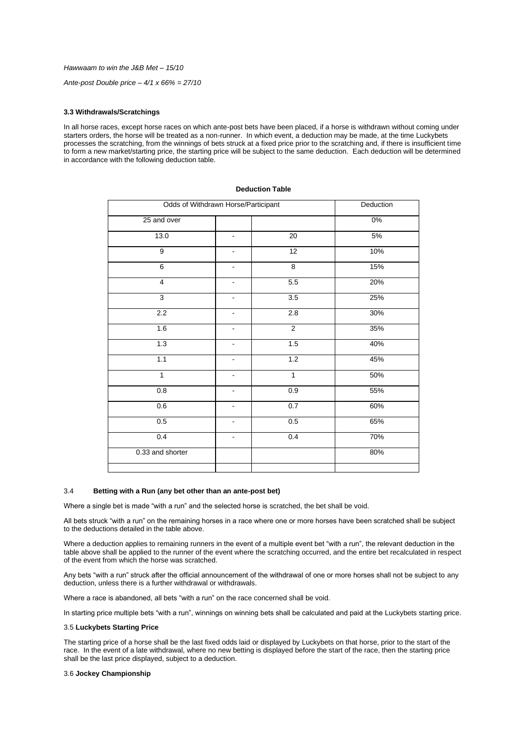*Hawwaam to win the J&B Met – 15/10*

*Ante-post Double price – 4/1 x 66% = 27/10*

### 3.3 Withdrawals/Scratchings

In all horse races, except horse races on which ante-post bets have been placed, if a horse is withdrawn without coming under starters orders, the horse will be treated as a non-runner. In which event, a deduction may be made, at the time Luckybets processes the scratching, from the winnings of bets struck at a fixed price prior to the scratching and, if there is insufficient time to form a new market/starting price, the starting price will be subject to the same deduction. Each deduction will be determined in accordance with the following deduction table.

**Deduction Table**

| Odds of Withdrawn Horse/Participant | | | Deduction |
|---|---|---|---|
| 25 and over | | | 0% |
| 13.0 | - | 20 | 5% |
| 9 | - | 12 | 10% |
| 6 | - | 8 | 15% |
| 4 | - | 5.5 | 20% |
| 3 | - | 3.5 | 25% |
| 2.2 | - | 2.8 | 30% |
| 1.6 | - | 2 | 35% |
| 1.3 | - | 1.5 | 40% |
| 1.1 | - | 1.2 | 45% |
| 1 | - | 1 | 50% |
| 0.8 | - | 0.9 | 55% |
| 0.6 | - | 0.7 | 60% |
| 0.5 | - | 0.5 | 65% |
| 0.4 | - | 0.4 | 70% |
| 0.33 and shorter | | | 80% |
| | | | |

### 3.4 Betting with a Run (any bet other than an ante-post bet)

Where a single bet is made "with a run" and the selected horse is scratched, the bet shall be void.

All bets struck "with a run" on the remaining horses in a race where one or more horses have been scratched shall be subject to the deductions detailed in the table above.

Where a deduction applies to remaining runners in the event of a multiple event bet "with a run", the relevant deduction in the table above shall be applied to the runner of the event where the scratching occurred, and the entire bet recalculated in respect of the event from which the horse was scratched.

Any bets "with a run" struck after the official announcement of the withdrawal of one or more horses shall not be subject to any deduction, unless there is a further withdrawal or withdrawals.

Where a race is abandoned, all bets "with a run" on the race concerned shall be void.

In starting price multiple bets "with a run", winnings on winning bets shall be calculated and paid at the Luckybets starting price.

### 3.5 Luckybets Starting Price

The starting price of a horse shall be the last fixed odds laid or displayed by Luckybets on that horse, prior to the start of the race. In the event of a late withdrawal, where no new betting is displayed before the start of the race, then the starting price shall be the last price displayed, subject to a deduction.

### 3.6 Jockey Championship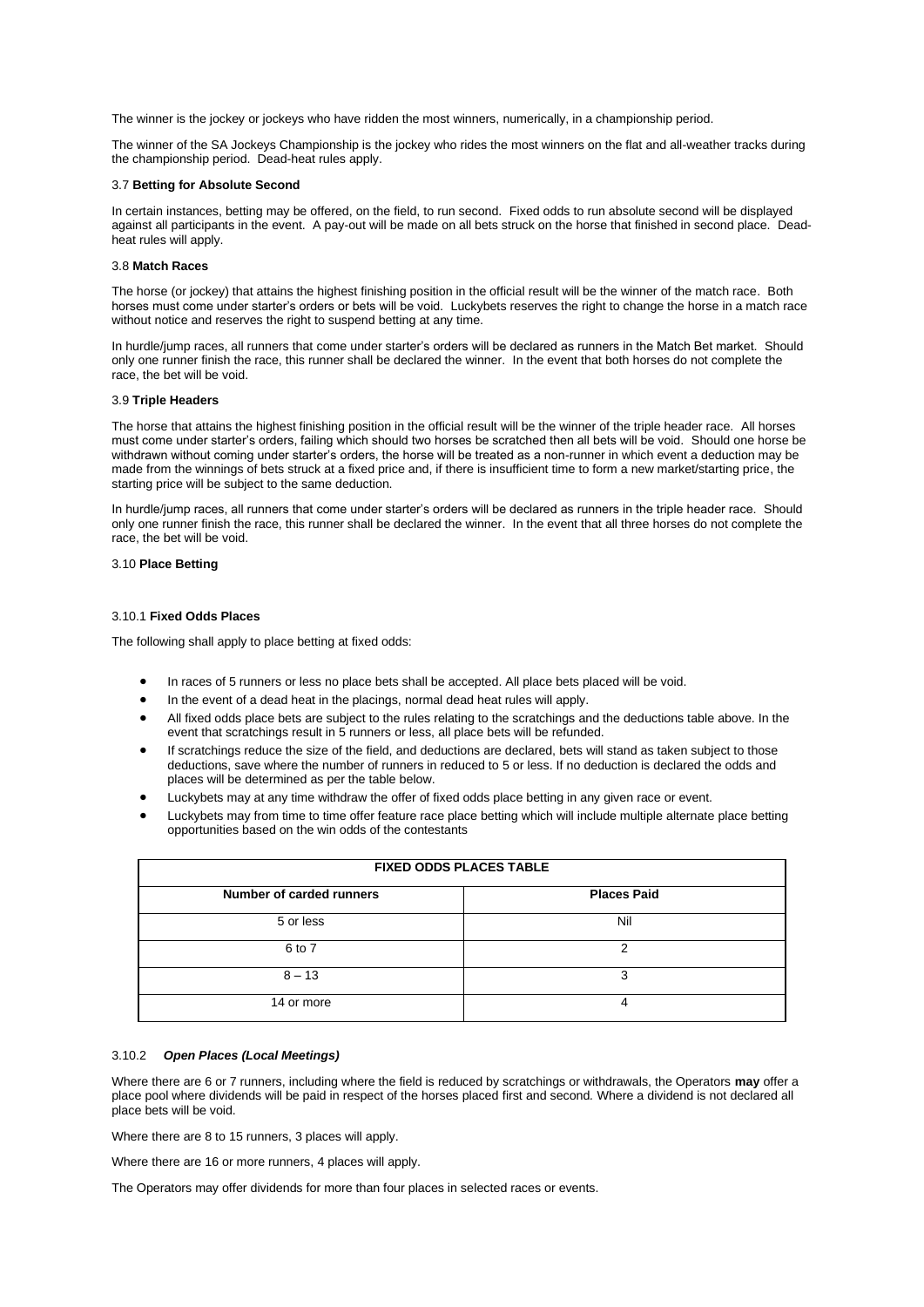The winner is the jockey or jockeys who have ridden the most winners, numerically, in a championship period.

The winner of the SA Jockeys Championship is the jockey who rides the most winners on the flat and all-weather tracks during the championship period. Dead-heat rules apply.

### 3.7 **Betting for Absolute Second**

In certain instances, betting may be offered, on the field, to run second. Fixed odds to run absolute second will be displayed against all participants in the event. A pay-out will be made on all bets struck on the horse that finished in second place. Dead-heat rules will apply.

### 3.8 **Match Races**

The horse (or jockey) that attains the highest finishing position in the official result will be the winner of the match race. Both horses must come under starter's orders or bets will be void. Luckybets reserves the right to change the horse in a match race without notice and reserves the right to suspend betting at any time.

In hurdle/jump races, all runners that come under starter's orders will be declared as runners in the Match Bet market. Should only one runner finish the race, this runner shall be declared the winner. In the event that both horses do not complete the race, the bet will be void.

### 3.9 **Triple Headers**

The horse that attains the highest finishing position in the official result will be the winner of the triple header race. All horses must come under starter's orders, failing which should two horses be scratched then all bets will be void. Should one horse be withdrawn without coming under starter's orders, the horse will be treated as a non-runner in which event a deduction may be made from the winnings of bets struck at a fixed price and, if there is insufficient time to form a new market/starting price, the starting price will be subject to the same deduction.

In hurdle/jump races, all runners that come under starter's orders will be declared as runners in the triple header race. Should only one runner finish the race, this runner shall be declared the winner. In the event that all three horses do not complete the race, the bet will be void.

### 3.10 **Place Betting**

#### 3.10.1 **Fixed Odds Places**

The following shall apply to place betting at fixed odds:

- In races of 5 runners or less no place bets shall be accepted. All place bets placed will be void.
- In the event of a dead heat in the placings, normal dead heat rules will apply.
- All fixed odds place bets are subject to the rules relating to the scratchings and the deductions table above. In the event that scratchings result in 5 runners or less, all place bets will be refunded.
- If scratchings reduce the size of the field, and deductions are declared, bets will stand as taken subject to those deductions, save where the number of runners in reduced to 5 or less. If no deduction is declared the odds and places will be determined as per the table below.
- Luckybets may at any time withdraw the offer of fixed odds place betting in any given race or event.
- Luckybets may from time to time offer feature race place betting which will include multiple alternate place betting opportunities based on the win odds of the contestants

| **FIXED ODDS PLACES TABLE** | |
|---|---|
| **Number of carded runners** | **Places Paid** |
| 5 or less | Nil |
| 6 to 7 | 2 |
| 8 – 13 | 3 |
| 14 or more | 4 |

#### 3.10.2 ***Open Places (Local Meetings)***

Where there are 6 or 7 runners, including where the field is reduced by scratchings or withdrawals, the Operators **may** offer a place pool where dividends will be paid in respect of the horses placed first and second. Where a dividend is not declared all place bets will be void.

Where there are 8 to 15 runners, 3 places will apply.

Where there are 16 or more runners, 4 places will apply.

The Operators may offer dividends for more than four places in selected races or events.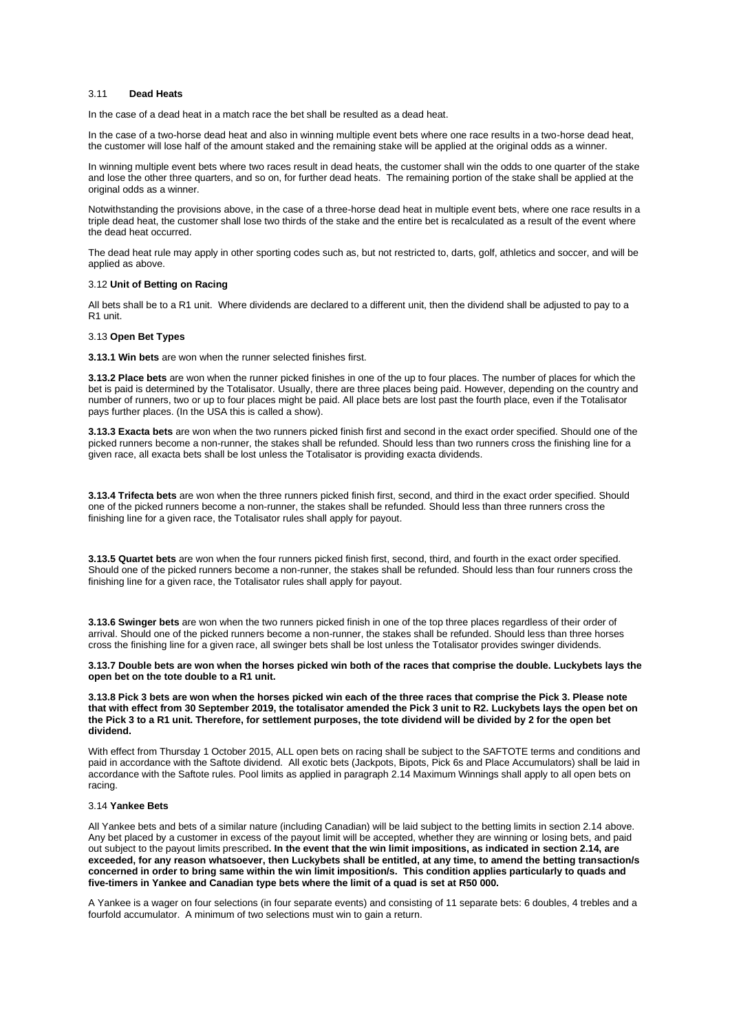### 3.11 **Dead Heats**

In the case of a dead heat in a match race the bet shall be resulted as a dead heat.

In the case of a two-horse dead heat and also in winning multiple event bets where one race results in a two-horse dead heat, the customer will lose half of the amount staked and the remaining stake will be applied at the original odds as a winner.

In winning multiple event bets where two races result in dead heats, the customer shall win the odds to one quarter of the stake and lose the other three quarters, and so on, for further dead heats. The remaining portion of the stake shall be applied at the original odds as a winner.

Notwithstanding the provisions above, in the case of a three-horse dead heat in multiple event bets, where one race results in a triple dead heat, the customer shall lose two thirds of the stake and the entire bet is recalculated as a result of the event where the dead heat occurred.

The dead heat rule may apply in other sporting codes such as, but not restricted to, darts, golf, athletics and soccer, and will be applied as above.

### 3.12 **Unit of Betting on Racing**

All bets shall be to a R1 unit. Where dividends are declared to a different unit, then the dividend shall be adjusted to pay to a R1 unit.

### 3.13 **Open Bet Types**

**3.13.1 Win bets** are won when the runner selected finishes first.

**3.13.2 Place bets** are won when the runner picked finishes in one of the up to four places. The number of places for which the bet is paid is determined by the Totalisator. Usually, there are three places being paid. However, depending on the country and number of runners, two or up to four places might be paid. All place bets are lost past the fourth place, even if the Totalisator pays further places. (In the USA this is called a show).

**3.13.3 Exacta bets** are won when the two runners picked finish first and second in the exact order specified. Should one of the picked runners become a non-runner, the stakes shall be refunded. Should less than two runners cross the finishing line for a given race, all exacta bets shall be lost unless the Totalisator is providing exacta dividends.

**3.13.4 Trifecta bets** are won when the three runners picked finish first, second, and third in the exact order specified. Should one of the picked runners become a non-runner, the stakes shall be refunded. Should less than three runners cross the finishing line for a given race, the Totalisator rules shall apply for payout.

**3.13.5 Quartet bets** are won when the four runners picked finish first, second, third, and fourth in the exact order specified. Should one of the picked runners become a non-runner, the stakes shall be refunded. Should less than four runners cross the finishing line for a given race, the Totalisator rules shall apply for payout.

**3.13.6 Swinger bets** are won when the two runners picked finish in one of the top three places regardless of their order of arrival. Should one of the picked runners become a non-runner, the stakes shall be refunded. Should less than three horses cross the finishing line for a given race, all swinger bets shall be lost unless the Totalisator provides swinger dividends.

**3.13.7 Double bets are won when the horses picked win both of the races that comprise the double. Luckybets lays the open bet on the tote double to a R1 unit.**

**3.13.8 Pick 3 bets are won when the horses picked win each of the three races that comprise the Pick 3. Please note that with effect from 30 September 2019, the totalisator amended the Pick 3 unit to R2. Luckybets lays the open bet on the Pick 3 to a R1 unit. Therefore, for settlement purposes, the tote dividend will be divided by 2 for the open bet dividend.**

With effect from Thursday 1 October 2015, ALL open bets on racing shall be subject to the SAFTOTE terms and conditions and paid in accordance with the Saftote dividend. All exotic bets (Jackpots, Bipots, Pick 6s and Place Accumulators) shall be laid in accordance with the Saftote rules. Pool limits as applied in paragraph 2.14 Maximum Winnings shall apply to all open bets on racing.

### 3.14 **Yankee Bets**

All Yankee bets and bets of a similar nature (including Canadian) will be laid subject to the betting limits in section 2.14 above. Any bet placed by a customer in excess of the payout limit will be accepted, whether they are winning or losing bets, and paid out subject to the payout limits prescribed**. In the event that the win limit impositions, as indicated in section 2.14, are exceeded, for any reason whatsoever, then Luckybets shall be entitled, at any time, to amend the betting transaction/s concerned in order to bring same within the win limit imposition/s. This condition applies particularly to quads and five-timers in Yankee and Canadian type bets where the limit of a quad is set at R50 000.**

A Yankee is a wager on four selections (in four separate events) and consisting of 11 separate bets: 6 doubles, 4 trebles and a fourfold accumulator. A minimum of two selections must win to gain a return.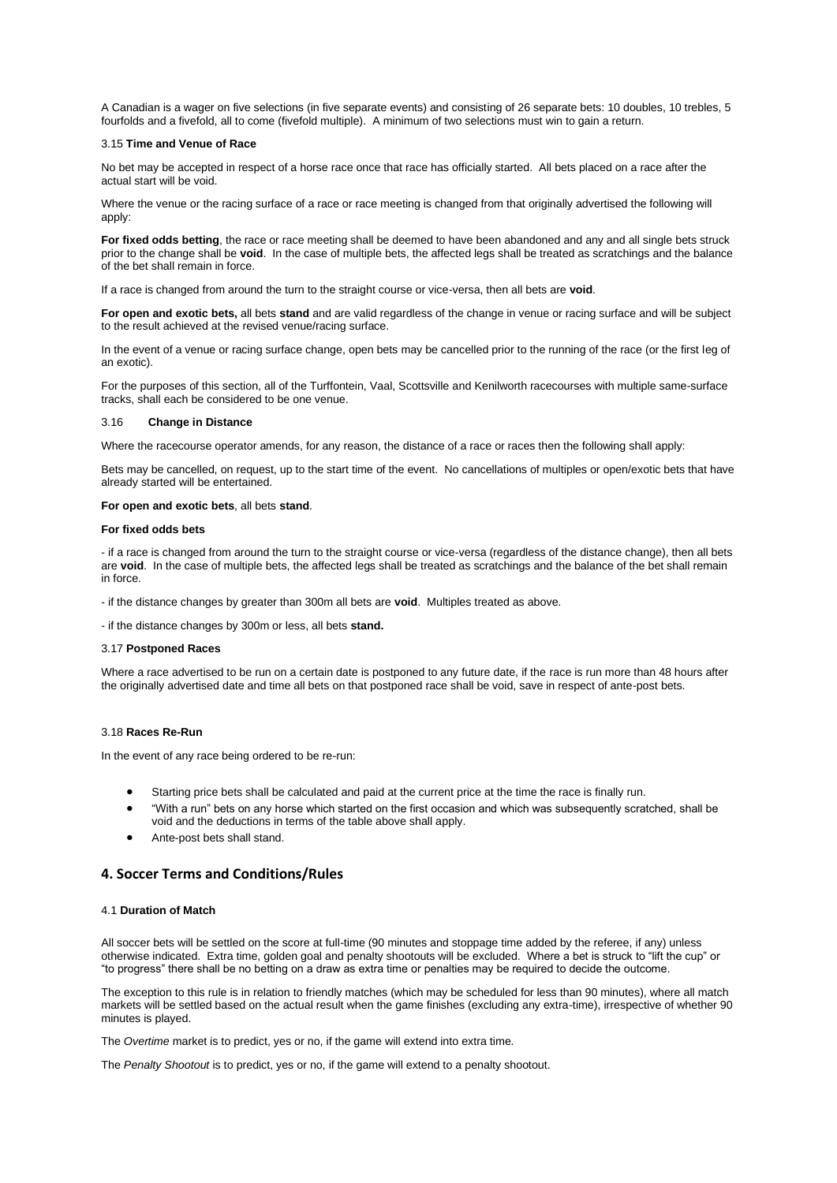A Canadian is a wager on five selections (in five separate events) and consisting of 26 separate bets: 10 doubles, 10 trebles, 5 fourfolds and a fivefold, all to come (fivefold multiple). A minimum of two selections must win to gain a return.

#### 3.15 **Time and Venue of Race**

No bet may be accepted in respect of a horse race once that race has officially started. All bets placed on a race after the actual start will be void.

Where the venue or the racing surface of a race or race meeting is changed from that originally advertised the following will apply:

**For fixed odds betting**, the race or race meeting shall be deemed to have been abandoned and any and all single bets struck prior to the change shall be **void**. In the case of multiple bets, the affected legs shall be treated as scratchings and the balance of the bet shall remain in force.

If a race is changed from around the turn to the straight course or vice-versa, then all bets are **void**.

**For open and exotic bets,** all bets **stand** and are valid regardless of the change in venue or racing surface and will be subject to the result achieved at the revised venue/racing surface.

In the event of a venue or racing surface change, open bets may be cancelled prior to the running of the race (or the first leg of an exotic).

For the purposes of this section, all of the Turffontein, Vaal, Scottsville and Kenilworth racecourses with multiple same-surface tracks, shall each be considered to be one venue.

#### 3.16 **Change in Distance**

Where the racecourse operator amends, for any reason, the distance of a race or races then the following shall apply:

Bets may be cancelled, on request, up to the start time of the event. No cancellations of multiples or open/exotic bets that have already started will be entertained.

**For open and exotic bets**, all bets **stand**.

**For fixed odds bets**

- if a race is changed from around the turn to the straight course or vice-versa (regardless of the distance change), then all bets are **void**. In the case of multiple bets, the affected legs shall be treated as scratchings and the balance of the bet shall remain in force.

- if the distance changes by greater than 300m all bets are **void**. Multiples treated as above.

- if the distance changes by 300m or less, all bets **stand.**

#### 3.17 **Postponed Races**

Where a race advertised to be run on a certain date is postponed to any future date, if the race is run more than 48 hours after the originally advertised date and time all bets on that postponed race shall be void, save in respect of ante-post bets.

#### 3.18 **Races Re-Run**

In the event of any race being ordered to be re-run:

- Starting price bets shall be calculated and paid at the current price at the time the race is finally run.
- "With a run" bets on any horse which started on the first occasion and which was subsequently scratched, shall be void and the deductions in terms of the table above shall apply.
- Ante-post bets shall stand.

## 4. Soccer Terms and Conditions/Rules

#### 4.1 **Duration of Match**

All soccer bets will be settled on the score at full-time (90 minutes and stoppage time added by the referee, if any) unless otherwise indicated. Extra time, golden goal and penalty shootouts will be excluded. Where a bet is struck to "lift the cup" or "to progress" there shall be no betting on a draw as extra time or penalties may be required to decide the outcome.

The exception to this rule is in relation to friendly matches (which may be scheduled for less than 90 minutes), where all match markets will be settled based on the actual result when the game finishes (excluding any extra-time), irrespective of whether 90 minutes is played.

The *Overtime* market is to predict, yes or no, if the game will extend into extra time.

The *Penalty Shootout* is to predict, yes or no, if the game will extend to a penalty shootout.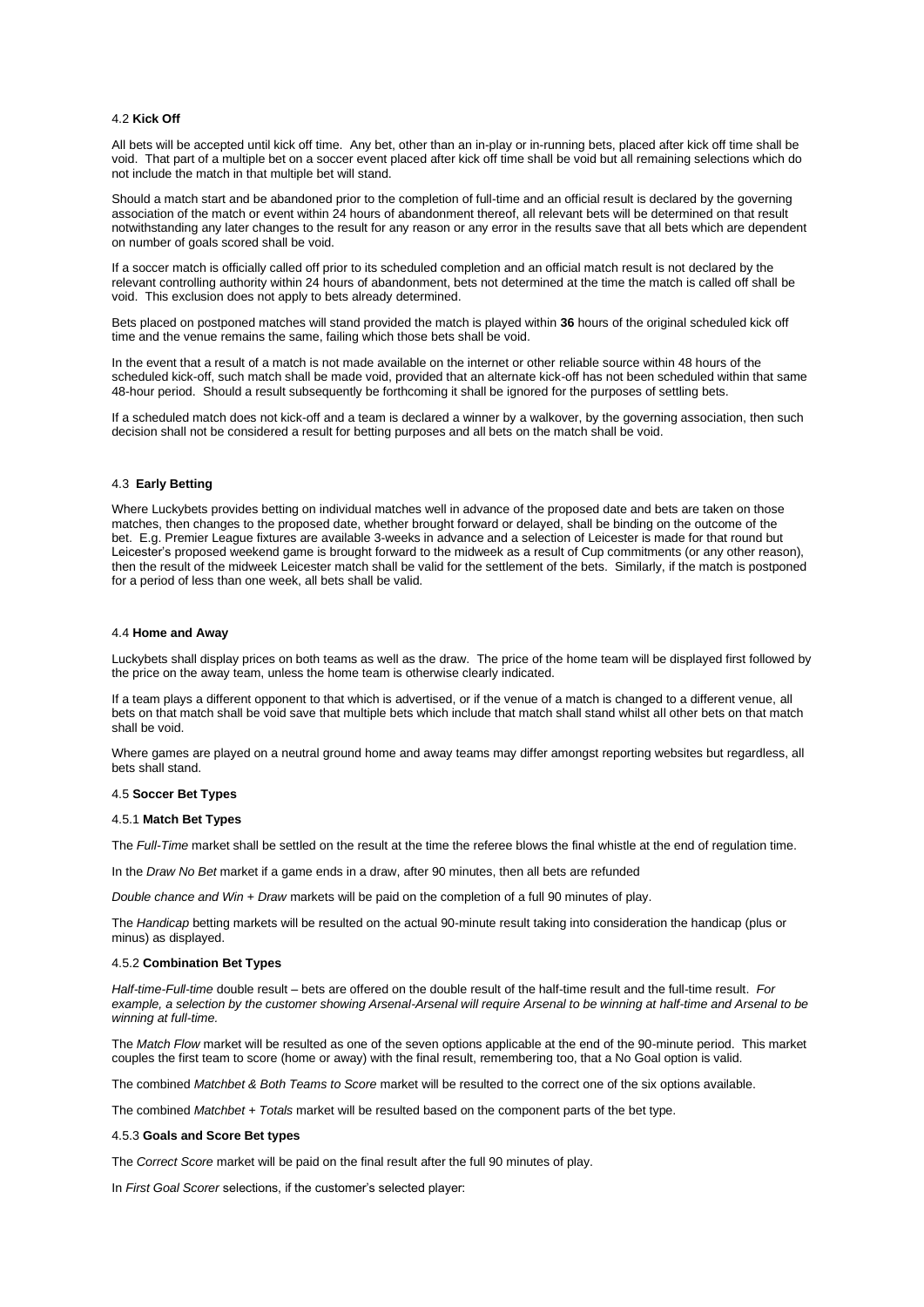#### 4.2 **Kick Off**

All bets will be accepted until kick off time. Any bet, other than an in-play or in-running bets, placed after kick off time shall be void. That part of a multiple bet on a soccer event placed after kick off time shall be void but all remaining selections which do not include the match in that multiple bet will stand.

Should a match start and be abandoned prior to the completion of full-time and an official result is declared by the governing association of the match or event within 24 hours of abandonment thereof, all relevant bets will be determined on that result notwithstanding any later changes to the result for any reason or any error in the results save that all bets which are dependent on number of goals scored shall be void.

If a soccer match is officially called off prior to its scheduled completion and an official match result is not declared by the relevant controlling authority within 24 hours of abandonment, bets not determined at the time the match is called off shall be void. This exclusion does not apply to bets already determined.

Bets placed on postponed matches will stand provided the match is played within **36** hours of the original scheduled kick off time and the venue remains the same, failing which those bets shall be void.

In the event that a result of a match is not made available on the internet or other reliable source within 48 hours of the scheduled kick-off, such match shall be made void, provided that an alternate kick-off has not been scheduled within that same 48-hour period. Should a result subsequently be forthcoming it shall be ignored for the purposes of settling bets.

If a scheduled match does not kick-off and a team is declared a winner by a walkover, by the governing association, then such decision shall not be considered a result for betting purposes and all bets on the match shall be void.

#### 4.3 **Early Betting**

Where Luckybets provides betting on individual matches well in advance of the proposed date and bets are taken on those matches, then changes to the proposed date, whether brought forward or delayed, shall be binding on the outcome of the bet. E.g. Premier League fixtures are available 3-weeks in advance and a selection of Leicester is made for that round but Leicester's proposed weekend game is brought forward to the midweek as a result of Cup commitments (or any other reason), then the result of the midweek Leicester match shall be valid for the settlement of the bets. Similarly, if the match is postponed for a period of less than one week, all bets shall be valid.

#### 4.4 **Home and Away**

Luckybets shall display prices on both teams as well as the draw. The price of the home team will be displayed first followed by the price on the away team, unless the home team is otherwise clearly indicated.

If a team plays a different opponent to that which is advertised, or if the venue of a match is changed to a different venue, all bets on that match shall be void save that multiple bets which include that match shall stand whilst all other bets on that match shall be void.

Where games are played on a neutral ground home and away teams may differ amongst reporting websites but regardless, all bets shall stand.

#### 4.5 **Soccer Bet Types**

##### 4.5.1 **Match Bet Types**

The *Full-Time* market shall be settled on the result at the time the referee blows the final whistle at the end of regulation time.

In the *Draw No Bet* market if a game ends in a draw, after 90 minutes, then all bets are refunded

*Double chance and Win + Draw* markets will be paid on the completion of a full 90 minutes of play.

The *Handicap* betting markets will be resulted on the actual 90-minute result taking into consideration the handicap (plus or minus) as displayed.

##### 4.5.2 **Combination Bet Types**

*Half-time-Full-time* double result – bets are offered on the double result of the half-time result and the full-time result. *For example, a selection by the customer showing Arsenal-Arsenal will require Arsenal to be winning at half-time and Arsenal to be winning at full-time.*

The *Match Flow* market will be resulted as one of the seven options applicable at the end of the 90-minute period. This market couples the first team to score (home or away) with the final result, remembering too, that a No Goal option is valid.

The combined *Matchbet & Both Teams to Score* market will be resulted to the correct one of the six options available.

The combined *Matchbet + Totals* market will be resulted based on the component parts of the bet type.

##### 4.5.3 **Goals and Score Bet types**

The *Correct Score* market will be paid on the final result after the full 90 minutes of play.

In *First Goal Scorer* selections, if the customer's selected player: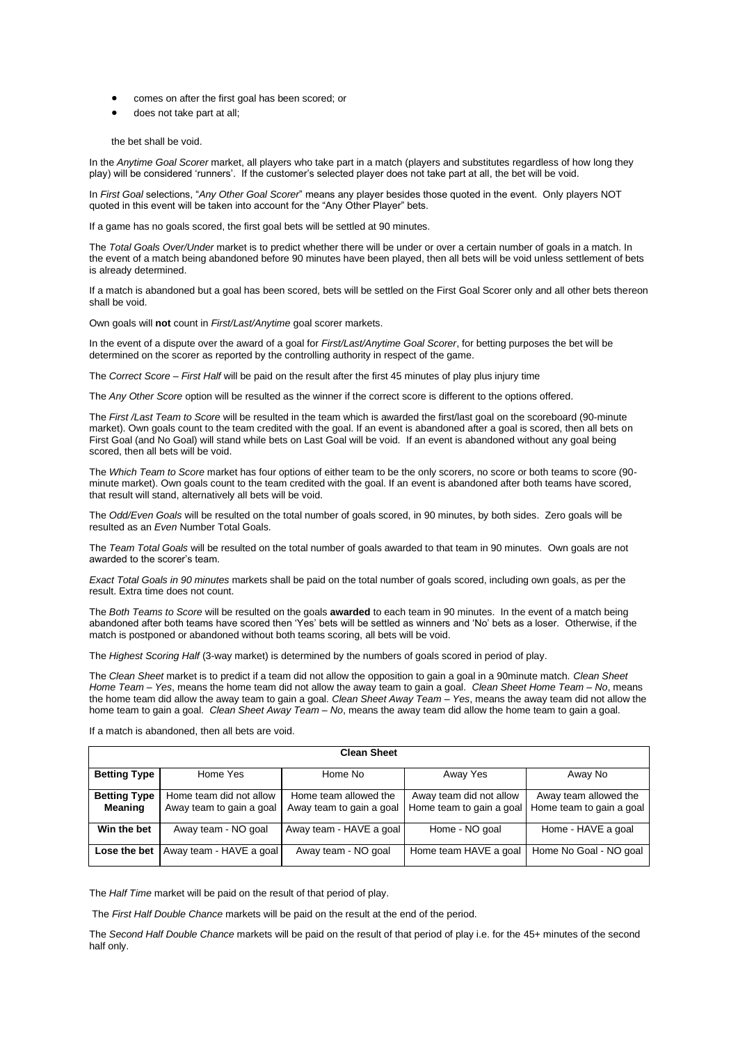- comes on after the first goal has been scored; or
- does not take part at all;

the bet shall be void.

In the *Anytime Goal Scorer* market, all players who take part in a match (players and substitutes regardless of how long they play) will be considered 'runners'. If the customer's selected player does not take part at all, the bet will be void.

In *First Goal* selections, "*Any Other Goal Scorer*" means any player besides those quoted in the event. Only players NOT quoted in this event will be taken into account for the "Any Other Player" bets.

If a game has no goals scored, the first goal bets will be settled at 90 minutes.

The *Total Goals Over/Under* market is to predict whether there will be under or over a certain number of goals in a match. In the event of a match being abandoned before 90 minutes have been played, then all bets will be void unless settlement of bets is already determined.

If a match is abandoned but a goal has been scored, bets will be settled on the First Goal Scorer only and all other bets thereon shall be void.

Own goals will **not** count in *First/Last/Anytime* goal scorer markets.

In the event of a dispute over the award of a goal for *First/Last/Anytime Goal Scorer*, for betting purposes the bet will be determined on the scorer as reported by the controlling authority in respect of the game.

The *Correct Score – First Half* will be paid on the result after the first 45 minutes of play plus injury time

The *Any Other Score* option will be resulted as the winner if the correct score is different to the options offered.

The *First /Last Team to Score* will be resulted in the team which is awarded the first/last goal on the scoreboard (90-minute market). Own goals count to the team credited with the goal. If an event is abandoned after a goal is scored, then all bets on First Goal (and No Goal) will stand while bets on Last Goal will be void. If an event is abandoned without any goal being scored, then all bets will be void.

The *Which Team to Score* market has four options of either team to be the only scorers, no score or both teams to score (90-minute market). Own goals count to the team credited with the goal. If an event is abandoned after both teams have scored, that result will stand, alternatively all bets will be void.

The *Odd/Even Goals* will be resulted on the total number of goals scored, in 90 minutes, by both sides. Zero goals will be resulted as an *Even* Number Total Goals.

The *Team Total Goals* will be resulted on the total number of goals awarded to that team in 90 minutes. Own goals are not awarded to the scorer's team.

*Exact Total Goals in 90 minutes* markets shall be paid on the total number of goals scored, including own goals, as per the result. Extra time does not count.

The *Both Teams to Score* will be resulted on the goals **awarded** to each team in 90 minutes. In the event of a match being abandoned after both teams have scored then 'Yes' bets will be settled as winners and 'No' bets as a loser. Otherwise, if the match is postponed or abandoned without both teams scoring, all bets will be void.

The *Highest Scoring Half* (3-way market) is determined by the numbers of goals scored in period of play.

The *Clean Sheet* market is to predict if a team did not allow the opposition to gain a goal in a 90minute match. *Clean Sheet Home Team – Yes*, means the home team did not allow the away team to gain a goal. *Clean Sheet Home Team – No*, means the home team did allow the away team to gain a goal. *Clean Sheet Away Team – Yes*, means the away team did not allow the home team to gain a goal. *Clean Sheet Away Team – No*, means the away team did allow the home team to gain a goal.

If a match is abandoned, then all bets are void.

| **Clean Sheet** | | | | |
|---|---|---|---|---|
| **Betting Type** | Home Yes | Home No | Away Yes | Away No |
| **Betting Type Meaning** | Home team did not allow Away team to gain a goal | Home team allowed the Away team to gain a goal | Away team did not allow Home team to gain a goal | Away team allowed the Home team to gain a goal |
| **Win the bet** | Away team - NO goal | Away team - HAVE a goal | Home - NO goal | Home - HAVE a goal |
| **Lose the bet** | Away team - HAVE a goal | Away team - NO goal | Home team HAVE a goal | Home No Goal - NO goal |

The *Half Time* market will be paid on the result of that period of play.

The *First Half Double Chance* markets will be paid on the result at the end of the period.

The *Second Half Double Chance* markets will be paid on the result of that period of play i.e. for the 45+ minutes of the second half only.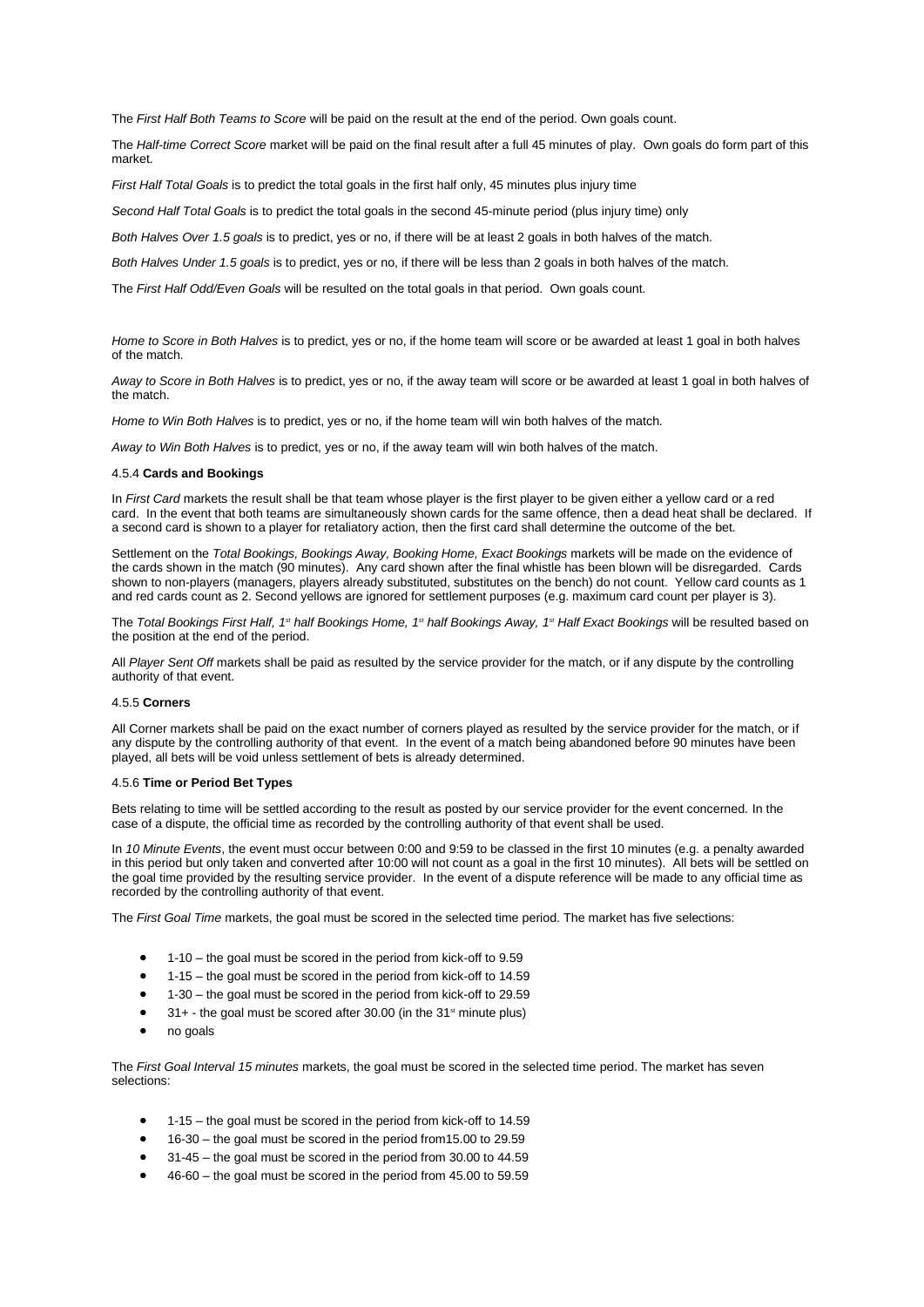The *First Half Both Teams to Score* will be paid on the result at the end of the period. Own goals count.

The *Half-time Correct Score* market will be paid on the final result after a full 45 minutes of play. Own goals do form part of this market.

*First Half Total Goals* is to predict the total goals in the first half only, 45 minutes plus injury time

*Second Half Total Goals* is to predict the total goals in the second 45-minute period (plus injury time) only

*Both Halves Over 1.5 goals* is to predict, yes or no, if there will be at least 2 goals in both halves of the match.

*Both Halves Under 1.5 goals* is to predict, yes or no, if there will be less than 2 goals in both halves of the match.

The *First Half Odd/Even Goals* will be resulted on the total goals in that period. Own goals count.

*Home to Score in Both Halves* is to predict, yes or no, if the home team will score or be awarded at least 1 goal in both halves of the match.

*Away to Score in Both Halves* is to predict, yes or no, if the away team will score or be awarded at least 1 goal in both halves of the match.

*Home to Win Both Halves* is to predict, yes or no, if the home team will win both halves of the match.

*Away to Win Both Halves* is to predict, yes or no, if the away team will win both halves of the match.

#### 4.5.4 **Cards and Bookings**

In *First Card* markets the result shall be that team whose player is the first player to be given either a yellow card or a red card. In the event that both teams are simultaneously shown cards for the same offence, then a dead heat shall be declared. If a second card is shown to a player for retaliatory action, then the first card shall determine the outcome of the bet.

Settlement on the *Total Bookings, Bookings Away, Booking Home, Exact Bookings* markets will be made on the evidence of the cards shown in the match (90 minutes). Any card shown after the final whistle has been blown will be disregarded. Cards shown to non-players (managers, players already substituted, substitutes on the bench) do not count. Yellow card counts as 1 and red cards count as 2. Second yellows are ignored for settlement purposes (e.g. maximum card count per player is 3).

The *Total Bookings First Half, 1st half Bookings Home, 1st half Bookings Away, 1st Half Exact Bookings* will be resulted based on the position at the end of the period.

All *Player Sent Off* markets shall be paid as resulted by the service provider for the match, or if any dispute by the controlling authority of that event.

#### 4.5.5 **Corners**

All Corner markets shall be paid on the exact number of corners played as resulted by the service provider for the match, or if any dispute by the controlling authority of that event. In the event of a match being abandoned before 90 minutes have been played, all bets will be void unless settlement of bets is already determined.

#### 4.5.6 **Time or Period Bet Types**

Bets relating to time will be settled according to the result as posted by our service provider for the event concerned. In the case of a dispute, the official time as recorded by the controlling authority of that event shall be used.

In *10 Minute Events*, the event must occur between 0:00 and 9:59 to be classed in the first 10 minutes (e.g. a penalty awarded in this period but only taken and converted after 10:00 will not count as a goal in the first 10 minutes). All bets will be settled on the goal time provided by the resulting service provider. In the event of a dispute reference will be made to any official time as recorded by the controlling authority of that event.

The *First Goal Time* markets, the goal must be scored in the selected time period. The market has five selections:

- 1-10 – the goal must be scored in the period from kick-off to 9.59
- 1-15 – the goal must be scored in the period from kick-off to 14.59
- 1-30 – the goal must be scored in the period from kick-off to 29.59
- 31+ - the goal must be scored after 30.00 (in the 31st minute plus)
- no goals

The *First Goal Interval 15 minutes* markets, the goal must be scored in the selected time period. The market has seven selections:

- 1-15 – the goal must be scored in the period from kick-off to 14.59
- 16-30 – the goal must be scored in the period from15.00 to 29.59
- 31-45 – the goal must be scored in the period from 30.00 to 44.59
- 46-60 – the goal must be scored in the period from 45.00 to 59.59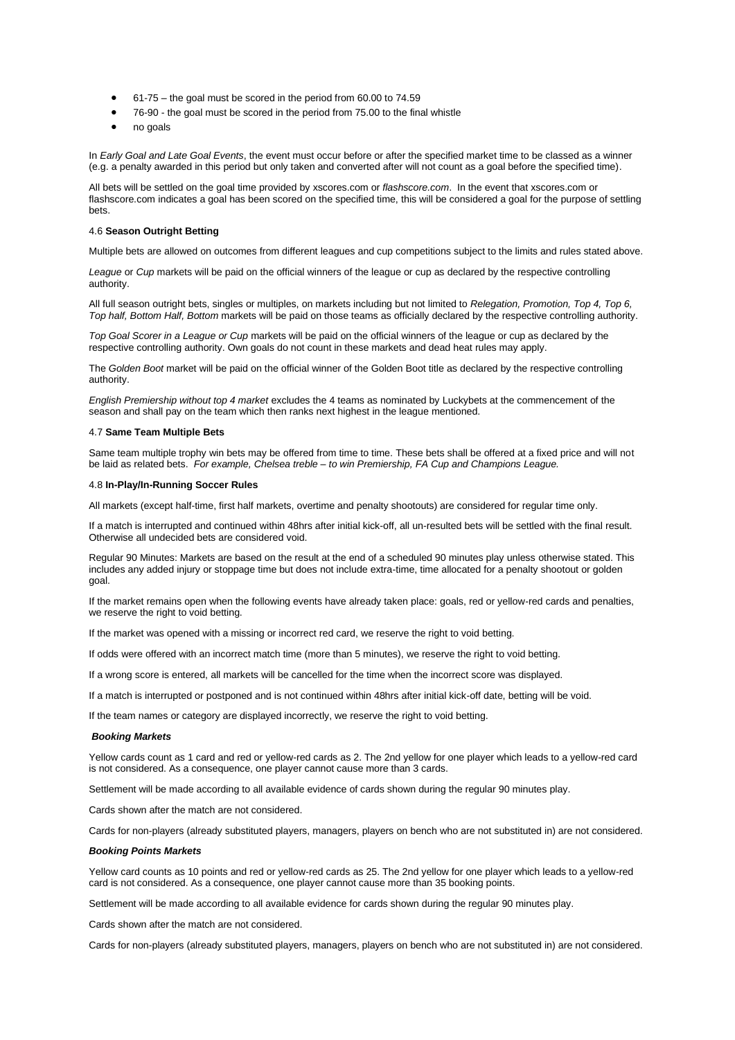- 61-75 – the goal must be scored in the period from 60.00 to 74.59
- 76-90 - the goal must be scored in the period from 75.00 to the final whistle
- no goals

In *Early Goal and Late Goal Events*, the event must occur before or after the specified market time to be classed as a winner (e.g. a penalty awarded in this period but only taken and converted after will not count as a goal before the specified time).

All bets will be settled on the goal time provided by xscores.com or *flashscore.com*. In the event that xscores.com or flashscore.com indicates a goal has been scored on the specified time, this will be considered a goal for the purpose of settling bets.

#### 4.6 **Season Outright Betting**

Multiple bets are allowed on outcomes from different leagues and cup competitions subject to the limits and rules stated above.

*League* or *Cup* markets will be paid on the official winners of the league or cup as declared by the respective controlling authority.

All full season outright bets, singles or multiples, on markets including but not limited to *Relegation, Promotion, Top 4, Top 6, Top half, Bottom Half, Bottom* markets will be paid on those teams as officially declared by the respective controlling authority.

*Top Goal Scorer in a League or Cup* markets will be paid on the official winners of the league or cup as declared by the respective controlling authority. Own goals do not count in these markets and dead heat rules may apply.

The *Golden Boot* market will be paid on the official winner of the Golden Boot title as declared by the respective controlling authority.

*English Premiership without top 4 market* excludes the 4 teams as nominated by Luckybets at the commencement of the season and shall pay on the team which then ranks next highest in the league mentioned.

#### 4.7 **Same Team Multiple Bets**

Same team multiple trophy win bets may be offered from time to time. These bets shall be offered at a fixed price and will not be laid as related bets. *For example, Chelsea treble – to win Premiership, FA Cup and Champions League.*

#### 4.8 **In-Play/In-Running Soccer Rules**

All markets (except half-time, first half markets, overtime and penalty shootouts) are considered for regular time only.

If a match is interrupted and continued within 48hrs after initial kick-off, all un-resulted bets will be settled with the final result. Otherwise all undecided bets are considered void.

Regular 90 Minutes: Markets are based on the result at the end of a scheduled 90 minutes play unless otherwise stated. This includes any added injury or stoppage time but does not include extra-time, time allocated for a penalty shootout or golden goal.

If the market remains open when the following events have already taken place: goals, red or yellow-red cards and penalties, we reserve the right to void betting.

If the market was opened with a missing or incorrect red card, we reserve the right to void betting.

If odds were offered with an incorrect match time (more than 5 minutes), we reserve the right to void betting.

If a wrong score is entered, all markets will be cancelled for the time when the incorrect score was displayed.

If a match is interrupted or postponed and is not continued within 48hrs after initial kick-off date, betting will be void.

If the team names or category are displayed incorrectly, we reserve the right to void betting.

##### ***Booking Markets***

Yellow cards count as 1 card and red or yellow-red cards as 2. The 2nd yellow for one player which leads to a yellow-red card is not considered. As a consequence, one player cannot cause more than 3 cards.

Settlement will be made according to all available evidence of cards shown during the regular 90 minutes play.

Cards shown after the match are not considered.

Cards for non-players (already substituted players, managers, players on bench who are not substituted in) are not considered.

##### ***Booking Points Markets***

Yellow card counts as 10 points and red or yellow-red cards as 25. The 2nd yellow for one player which leads to a yellow-red card is not considered. As a consequence, one player cannot cause more than 35 booking points.

Settlement will be made according to all available evidence for cards shown during the regular 90 minutes play.

Cards shown after the match are not considered.

Cards for non-players (already substituted players, managers, players on bench who are not substituted in) are not considered.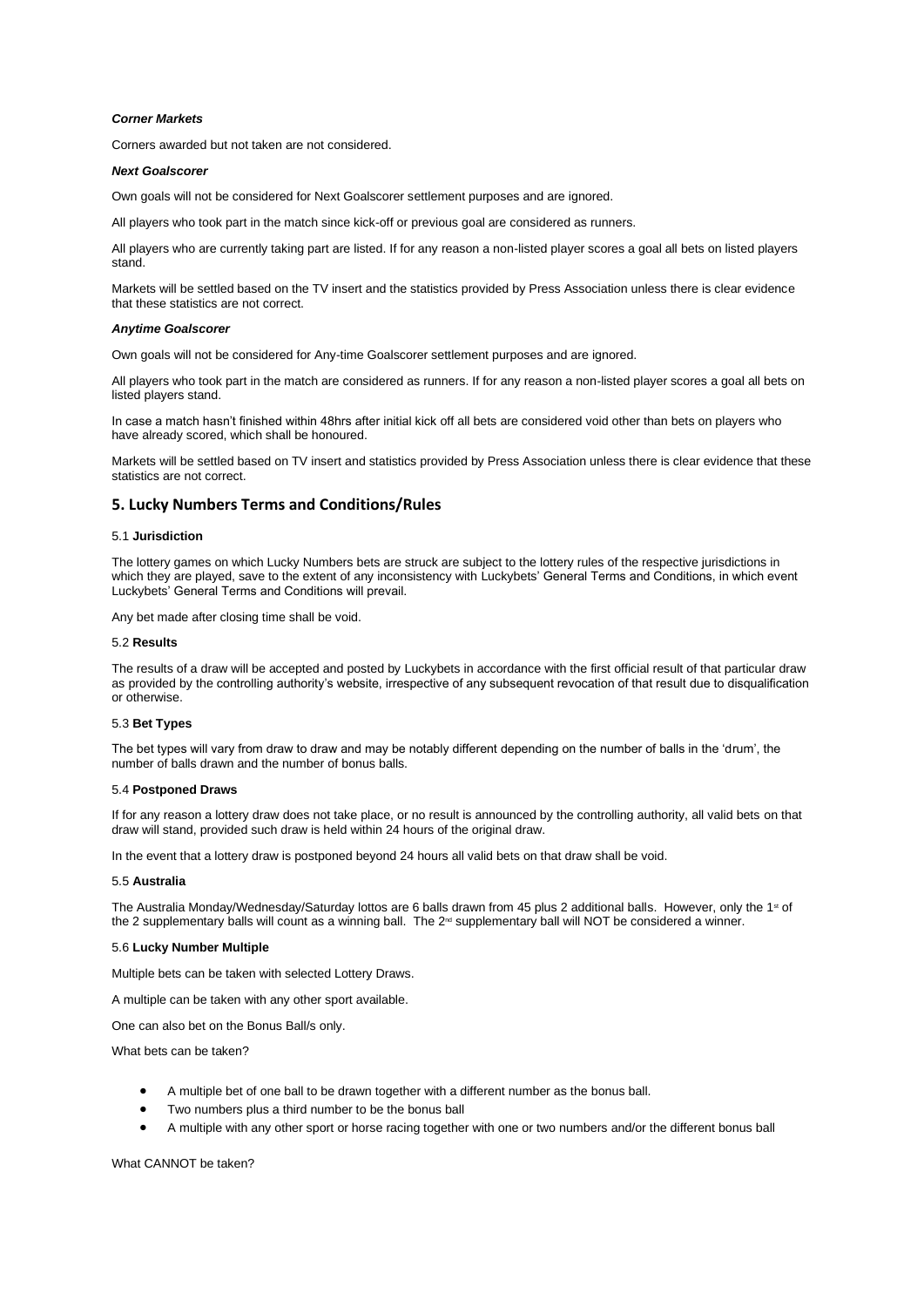***Corner Markets***

Corners awarded but not taken are not considered.

***Next Goalscorer***

Own goals will not be considered for Next Goalscorer settlement purposes and are ignored.

All players who took part in the match since kick-off or previous goal are considered as runners.

All players who are currently taking part are listed. If for any reason a non-listed player scores a goal all bets on listed players stand.

Markets will be settled based on the TV insert and the statistics provided by Press Association unless there is clear evidence that these statistics are not correct.

***Anytime Goalscorer***

Own goals will not be considered for Any-time Goalscorer settlement purposes and are ignored.

All players who took part in the match are considered as runners. If for any reason a non-listed player scores a goal all bets on listed players stand.

In case a match hasn't finished within 48hrs after initial kick off all bets are considered void other than bets on players who have already scored, which shall be honoured.

Markets will be settled based on TV insert and statistics provided by Press Association unless there is clear evidence that these statistics are not correct.

## 5. Lucky Numbers Terms and Conditions/Rules

5.1 **Jurisdiction**

The lottery games on which Lucky Numbers bets are struck are subject to the lottery rules of the respective jurisdictions in which they are played, save to the extent of any inconsistency with Luckybets' General Terms and Conditions, in which event Luckybets' General Terms and Conditions will prevail.

Any bet made after closing time shall be void.

5.2 **Results**

The results of a draw will be accepted and posted by Luckybets in accordance with the first official result of that particular draw as provided by the controlling authority's website, irrespective of any subsequent revocation of that result due to disqualification or otherwise.

5.3 **Bet Types**

The bet types will vary from draw to draw and may be notably different depending on the number of balls in the 'drum', the number of balls drawn and the number of bonus balls.

5.4 **Postponed Draws**

If for any reason a lottery draw does not take place, or no result is announced by the controlling authority, all valid bets on that draw will stand, provided such draw is held within 24 hours of the original draw.

In the event that a lottery draw is postponed beyond 24 hours all valid bets on that draw shall be void.

5.5 **Australia**

The Australia Monday/Wednesday/Saturday lottos are 6 balls drawn from 45 plus 2 additional balls. However, only the 1st of the 2 supplementary balls will count as a winning ball. The 2nd supplementary ball will NOT be considered a winner.

5.6 **Lucky Number Multiple**

Multiple bets can be taken with selected Lottery Draws.

A multiple can be taken with any other sport available.

One can also bet on the Bonus Ball/s only.

What bets can be taken?

- A multiple bet of one ball to be drawn together with a different number as the bonus ball.
- Two numbers plus a third number to be the bonus ball
- A multiple with any other sport or horse racing together with one or two numbers and/or the different bonus ball

What CANNOT be taken?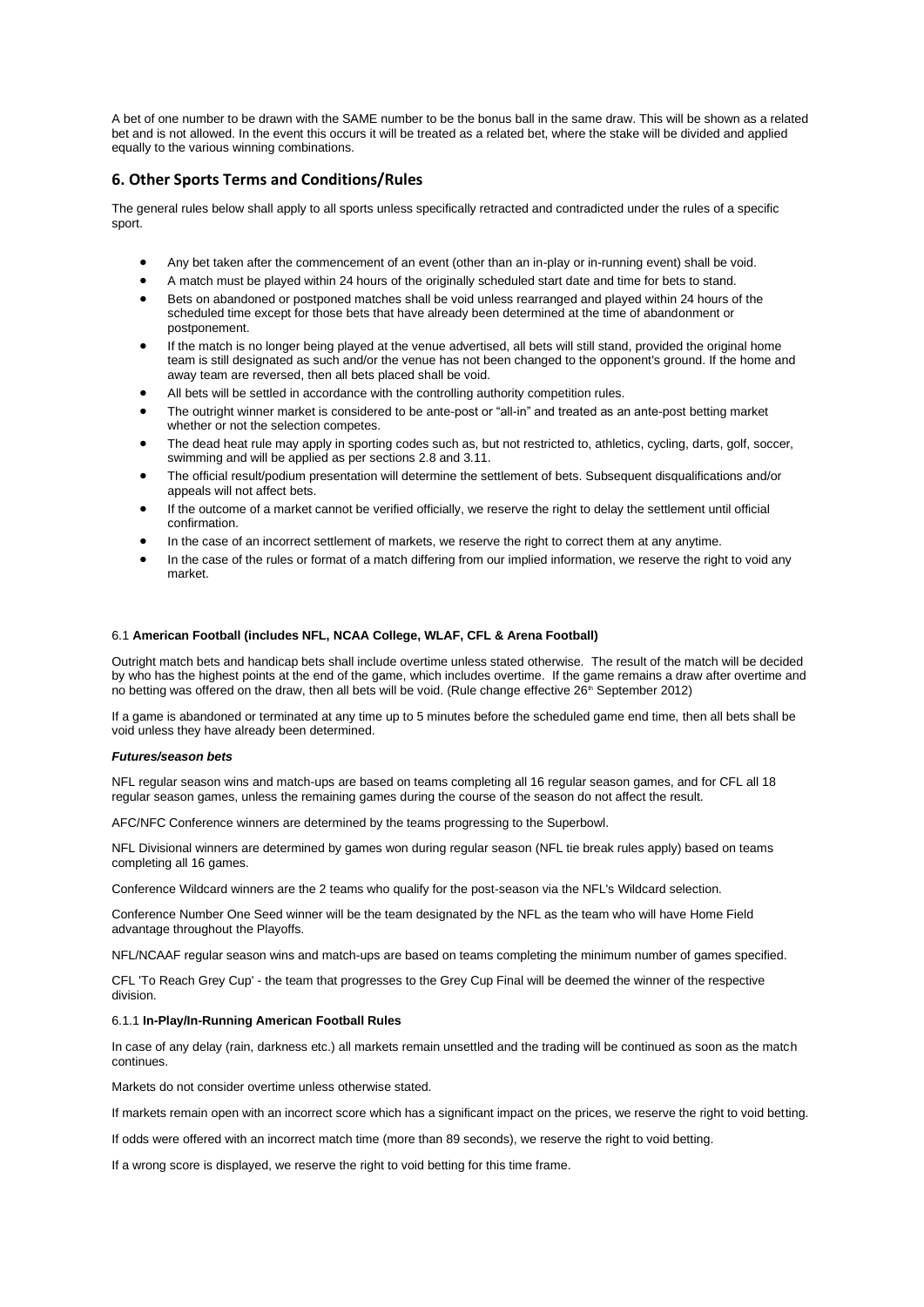A bet of one number to be drawn with the SAME number to be the bonus ball in the same draw. This will be shown as a related bet and is not allowed. In the event this occurs it will be treated as a related bet, where the stake will be divided and applied equally to the various winning combinations.

## 6. Other Sports Terms and Conditions/Rules

The general rules below shall apply to all sports unless specifically retracted and contradicted under the rules of a specific sport.

- Any bet taken after the commencement of an event (other than an in-play or in-running event) shall be void.
- A match must be played within 24 hours of the originally scheduled start date and time for bets to stand.
- Bets on abandoned or postponed matches shall be void unless rearranged and played within 24 hours of the scheduled time except for those bets that have already been determined at the time of abandonment or postponement.
- If the match is no longer being played at the venue advertised, all bets will still stand, provided the original home team is still designated as such and/or the venue has not been changed to the opponent's ground. If the home and away team are reversed, then all bets placed shall be void.
- All bets will be settled in accordance with the controlling authority competition rules.
- The outright winner market is considered to be ante-post or "all-in" and treated as an ante-post betting market whether or not the selection competes.
- The dead heat rule may apply in sporting codes such as, but not restricted to, athletics, cycling, darts, golf, soccer, swimming and will be applied as per sections 2.8 and 3.11.
- The official result/podium presentation will determine the settlement of bets. Subsequent disqualifications and/or appeals will not affect bets.
- If the outcome of a market cannot be verified officially, we reserve the right to delay the settlement until official confirmation.
- In the case of an incorrect settlement of markets, we reserve the right to correct them at any time.
- In the case of the rules or format of a match differing from our implied information, we reserve the right to void any market.

### 6.1 **American Football (includes NFL, NCAA College, WLAF, CFL & Arena Football)**

Outright match bets and handicap bets shall include overtime unless stated otherwise. The result of the match will be decided by who has the highest points at the end of the game, which includes overtime. If the game remains a draw after overtime and no betting was offered on the draw, then all bets will be void. (Rule change effective 26th September 2012)

If a game is abandoned or terminated at any time up to 5 minutes before the scheduled game end time, then all bets shall be void unless they have already been determined.

***Futures/season bets***

NFL regular season wins and match-ups are based on teams completing all 16 regular season games, and for CFL all 18 regular season games, unless the remaining games during the course of the season do not affect the result.

AFC/NFC Conference winners are determined by the teams progressing to the Superbowl.

NFL Divisional winners are determined by games won during regular season (NFL tie break rules apply) based on teams completing all 16 games.

Conference Wildcard winners are the 2 teams who qualify for the post-season via the NFL's Wildcard selection.

Conference Number One Seed winner will be the team designated by the NFL as the team who will have Home Field advantage throughout the Playoffs.

NFL/NCAAF regular season wins and match-ups are based on teams completing the minimum number of games specified.

CFL 'To Reach Grey Cup' - the team that progresses to the Grey Cup Final will be deemed the winner of the respective division.

#### 6.1.1 **In-Play/In-Running American Football Rules**

In case of any delay (rain, darkness etc.) all markets remain unsettled and the trading will be continued as soon as the match continues.

Markets do not consider overtime unless otherwise stated.

If markets remain open with an incorrect score which has a significant impact on the prices, we reserve the right to void betting.

If odds were offered with an incorrect match time (more than 89 seconds), we reserve the right to void betting.

If a wrong score is displayed, we reserve the right to void betting for this time frame.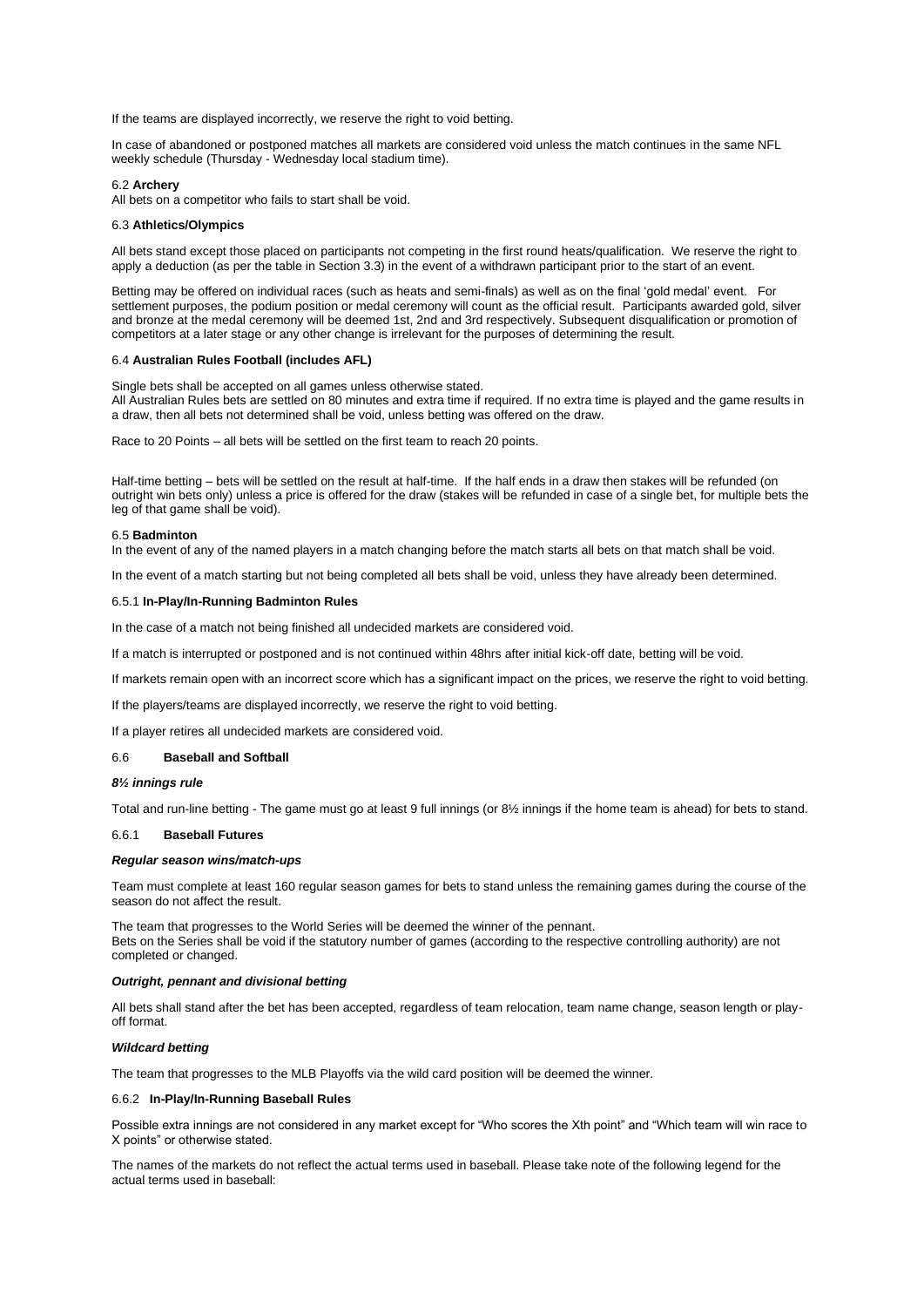If the teams are displayed incorrectly, we reserve the right to void betting.

In case of abandoned or postponed matches all markets are considered void unless the match continues in the same NFL weekly schedule (Thursday - Wednesday local stadium time).

### 6.2 **Archery**

All bets on a competitor who fails to start shall be void.

### 6.3 **Athletics/Olympics**

All bets stand except those placed on participants not competing in the first round heats/qualification. We reserve the right to apply a deduction (as per the table in Section 3.3) in the event of a withdrawn participant prior to the start of an event.

Betting may be offered on individual races (such as heats and semi-finals) as well as on the final 'gold medal' event. For settlement purposes, the podium position or medal ceremony will count as the official result. Participants awarded gold, silver and bronze at the medal ceremony will be deemed 1st, 2nd and 3rd respectively. Subsequent disqualification or promotion of competitors at a later stage or any other change is irrelevant for the purposes of determining the result.

### 6.4 **Australian Rules Football (includes AFL)**

Single bets shall be accepted on all games unless otherwise stated.
All Australian Rules bets are settled on 80 minutes and extra time if required. If no extra time is played and the game results in a draw, then all bets not determined shall be void, unless betting was offered on the draw.

Race to 20 Points – all bets will be settled on the first team to reach 20 points.

Half-time betting – bets will be settled on the result at half-time. If the half ends in a draw then stakes will be refunded (on outright win bets only) unless a price is offered for the draw (stakes will be refunded in case of a single bet, for multiple bets the leg of that game shall be void).

### 6.5 **Badminton**

In the event of any of the named players in a match changing before the match starts all bets on that match shall be void.

In the event of a match starting but not being completed all bets shall be void, unless they have already been determined.

#### 6.5.1 **In-Play/In-Running Badminton Rules**

In the case of a match not being finished all undecided markets are considered void.

If a match is interrupted or postponed and is not continued within 48hrs after initial kick-off date, betting will be void.

If markets remain open with an incorrect score which has a significant impact on the prices, we reserve the right to void betting.

If the players/teams are displayed incorrectly, we reserve the right to void betting.

If a player retires all undecided markets are considered void.

### 6.6 **Baseball and Softball**

***8½ innings rule***

Total and run-line betting - The game must go at least 9 full innings (or 8½ innings if the home team is ahead) for bets to stand.

#### 6.6.1 **Baseball Futures**

***Regular season wins/match-ups***

Team must complete at least 160 regular season games for bets to stand unless the remaining games during the course of the season do not affect the result.

The team that progresses to the World Series will be deemed the winner of the pennant.
Bets on the Series shall be void if the statutory number of games (according to the respective controlling authority) are not completed or changed.

***Outright, pennant and divisional betting***

All bets shall stand after the bet has been accepted, regardless of team relocation, team name change, season length or play-off format.

***Wildcard betting***

The team that progresses to the MLB Playoffs via the wild card position will be deemed the winner.

#### 6.6.2 **In-Play/In-Running Baseball Rules**

Possible extra innings are not considered in any market except for "Who scores the Xth point" and "Which team will win race to X points" or otherwise stated.

The names of the markets do not reflect the actual terms used in baseball. Please take note of the following legend for the actual terms used in baseball: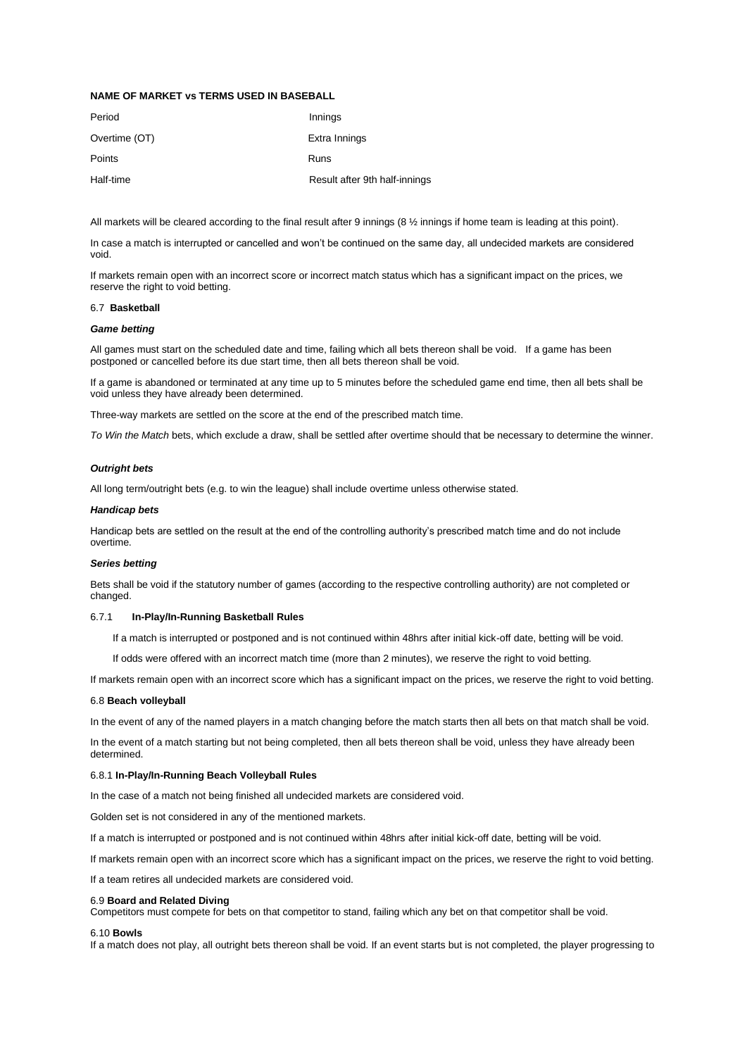**NAME OF MARKET vs TERMS USED IN BASEBALL**

| Period | Innings |
|---|---|
| Overtime (OT) | Extra Innings |
| Points | Runs |
| Half-time | Result after 9th half-innings |

All markets will be cleared according to the final result after 9 innings (8 ½ innings if home team is leading at this point).

In case a match is interrupted or cancelled and won't be continued on the same day, all undecided markets are considered void.

If markets remain open with an incorrect score or incorrect match status which has a significant impact on the prices, we reserve the right to void betting.

### 6.7 **Basketball**

***Game betting***

All games must start on the scheduled date and time, failing which all bets thereon shall be void. If a game has been postponed or cancelled before its due start time, then all bets thereon shall be void.

If a game is abandoned or terminated at any time up to 5 minutes before the scheduled game end time, then all bets shall be void unless they have already been determined.

Three-way markets are settled on the score at the end of the prescribed match time.

*To Win the Match* bets, which exclude a draw, shall be settled after overtime should that be necessary to determine the winner.

***Outright bets***

All long term/outright bets (e.g. to win the league) shall include overtime unless otherwise stated.

***Handicap bets***

Handicap bets are settled on the result at the end of the controlling authority's prescribed match time and do not include overtime.

***Series betting***

Bets shall be void if the statutory number of games (according to the respective controlling authority) are not completed or changed.

#### 6.7.1 **In-Play/In-Running Basketball Rules**

If a match is interrupted or postponed and is not continued within 48hrs after initial kick-off date, betting will be void.

If odds were offered with an incorrect match time (more than 2 minutes), we reserve the right to void betting.

If markets remain open with an incorrect score which has a significant impact on the prices, we reserve the right to void betting.

### 6.8 **Beach volleyball**

In the event of any of the named players in a match changing before the match starts then all bets on that match shall be void.

In the event of a match starting but not being completed, then all bets thereon shall be void, unless they have already been determined.

#### 6.8.1 **In-Play/In-Running Beach Volleyball Rules**

In the case of a match not being finished all undecided markets are considered void.

Golden set is not considered in any of the mentioned markets.

If a match is interrupted or postponed and is not continued within 48hrs after initial kick-off date, betting will be void.

If markets remain open with an incorrect score which has a significant impact on the prices, we reserve the right to void betting.

If a team retires all undecided markets are considered void.

### 6.9 **Board and Related Diving**

Competitors must compete for bets on that competitor to stand, failing which any bet on that competitor shall be void.

### 6.10 **Bowls**

If a match does not play, all outright bets thereon shall be void. If an event starts but is not completed, the player progressing to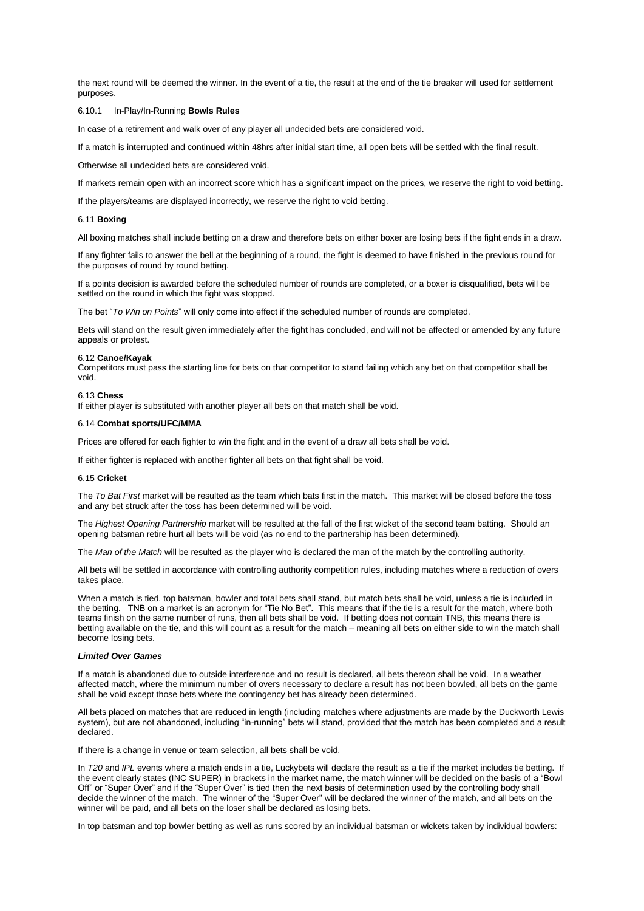the next round will be deemed the winner. In the event of a tie, the result at the end of the tie breaker will used for settlement purposes.

#### 6.10.1 In-Play/In-Running **Bowls Rules**

In case of a retirement and walk over of any player all undecided bets are considered void.

If a match is interrupted and continued within 48hrs after initial start time, all open bets will be settled with the final result.

Otherwise all undecided bets are considered void.

If markets remain open with an incorrect score which has a significant impact on the prices, we reserve the right to void betting.

If the players/teams are displayed incorrectly, we reserve the right to void betting.

### 6.11 **Boxing**

All boxing matches shall include betting on a draw and therefore bets on either boxer are losing bets if the fight ends in a draw.

If any fighter fails to answer the bell at the beginning of a round, the fight is deemed to have finished in the previous round for the purposes of round by round betting.

If a points decision is awarded before the scheduled number of rounds are completed, or a boxer is disqualified, bets will be settled on the round in which the fight was stopped.

The bet "*To Win on Points*" will only come into effect if the scheduled number of rounds are completed.

Bets will stand on the result given immediately after the fight has concluded, and will not be affected or amended by any future appeals or protest.

### 6.12 **Canoe/Kayak**

Competitors must pass the starting line for bets on that competitor to stand failing which any bet on that competitor shall be void.

### 6.13 **Chess**

If either player is substituted with another player all bets on that match shall be void.

### 6.14 **Combat sports/UFC/MMA**

Prices are offered for each fighter to win the fight and in the event of a draw all bets shall be void.

If either fighter is replaced with another fighter all bets on that fight shall be void.

### 6.15 **Cricket**

The *To Bat First* market will be resulted as the team which bats first in the match. This market will be closed before the toss and any bet struck after the toss has been determined will be void.

The *Highest Opening Partnership* market will be resulted at the fall of the first wicket of the second team batting. Should an opening batsman retire hurt all bets will be void (as no end to the partnership has been determined).

The *Man of the Match* will be resulted as the player who is declared the man of the match by the controlling authority.

All bets will be settled in accordance with controlling authority competition rules, including matches where a reduction of overs takes place.

When a match is tied, top batsman, bowler and total bets shall stand, but match bets shall be void, unless a tie is included in the betting. TNB on a market is an acronym for "Tie No Bet". This means that if the tie is a result for the match, where both teams finish on the same number of runs, then all bets shall be void. If betting does not contain TNB, this means there is betting available on the tie, and this will count as a result for the match – meaning all bets on either side to win the match shall become losing bets.

***Limited Over Games***

If a match is abandoned due to outside interference and no result is declared, all bets thereon shall be void. In a weather affected match, where the minimum number of overs necessary to declare a result has not been bowled, all bets on the game shall be void except those bets where the contingency bet has already been determined.

All bets placed on matches that are reduced in length (including matches where adjustments are made by the Duckworth Lewis system), but are not abandoned, including "in-running" bets will stand, provided that the match has been completed and a result declared.

If there is a change in venue or team selection, all bets shall be void.

In *T20* and *IPL* events where a match ends in a tie, Luckybets will declare the result as a tie if the market includes tie betting. If the event clearly states (INC SUPER) in brackets in the market name, the match winner will be decided on the basis of a "Bowl Off" or "Super Over" and if the "Super Over" is tied then the next basis of determination used by the controlling body shall decide the winner of the match. The winner of the "Super Over" will be declared the winner of the match, and all bets on the winner will be paid, and all bets on the loser shall be declared as losing bets.

In top batsman and top bowler betting as well as runs scored by an individual batsman or wickets taken by individual bowlers: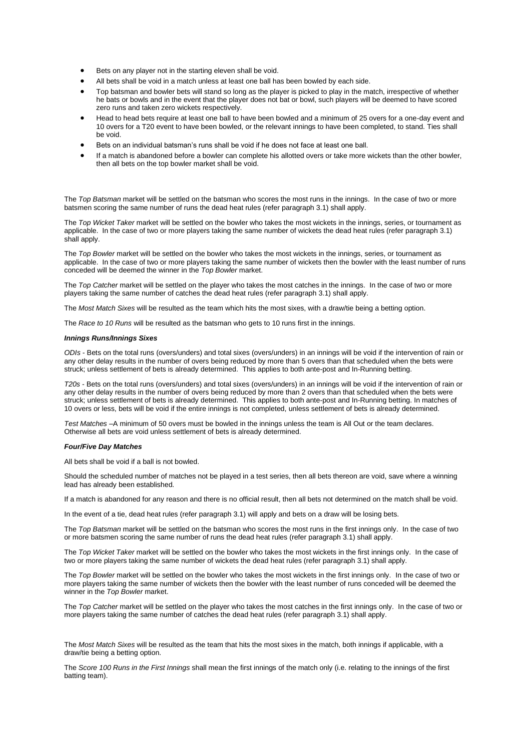- Bets on any player not in the starting eleven shall be void.
- All bets shall be void in a match unless at least one ball has been bowled by each side.
- Top batsman and bowler bets will stand so long as the player is picked to play in the match, irrespective of whether he bats or bowls and in the event that the player does not bat or bowl, such players will be deemed to have scored zero runs and taken zero wickets respectively.
- Head to head bets require at least one ball to have been bowled and a minimum of 25 overs for a one-day event and 10 overs for a T20 event to have been bowled, or the relevant innings to have been completed, to stand. Ties shall be void.
- Bets on an individual batsman's runs shall be void if he does not face at least one ball.
- If a match is abandoned before a bowler can complete his allotted overs or take more wickets than the other bowler, then all bets on the top bowler market shall be void.

The *Top Batsman* market will be settled on the batsman who scores the most runs in the innings. In the case of two or more batsmen scoring the same number of runs the dead heat rules (refer paragraph 3.1) shall apply.

The *Top Wicket Taker* market will be settled on the bowler who takes the most wickets in the innings, series, or tournament as applicable. In the case of two or more players taking the same number of wickets the dead heat rules (refer paragraph 3.1) shall apply.

The *Top Bowler* market will be settled on the bowler who takes the most wickets in the innings, series, or tournament as applicable. In the case of two or more players taking the same number of wickets then the bowler with the least number of runs conceded will be deemed the winner in the *Top Bowler* market.

The *Top Catcher* market will be settled on the player who takes the most catches in the innings. In the case of two or more players taking the same number of catches the dead heat rules (refer paragraph 3.1) shall apply.

The *Most Match Sixes* will be resulted as the team which hits the most sixes, with a draw/tie being a betting option.

The *Race to 10 Runs* will be resulted as the batsman who gets to 10 runs first in the innings.

***Innings Runs/Innings Sixes***

*ODIs* - Bets on the total runs (overs/unders) and total sixes (overs/unders) in an innings will be void if the intervention of rain or any other delay results in the number of overs being reduced by more than 5 overs than that scheduled when the bets were struck; unless settlement of bets is already determined. This applies to both ante-post and In-Running betting.

*T20s* - Bets on the total runs (overs/unders) and total sixes (overs/unders) in an innings will be void if the intervention of rain or any other delay results in the number of overs being reduced by more than 2 overs than that scheduled when the bets were struck; unless settlement of bets is already determined. This applies to both ante-post and In-Running betting. In matches of 10 overs or less, bets will be void if the entire innings is not completed, unless settlement of bets is already determined.

*Test Matches* –A minimum of 50 overs must be bowled in the innings unless the team is All Out or the team declares. Otherwise all bets are void unless settlement of bets is already determined.

***Four/Five Day Matches***

All bets shall be void if a ball is not bowled.

Should the scheduled number of matches not be played in a test series, then all bets thereon are void, save where a winning lead has already been established.

If a match is abandoned for any reason and there is no official result, then all bets not determined on the match shall be void.

In the event of a tie, dead heat rules (refer paragraph 3.1) will apply and bets on a draw will be losing bets.

The *Top Batsman* market will be settled on the batsman who scores the most runs in the first innings only. In the case of two or more batsmen scoring the same number of runs the dead heat rules (refer paragraph 3.1) shall apply.

The *Top Wicket Taker* market will be settled on the bowler who takes the most wickets in the first innings only. In the case of two or more players taking the same number of wickets the dead heat rules (refer paragraph 3.1) shall apply.

The *Top Bowler* market will be settled on the bowler who takes the most wickets in the first innings only. In the case of two or more players taking the same number of wickets then the bowler with the least number of runs conceded will be deemed the winner in the *Top Bowler* market.

The *Top Catcher* market will be settled on the player who takes the most catches in the first innings only. In the case of two or more players taking the same number of catches the dead heat rules (refer paragraph 3.1) shall apply.

The *Most Match Sixes* will be resulted as the team that hits the most sixes in the match, both innings if applicable, with a draw/tie being a betting option.

The *Score 100 Runs in the First Innings* shall mean the first innings of the match only (i.e. relating to the innings of the first batting team).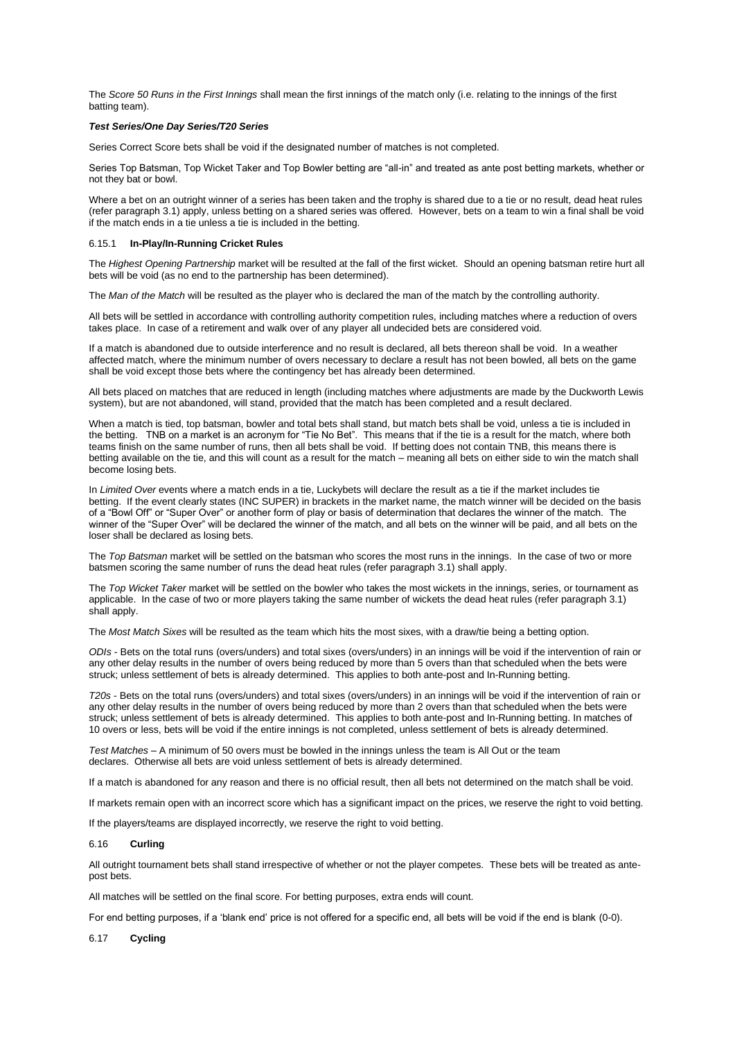The *Score 50 Runs in the First Innings* shall mean the first innings of the match only (i.e. relating to the innings of the first batting team).

***Test Series/One Day Series/T20 Series***

Series Correct Score bets shall be void if the designated number of matches is not completed.

Series Top Batsman, Top Wicket Taker and Top Bowler betting are "all-in" and treated as ante post betting markets, whether or not they bat or bowl.

Where a bet on an outright winner of a series has been taken and the trophy is shared due to a tie or no result, dead heat rules (refer paragraph 3.1) apply, unless betting on a shared series was offered. However, bets on a team to win a final shall be void if the match ends in a tie unless a tie is included in the betting.

#### 6.15.1 **In-Play/In-Running Cricket Rules**

The *Highest Opening Partnership* market will be resulted at the fall of the first wicket. Should an opening batsman retire hurt all bets will be void (as no end to the partnership has been determined).

The *Man of the Match* will be resulted as the player who is declared the man of the match by the controlling authority.

All bets will be settled in accordance with controlling authority competition rules, including matches where a reduction of overs takes place. In case of a retirement and walk over of any player all undecided bets are considered void.

If a match is abandoned due to outside interference and no result is declared, all bets thereon shall be void. In a weather affected match, where the minimum number of overs necessary to declare a result has not been bowled, all bets on the game shall be void except those bets where the contingency bet has already been determined.

All bets placed on matches that are reduced in length (including matches where adjustments are made by the Duckworth Lewis system), but are not abandoned, will stand, provided that the match has been completed and a result declared.

When a match is tied, top batsman, bowler and total bets shall stand, but match bets shall be void, unless a tie is included in the betting. TNB on a market is an acronym for "Tie No Bet". This means that if the tie is a result for the match, where both teams finish on the same number of runs, then all bets shall be void. If betting does not contain TNB, this means there is betting available on the tie, and this will count as a result for the match – meaning all bets on either side to win the match shall become losing bets.

In *Limited Over* events where a match ends in a tie, Luckybets will declare the result as a tie if the market includes tie betting. If the event clearly states (INC SUPER) in brackets in the market name, the match winner will be decided on the basis of a "Bowl Off" or "Super Over" or another form of play or basis of determination that declares the winner of the match. The winner of the "Super Over" will be declared the winner of the match, and all bets on the winner will be paid, and all bets on the loser shall be declared as losing bets.

The *Top Batsman* market will be settled on the batsman who scores the most runs in the innings. In the case of two or more batsmen scoring the same number of runs the dead heat rules (refer paragraph 3.1) shall apply.

The *Top Wicket Taker* market will be settled on the bowler who takes the most wickets in the innings, series, or tournament as applicable. In the case of two or more players taking the same number of wickets the dead heat rules (refer paragraph 3.1) shall apply.

The *Most Match Sixes* will be resulted as the team which hits the most sixes, with a draw/tie being a betting option.

*ODIs* - Bets on the total runs (overs/unders) and total sixes (overs/unders) in an innings will be void if the intervention of rain or any other delay results in the number of overs being reduced by more than 5 overs than that scheduled when the bets were struck; unless settlement of bets is already determined. This applies to both ante-post and In-Running betting.

*T20s* - Bets on the total runs (overs/unders) and total sixes (overs/unders) in an innings will be void if the intervention of rain or any other delay results in the number of overs being reduced by more than 2 overs than that scheduled when the bets were struck; unless settlement of bets is already determined. This applies to both ante-post and In-Running betting. In matches of 10 overs or less, bets will be void if the entire innings is not completed, unless settlement of bets is already determined.

*Test Matches* – A minimum of 50 overs must be bowled in the innings unless the team is All Out or the team declares. Otherwise all bets are void unless settlement of bets is already determined.

If a match is abandoned for any reason and there is no official result, then all bets not determined on the match shall be void.

If markets remain open with an incorrect score which has a significant impact on the prices, we reserve the right to void betting.

If the players/teams are displayed incorrectly, we reserve the right to void betting.

### 6.16 **Curling**

All outright tournament bets shall stand irrespective of whether or not the player competes. These bets will be treated as ante-post bets.

All matches will be settled on the final score. For betting purposes, extra ends will count.

For end betting purposes, if a 'blank end' price is not offered for a specific end, all bets will be void if the end is blank (0-0).

### 6.17 **Cycling**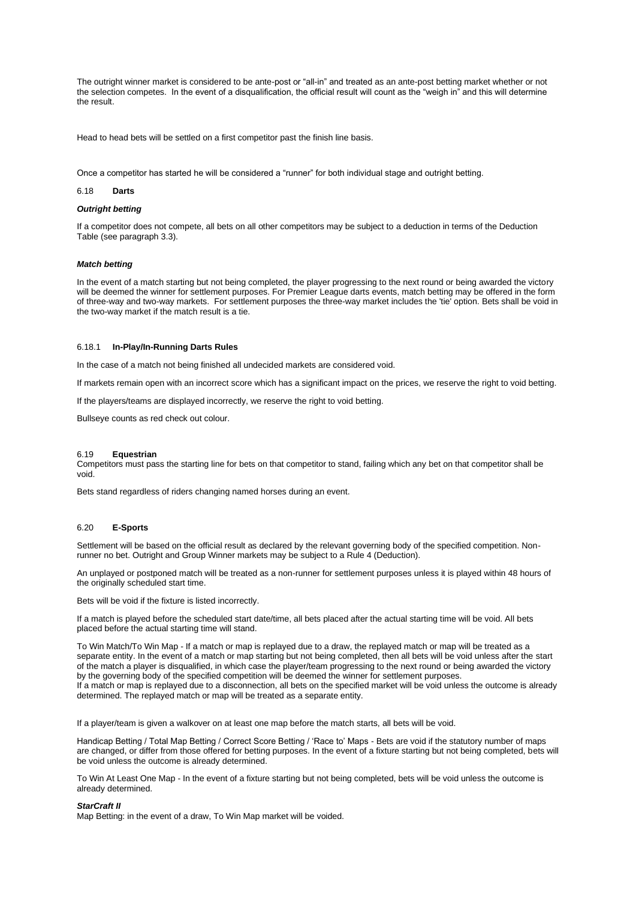The outright winner market is considered to be ante-post or "all-in" and treated as an ante-post betting market whether or not the selection competes. In the event of a disqualification, the official result will count as the "weigh in" and this will determine the result.

Head to head bets will be settled on a first competitor past the finish line basis.

Once a competitor has started he will be considered a "runner" for both individual stage and outright betting.

### 6.18 Darts

***Outright betting***

If a competitor does not compete, all bets on all other competitors may be subject to a deduction in terms of the Deduction Table (see paragraph 3.3).

***Match betting***

In the event of a match starting but not being completed, the player progressing to the next round or being awarded the victory will be deemed the winner for settlement purposes. For Premier League darts events, match betting may be offered in the form of three-way and two-way markets. For settlement purposes the three-way market includes the 'tie' option. Bets shall be void in the two-way market if the match result is a tie.

#### 6.18.1 In-Play/In-Running Darts Rules

In the case of a match not being finished all undecided markets are considered void.

If markets remain open with an incorrect score which has a significant impact on the prices, we reserve the right to void betting.

If the players/teams are displayed incorrectly, we reserve the right to void betting.

Bullseye counts as red check out colour.

### 6.19 Equestrian

Competitors must pass the starting line for bets on that competitor to stand, failing which any bet on that competitor shall be void.

Bets stand regardless of riders changing named horses during an event.

### 6.20 E-Sports

Settlement will be based on the official result as declared by the relevant governing body of the specified competition. Non-runner no bet. Outright and Group Winner markets may be subject to a Rule 4 (Deduction).

An unplayed or postponed match will be treated as a non-runner for settlement purposes unless it is played within 48 hours of the originally scheduled start time.

Bets will be void if the fixture is listed incorrectly.

If a match is played before the scheduled start date/time, all bets placed after the actual starting time will be void. All bets placed before the actual starting time will stand.

To Win Match/To Win Map - If a match or map is replayed due to a draw, the replayed match or map will be treated as a separate entity. In the event of a match or map starting but not being completed, then all bets will be void unless after the start of the match a player is disqualified, in which case the player/team progressing to the next round or being awarded the victory by the governing body of the specified competition will be deemed the winner for settlement purposes.
If a match or map is replayed due to a disconnection, all bets on the specified market will be void unless the outcome is already determined. The replayed match or map will be treated as a separate entity.

If a player/team is given a walkover on at least one map before the match starts, all bets will be void.

Handicap Betting / Total Map Betting / Correct Score Betting / 'Race to' Maps - Bets are void if the statutory number of maps are changed, or differ from those offered for betting purposes. In the event of a fixture starting but not being completed, bets will be void unless the outcome is already determined.

To Win At Least One Map - In the event of a fixture starting but not being completed, bets will be void unless the outcome is already determined.

***StarCraft II***

Map Betting: in the event of a draw, To Win Map market will be voided.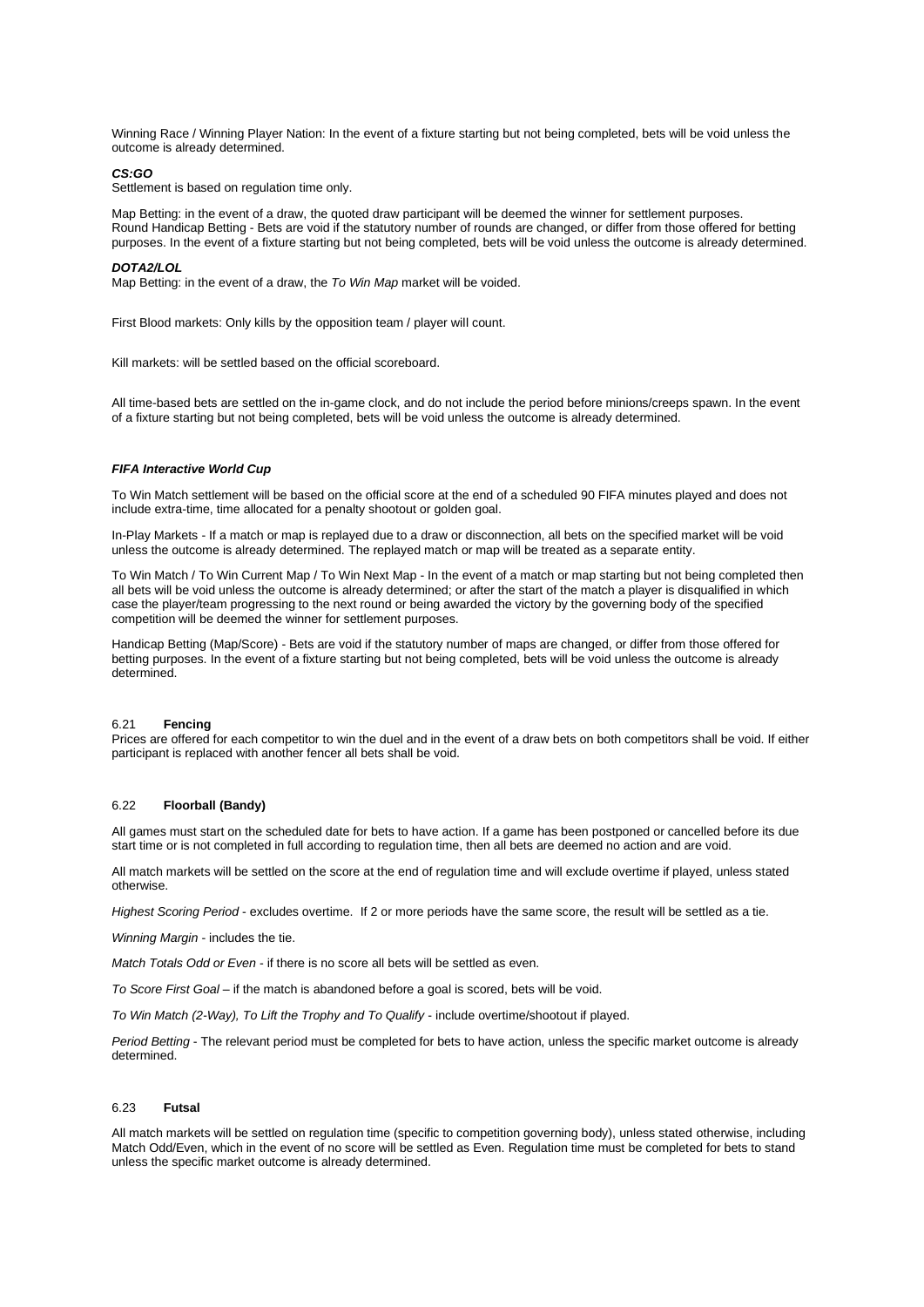Winning Race / Winning Player Nation: In the event of a fixture starting but not being completed, bets will be void unless the outcome is already determined.

***CS:GO***

Settlement is based on regulation time only.

Map Betting: in the event of a draw, the quoted draw participant will be deemed the winner for settlement purposes.
Round Handicap Betting - Bets are void if the statutory number of rounds are changed, or differ from those offered for betting purposes. In the event of a fixture starting but not being completed, bets will be void unless the outcome is already determined.

***DOTA2/LOL***

Map Betting: in the event of a draw, the *To Win Map* market will be voided.

First Blood markets: Only kills by the opposition team / player will count.

Kill markets: will be settled based on the official scoreboard.

All time-based bets are settled on the in-game clock, and do not include the period before minions/creeps spawn. In the event of a fixture starting but not being completed, bets will be void unless the outcome is already determined.

***FIFA Interactive World Cup***

To Win Match settlement will be based on the official score at the end of a scheduled 90 FIFA minutes played and does not include extra-time, time allocated for a penalty shootout or golden goal.

In-Play Markets - If a match or map is replayed due to a draw or disconnection, all bets on the specified market will be void unless the outcome is already determined. The replayed match or map will be treated as a separate entity.

To Win Match / To Win Current Map / To Win Next Map - In the event of a match or map starting but not being completed then all bets will be void unless the outcome is already determined; or after the start of the match a player is disqualified in which case the player/team progressing to the next round or being awarded the victory by the governing body of the specified competition will be deemed the winner for settlement purposes.

Handicap Betting (Map/Score) - Bets are void if the statutory number of maps are changed, or differ from those offered for betting purposes. In the event of a fixture starting but not being completed, bets will be void unless the outcome is already determined.

## 6.21 **Fencing**

Prices are offered for each competitor to win the duel and in the event of a draw bets on both competitors shall be void. If either participant is replaced with another fencer all bets shall be void.

## 6.22 **Floorball (Bandy)**

All games must start on the scheduled date for bets to have action. If a game has been postponed or cancelled before its due start time or is not completed in full according to regulation time, then all bets are deemed no action and are void.

All match markets will be settled on the score at the end of regulation time and will exclude overtime if played, unless stated otherwise.

*Highest Scoring Period* - excludes overtime. If 2 or more periods have the same score, the result will be settled as a tie.

*Winning Margin* - includes the tie.

*Match Totals Odd or Even* - if there is no score all bets will be settled as even.

*To Score First Goal* – if the match is abandoned before a goal is scored, bets will be void.

*To Win Match (2-Way), To Lift the Trophy and To Qualify* - include overtime/shootout if played.

*Period Betting* - The relevant period must be completed for bets to have action, unless the specific market outcome is already determined.

## 6.23 **Futsal**

All match markets will be settled on regulation time (specific to competition governing body), unless stated otherwise, including Match Odd/Even, which in the event of no score will be settled as Even. Regulation time must be completed for bets to stand unless the specific market outcome is already determined.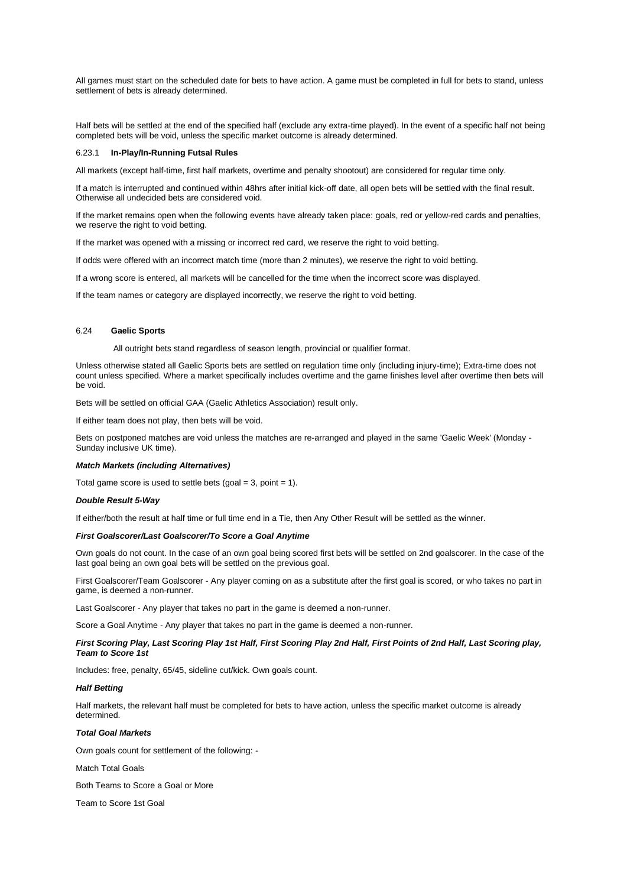All games must start on the scheduled date for bets to have action. A game must be completed in full for bets to stand, unless settlement of bets is already determined.

Half bets will be settled at the end of the specified half (exclude any extra-time played). In the event of a specific half not being completed bets will be void, unless the specific market outcome is already determined.

#### 6.23.1 **In-Play/In-Running Futsal Rules**

All markets (except half-time, first half markets, overtime and penalty shootout) are considered for regular time only.

If a match is interrupted and continued within 48hrs after initial kick-off date, all open bets will be settled with the final result. Otherwise all undecided bets are considered void.

If the market remains open when the following events have already taken place: goals, red or yellow-red cards and penalties, we reserve the right to void betting.

If the market was opened with a missing or incorrect red card, we reserve the right to void betting.

If odds were offered with an incorrect match time (more than 2 minutes), we reserve the right to void betting.

If a wrong score is entered, all markets will be cancelled for the time when the incorrect score was displayed.

If the team names or category are displayed incorrectly, we reserve the right to void betting.

### 6.24 **Gaelic Sports**

All outright bets stand regardless of season length, provincial or qualifier format.

Unless otherwise stated all Gaelic Sports bets are settled on regulation time only (including injury-time); Extra-time does not count unless specified. Where a market specifically includes overtime and the game finishes level after overtime then bets will be void.

Bets will be settled on official GAA (Gaelic Athletics Association) result only.

If either team does not play, then bets will be void.

Bets on postponed matches are void unless the matches are re-arranged and played in the same 'Gaelic Week' (Monday - Sunday inclusive UK time).

***Match Markets (including Alternatives)***

Total game score is used to settle bets (goal = 3, point = 1).

***Double Result 5-Way***

If either/both the result at half time or full time end in a Tie, then Any Other Result will be settled as the winner.

***First Goalscorer/Last Goalscorer/To Score a Goal Anytime***

Own goals do not count. In the case of an own goal being scored first bets will be settled on 2nd goalscorer. In the case of the last goal being an own goal bets will be settled on the previous goal.

First Goalscorer/Team Goalscorer - Any player coming on as a substitute after the first goal is scored, or who takes no part in game, is deemed a non-runner.

Last Goalscorer - Any player that takes no part in the game is deemed a non-runner.

Score a Goal Anytime - Any player that takes no part in the game is deemed a non-runner.

***First Scoring Play, Last Scoring Play 1st Half, First Scoring Play 2nd Half, First Points of 2nd Half, Last Scoring play, Team to Score 1st***

Includes: free, penalty, 65/45, sideline cut/kick. Own goals count.

***Half Betting***

Half markets, the relevant half must be completed for bets to have action, unless the specific market outcome is already determined.

***Total Goal Markets***

Own goals count for settlement of the following: -

Match Total Goals

Both Teams to Score a Goal or More

Team to Score 1st Goal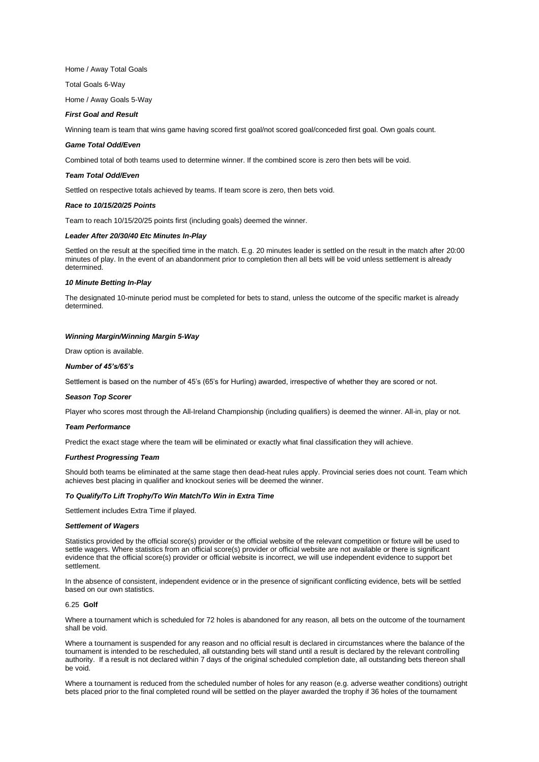Home / Away Total Goals

Total Goals 6-Way

Home / Away Goals 5-Way

***First Goal and Result***

Winning team is team that wins game having scored first goal/not scored goal/conceded first goal. Own goals count.

***Game Total Odd/Even***

Combined total of both teams used to determine winner. If the combined score is zero then bets will be void.

***Team Total Odd/Even***

Settled on respective totals achieved by teams. If team score is zero, then bets void.

***Race to 10/15/20/25 Points***

Team to reach 10/15/20/25 points first (including goals) deemed the winner.

***Leader After 20/30/40 Etc Minutes In-Play***

Settled on the result at the specified time in the match. E.g. 20 minutes leader is settled on the result in the match after 20:00 minutes of play. In the event of an abandonment prior to completion then all bets will be void unless settlement is already determined.

***10 Minute Betting In-Play***

The designated 10-minute period must be completed for bets to stand, unless the outcome of the specific market is already determined.

***Winning Margin/Winning Margin 5-Way***

Draw option is available.

***Number of 45's/65's***

Settlement is based on the number of 45's (65's for Hurling) awarded, irrespective of whether they are scored or not.

***Season Top Scorer***

Player who scores most through the All-Ireland Championship (including qualifiers) is deemed the winner. All-in, play or not.

***Team Performance***

Predict the exact stage where the team will be eliminated or exactly what final classification they will achieve.

***Furthest Progressing Team***

Should both teams be eliminated at the same stage then dead-heat rules apply. Provincial series does not count. Team which achieves best placing in qualifier and knockout series will be deemed the winner.

***To Qualify/To Lift Trophy/To Win Match/To Win in Extra Time***

Settlement includes Extra Time if played.

***Settlement of Wagers***

Statistics provided by the official score(s) provider or the official website of the relevant competition or fixture will be used to settle wagers. Where statistics from an official score(s) provider or official website are not available or there is significant evidence that the official score(s) provider or official website is incorrect, we will use independent evidence to support bet settlement.

In the absence of consistent, independent evidence or in the presence of significant conflicting evidence, bets will be settled based on our own statistics.

## 6.25 **Golf**

Where a tournament which is scheduled for 72 holes is abandoned for any reason, all bets on the outcome of the tournament shall be void.

Where a tournament is suspended for any reason and no official result is declared in circumstances where the balance of the tournament is intended to be rescheduled, all outstanding bets will stand until a result is declared by the relevant controlling authority. If a result is not declared within 7 days of the original scheduled completion date, all outstanding bets thereon shall be void.

Where a tournament is reduced from the scheduled number of holes for any reason (e.g. adverse weather conditions) outright bets placed prior to the final completed round will be settled on the player awarded the trophy if 36 holes of the tournament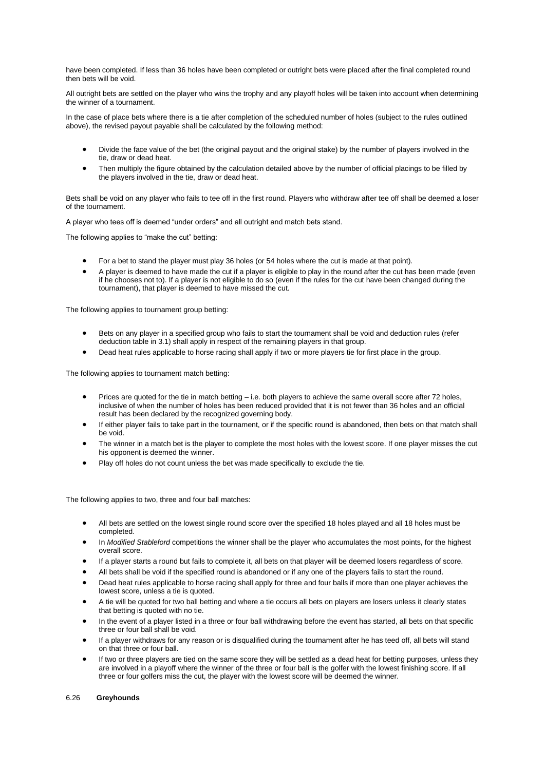have been completed. If less than 36 holes have been completed or outright bets were placed after the final completed round then bets will be void.

All outright bets are settled on the player who wins the trophy and any playoff holes will be taken into account when determining the winner of a tournament.

In the case of place bets where there is a tie after completion of the scheduled number of holes (subject to the rules outlined above), the revised payout payable shall be calculated by the following method:

- Divide the face value of the bet (the original payout and the original stake) by the number of players involved in the tie, draw or dead heat.
- Then multiply the figure obtained by the calculation detailed above by the number of official placings to be filled by the players involved in the tie, draw or dead heat.

Bets shall be void on any player who fails to tee off in the first round. Players who withdraw after tee off shall be deemed a loser of the tournament.

A player who tees off is deemed "under orders" and all outright and match bets stand.

The following applies to "make the cut" betting:

- For a bet to stand the player must play 36 holes (or 54 holes where the cut is made at that point).
- A player is deemed to have made the cut if a player is eligible to play in the round after the cut has been made (even if he chooses not to). If a player is not eligible to do so (even if the rules for the cut have been changed during the tournament), that player is deemed to have missed the cut.

The following applies to tournament group betting:

- Bets on any player in a specified group who fails to start the tournament shall be void and deduction rules (refer deduction table in 3.1) shall apply in respect of the remaining players in that group.
- Dead heat rules applicable to horse racing shall apply if two or more players tie for first place in the group.

The following applies to tournament match betting:

- Prices are quoted for the tie in match betting – i.e. both players to achieve the same overall score after 72 holes, inclusive of when the number of holes has been reduced provided that it is not fewer than 36 holes and an official result has been declared by the recognized governing body.
- If either player fails to take part in the tournament, or if the specific round is abandoned, then bets on that match shall be void.
- The winner in a match bet is the player to complete the most holes with the lowest score. If one player misses the cut his opponent is deemed the winner.
- Play off holes do not count unless the bet was made specifically to exclude the tie.

The following applies to two, three and four ball matches:

- All bets are settled on the lowest single round score over the specified 18 holes played and all 18 holes must be completed.
- In *Modified Stableford* competitions the winner shall be the player who accumulates the most points, for the highest overall score.
- If a player starts a round but fails to complete it, all bets on that player will be deemed losers regardless of score.
- All bets shall be void if the specified round is abandoned or if any one of the players fails to start the round.
- Dead heat rules applicable to horse racing shall apply for three and four balls if more than one player achieves the lowest score, unless a tie is quoted.
- A tie will be quoted for two ball betting and where a tie occurs all bets on players are losers unless it clearly states that betting is quoted with no tie.
- In the event of a player listed in a three or four ball withdrawing before the event has started, all bets on that specific three or four ball shall be void.
- If a player withdraws for any reason or is disqualified during the tournament after he has teed off, all bets will stand on that three or four ball.
- If two or three players are tied on the same score they will be settled as a dead heat for betting purposes, unless they are involved in a playoff where the winner of the three or four ball is the golfer with the lowest finishing score. If all three or four golfers miss the cut, the player with the lowest score will be deemed the winner.

### 6.26 **Greyhounds**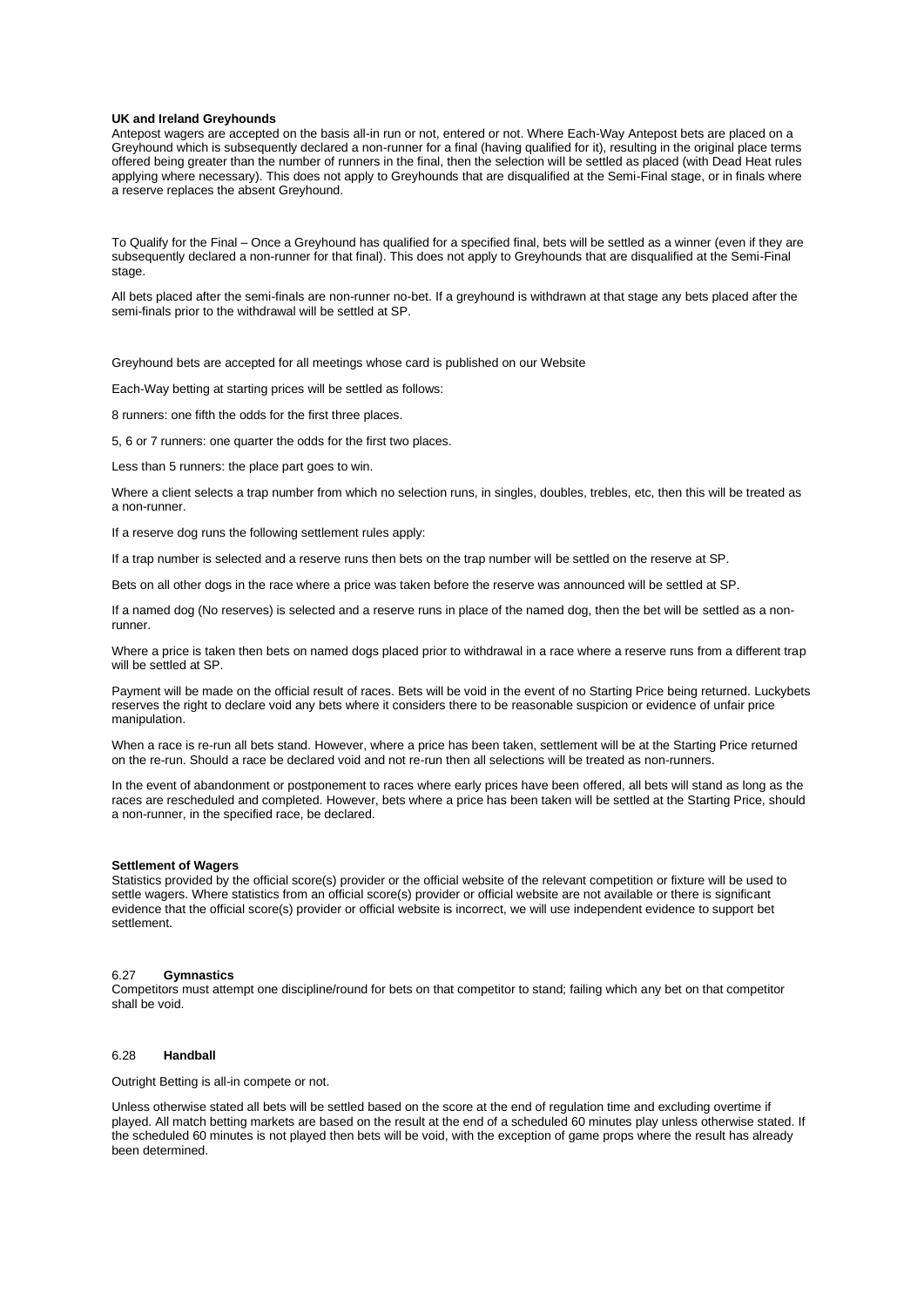**UK and Ireland Greyhounds**

Antepost wagers are accepted on the basis all-in run or not, entered or not. Where Each-Way Antepost bets are placed on a Greyhound which is subsequently declared a non-runner for a final (having qualified for it), resulting in the original place terms offered being greater than the number of runners in the final, then the selection will be settled as placed (with Dead Heat rules applying where necessary). This does not apply to Greyhounds that are disqualified at the Semi-Final stage, or in finals where a reserve replaces the absent Greyhound.

To Qualify for the Final – Once a Greyhound has qualified for a specified final, bets will be settled as a winner (even if they are subsequently declared a non-runner for that final). This does not apply to Greyhounds that are disqualified at the Semi-Final stage.

All bets placed after the semi-finals are non-runner no-bet. If a greyhound is withdrawn at that stage any bets placed after the semi-finals prior to the withdrawal will be settled at SP.

Greyhound bets are accepted for all meetings whose card is published on our Website

Each-Way betting at starting prices will be settled as follows:

8 runners: one fifth the odds for the first three places.

5, 6 or 7 runners: one quarter the odds for the first two places.

Less than 5 runners: the place part goes to win.

Where a client selects a trap number from which no selection runs, in singles, doubles, trebles, etc, then this will be treated as a non-runner.

If a reserve dog runs the following settlement rules apply:

If a trap number is selected and a reserve runs then bets on the trap number will be settled on the reserve at SP.

Bets on all other dogs in the race where a price was taken before the reserve was announced will be settled at SP.

If a named dog (No reserves) is selected and a reserve runs in place of the named dog, then the bet will be settled as a non-runner.

Where a price is taken then bets on named dogs placed prior to withdrawal in a race where a reserve runs from a different trap will be settled at SP.

Payment will be made on the official result of races. Bets will be void in the event of no Starting Price being returned. Luckybets reserves the right to declare void any bets where it considers there to be reasonable suspicion or evidence of unfair price manipulation.

When a race is re-run all bets stand. However, where a price has been taken, settlement will be at the Starting Price returned on the re-run. Should a race be declared void and not re-run then all selections will be treated as non-runners.

In the event of abandonment or postponement to races where early prices have been offered, all bets will stand as long as the races are rescheduled and completed. However, bets where a price has been taken will be settled at the Starting Price, should a non-runner, in the specified race, be declared.

**Settlement of Wagers**

Statistics provided by the official score(s) provider or the official website of the relevant competition or fixture will be used to settle wagers. Where statistics from an official score(s) provider or official website are not available or there is significant evidence that the official score(s) provider or official website is incorrect, we will use independent evidence to support bet settlement.

### 6.27 **Gymnastics**

Competitors must attempt one discipline/round for bets on that competitor to stand; failing which any bet on that competitor shall be void.

### 6.28 **Handball**

Outright Betting is all-in compete or not.

Unless otherwise stated all bets will be settled based on the score at the end of regulation time and excluding overtime if played. All match betting markets are based on the result at the end of a scheduled 60 minutes play unless otherwise stated. If the scheduled 60 minutes is not played then bets will be void, with the exception of game props where the result has already been determined.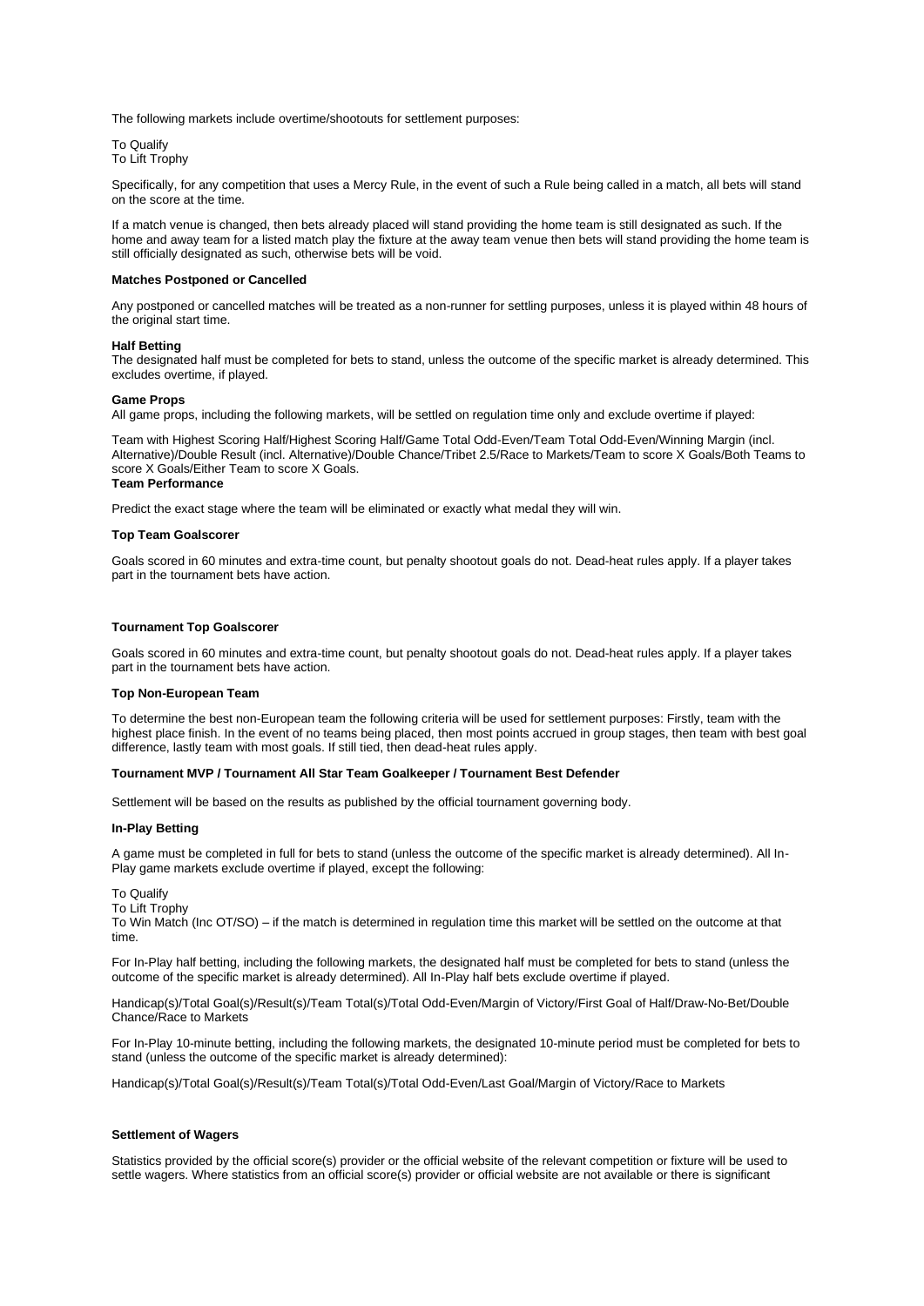The following markets include overtime/shootouts for settlement purposes:

To Qualify
To Lift Trophy

Specifically, for any competition that uses a Mercy Rule, in the event of such a Rule being called in a match, all bets will stand on the score at the time.

If a match venue is changed, then bets already placed will stand providing the home team is still designated as such. If the home and away team for a listed match play the fixture at the away team venue then bets will stand providing the home team is still officially designated as such, otherwise bets will be void.

**Matches Postponed or Cancelled**

Any postponed or cancelled matches will be treated as a non-runner for settling purposes, unless it is played within 48 hours of the original start time.

**Half Betting**
The designated half must be completed for bets to stand, unless the outcome of the specific market is already determined. This excludes overtime, if played.

**Game Props**
All game props, including the following markets, will be settled on regulation time only and exclude overtime if played:

Team with Highest Scoring Half/Highest Scoring Half/Game Total Odd-Even/Team Total Odd-Even/Winning Margin (incl. Alternative)/Double Result (incl. Alternative)/Double Chance/Tribet 2.5/Race to Markets/Team to score X Goals/Both Teams to score X Goals/Either Team to score X Goals.

**Team Performance**

Predict the exact stage where the team will be eliminated or exactly what medal they will win.

**Top Team Goalscorer**

Goals scored in 60 minutes and extra-time count, but penalty shootout goals do not. Dead-heat rules apply. If a player takes part in the tournament bets have action.

**Tournament Top Goalscorer**

Goals scored in 60 minutes and extra-time count, but penalty shootout goals do not. Dead-heat rules apply. If a player takes part in the tournament bets have action.

**Top Non-European Team**

To determine the best non-European team the following criteria will be used for settlement purposes: Firstly, team with the highest place finish. In the event of no teams being placed, then most points accrued in group stages, then team with best goal difference, lastly team with most goals. If still tied, then dead-heat rules apply.

**Tournament MVP / Tournament All Star Team Goalkeeper / Tournament Best Defender**

Settlement will be based on the results as published by the official tournament governing body.

**In-Play Betting**

A game must be completed in full for bets to stand (unless the outcome of the specific market is already determined). All In-Play game markets exclude overtime if played, except the following:

To Qualify
To Lift Trophy
To Win Match (Inc OT/SO) – if the match is determined in regulation time this market will be settled on the outcome at that time.

For In-Play half betting, including the following markets, the designated half must be completed for bets to stand (unless the outcome of the specific market is already determined). All In-Play half bets exclude overtime if played.

Handicap(s)/Total Goal(s)/Result(s)/Team Total(s)/Total Odd-Even/Margin of Victory/First Goal of Half/Draw-No-Bet/Double Chance/Race to Markets

For In-Play 10-minute betting, including the following markets, the designated 10-minute period must be completed for bets to stand (unless the outcome of the specific market is already determined):

Handicap(s)/Total Goal(s)/Result(s)/Team Total(s)/Total Odd-Even/Last Goal/Margin of Victory/Race to Markets

**Settlement of Wagers**

Statistics provided by the official score(s) provider or the official website of the relevant competition or fixture will be used to settle wagers. Where statistics from an official score(s) provider or official website are not available or there is significant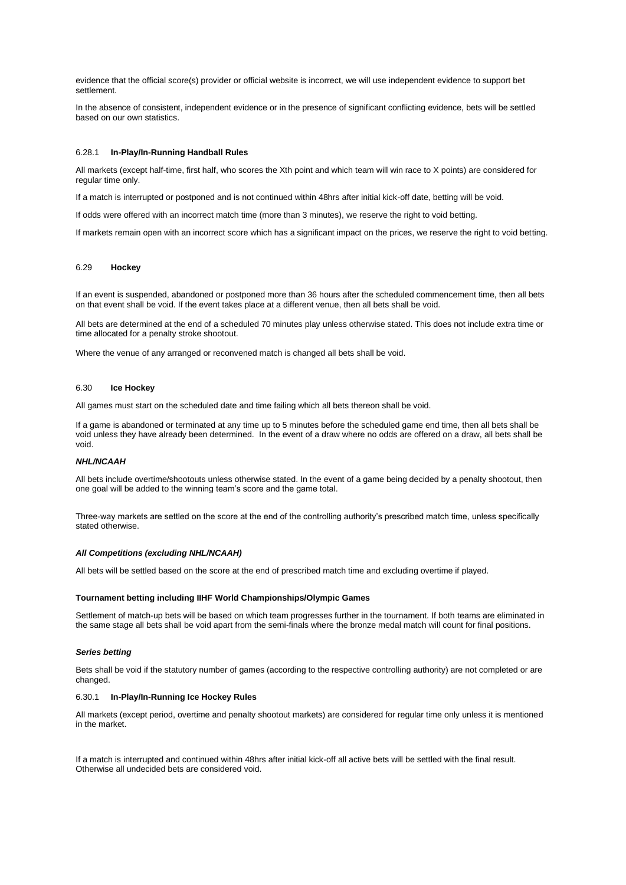evidence that the official score(s) provider or official website is incorrect, we will use independent evidence to support bet settlement.

In the absence of consistent, independent evidence or in the presence of significant conflicting evidence, bets will be settled based on our own statistics.

### 6.28.1 In-Play/In-Running Handball Rules

All markets (except half-time, first half, who scores the Xth point and which team will win race to X points) are considered for regular time only.

If a match is interrupted or postponed and is not continued within 48hrs after initial kick-off date, betting will be void.

If odds were offered with an incorrect match time (more than 3 minutes), we reserve the right to void betting.

If markets remain open with an incorrect score which has a significant impact on the prices, we reserve the right to void betting.

## 6.29 Hockey

If an event is suspended, abandoned or postponed more than 36 hours after the scheduled commencement time, then all bets on that event shall be void. If the event takes place at a different venue, then all bets shall be void.

All bets are determined at the end of a scheduled 70 minutes play unless otherwise stated. This does not include extra time or time allocated for a penalty stroke shootout.

Where the venue of any arranged or reconvened match is changed all bets shall be void.

## 6.30 Ice Hockey

All games must start on the scheduled date and time failing which all bets thereon shall be void.

If a game is abandoned or terminated at any time up to 5 minutes before the scheduled game end time, then all bets shall be void unless they have already been determined. In the event of a draw where no odds are offered on a draw, all bets shall be void.

***NHL/NCAAH***

All bets include overtime/shootouts unless otherwise stated. In the event of a game being decided by a penalty shootout, then one goal will be added to the winning team's score and the game total.

Three-way markets are settled on the score at the end of the controlling authority's prescribed match time, unless specifically stated otherwise.

***All Competitions (excluding NHL/NCAAH)***

All bets will be settled based on the score at the end of prescribed match time and excluding overtime if played.

**Tournament betting including IIHF World Championships/Olympic Games**

Settlement of match-up bets will be based on which team progresses further in the tournament. If both teams are eliminated in the same stage all bets shall be void apart from the semi-finals where the bronze medal match will count for final positions.

***Series betting***

Bets shall be void if the statutory number of games (according to the respective controlling authority) are not completed or are changed.

### 6.30.1 In-Play/In-Running Ice Hockey Rules

All markets (except period, overtime and penalty shootout markets) are considered for regular time only unless it is mentioned in the market.

If a match is interrupted and continued within 48hrs after initial kick-off all active bets will be settled with the final result. Otherwise all undecided bets are considered void.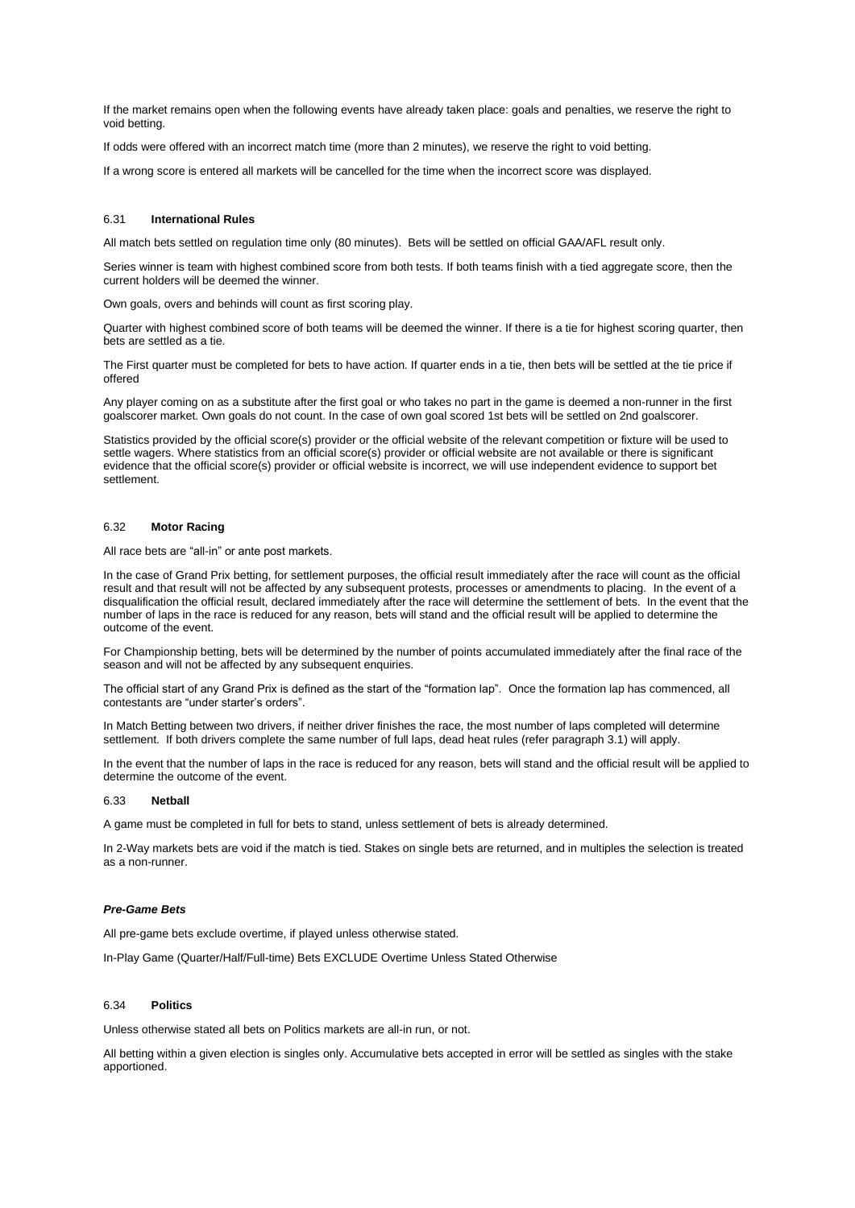If the market remains open when the following events have already taken place: goals and penalties, we reserve the right to void betting.

If odds were offered with an incorrect match time (more than 2 minutes), we reserve the right to void betting.

If a wrong score is entered all markets will be cancelled for the time when the incorrect score was displayed.

### 6.31 **International Rules**

All match bets settled on regulation time only (80 minutes). Bets will be settled on official GAA/AFL result only.

Series winner is team with highest combined score from both tests. If both teams finish with a tied aggregate score, then the current holders will be deemed the winner.

Own goals, overs and behinds will count as first scoring play.

Quarter with highest combined score of both teams will be deemed the winner. If there is a tie for highest scoring quarter, then bets are settled as a tie.

The First quarter must be completed for bets to have action. If quarter ends in a tie, then bets will be settled at the tie price if offered

Any player coming on as a substitute after the first goal or who takes no part in the game is deemed a non-runner in the first goalscorer market. Own goals do not count. In the case of own goal scored 1st bets will be settled on 2nd goalscorer.

Statistics provided by the official score(s) provider or the official website of the relevant competition or fixture will be used to settle wagers. Where statistics from an official score(s) provider or official website are not available or there is significant evidence that the official score(s) provider or official website is incorrect, we will use independent evidence to support bet settlement.

### 6.32 **Motor Racing**

All race bets are "all-in" or ante post markets.

In the case of Grand Prix betting, for settlement purposes, the official result immediately after the race will count as the official result and that result will not be affected by any subsequent protests, processes or amendments to placing. In the event of a disqualification the official result, declared immediately after the race will determine the settlement of bets. In the event that the number of laps in the race is reduced for any reason, bets will stand and the official result will be applied to determine the outcome of the event.

For Championship betting, bets will be determined by the number of points accumulated immediately after the final race of the season and will not be affected by any subsequent enquiries.

The official start of any Grand Prix is defined as the start of the "formation lap". Once the formation lap has commenced, all contestants are "under starter's orders".

In Match Betting between two drivers, if neither driver finishes the race, the most number of laps completed will determine settlement. If both drivers complete the same number of full laps, dead heat rules (refer paragraph 3.1) will apply.

In the event that the number of laps in the race is reduced for any reason, bets will stand and the official result will be applied to determine the outcome of the event.

### 6.33 **Netball**

A game must be completed in full for bets to stand, unless settlement of bets is already determined.

In 2-Way markets bets are void if the match is tied. Stakes on single bets are returned, and in multiples the selection is treated as a non-runner.

#### ***Pre-Game Bets***

All pre-game bets exclude overtime, if played unless otherwise stated.

In-Play Game (Quarter/Half/Full-time) Bets EXCLUDE Overtime Unless Stated Otherwise

### 6.34 **Politics**

Unless otherwise stated all bets on Politics markets are all-in run, or not.

All betting within a given election is singles only. Accumulative bets accepted in error will be settled as singles with the stake apportioned.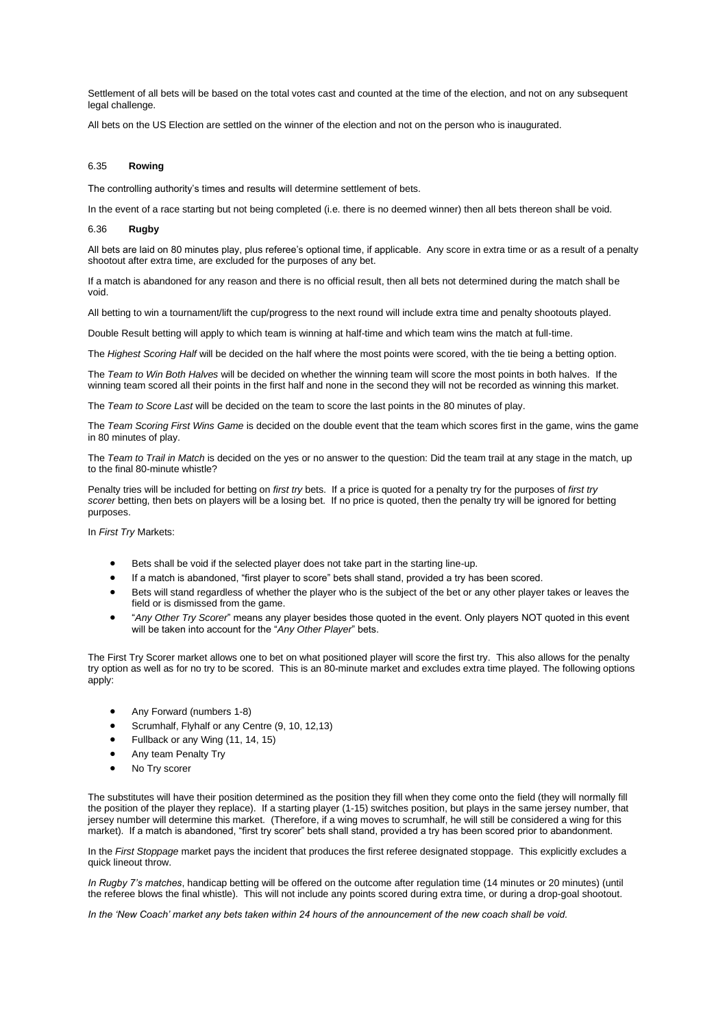Settlement of all bets will be based on the total votes cast and counted at the time of the election, and not on any subsequent legal challenge.

All bets on the US Election are settled on the winner of the election and not on the person who is inaugurated.

### 6.35 **Rowing**

The controlling authority's times and results will determine settlement of bets.

In the event of a race starting but not being completed (i.e. there is no deemed winner) then all bets thereon shall be void.

### 6.36 **Rugby**

All bets are laid on 80 minutes play, plus referee's optional time, if applicable. Any score in extra time or as a result of a penalty shootout after extra time, are excluded for the purposes of any bet.

If a match is abandoned for any reason and there is no official result, then all bets not determined during the match shall be void.

All betting to win a tournament/lift the cup/progress to the next round will include extra time and penalty shootouts played.

Double Result betting will apply to which team is winning at half-time and which team wins the match at full-time.

The *Highest Scoring Half* will be decided on the half where the most points were scored, with the tie being a betting option.

The *Team to Win Both Halves* will be decided on whether the winning team will score the most points in both halves. If the winning team scored all their points in the first half and none in the second they will not be recorded as winning this market.

The *Team to Score Last* will be decided on the team to score the last points in the 80 minutes of play.

The *Team Scoring First Wins Game* is decided on the double event that the team which scores first in the game, wins the game in 80 minutes of play.

The *Team to Trail in Match* is decided on the yes or no answer to the question: Did the team trail at any stage in the match, up to the final 80-minute whistle?

Penalty tries will be included for betting on *first try* bets. If a price is quoted for a penalty try for the purposes of *first try scorer* betting, then bets on players will be a losing bet. If no price is quoted, then the penalty try will be ignored for betting purposes.

In *First Try* Markets:

- Bets shall be void if the selected player does not take part in the starting line-up.
- If a match is abandoned, "first player to score" bets shall stand, provided a try has been scored.
- Bets will stand regardless of whether the player who is the subject of the bet or any other player takes or leaves the field or is dismissed from the game.
- "*Any Other Try Scorer*" means any player besides those quoted in the event. Only players NOT quoted in this event will be taken into account for the "*Any Other Player*" bets.

The First Try Scorer market allows one to bet on what positioned player will score the first try. This also allows for the penalty try option as well as for no try to be scored. This is an 80-minute market and excludes extra time played. The following options apply:

- Any Forward (numbers 1-8)
- Scrumhalf, Flyhalf or any Centre (9, 10, 12,13)
- Fullback or any Wing (11, 14, 15)
- Any team Penalty Try
- No Try scorer

The substitutes will have their position determined as the position they fill when they come onto the field (they will normally fill the position of the player they replace). If a starting player (1-15) switches position, but plays in the same jersey number, that jersey number will determine this market. (Therefore, if a wing moves to scrumhalf, he will still be considered a wing for this market). If a match is abandoned, "first try scorer" bets shall stand, provided a try has been scored prior to abandonment.

In the *First Stoppage* market pays the incident that produces the first referee designated stoppage. This explicitly excludes a quick lineout throw.

*In Rugby 7's matches*, handicap betting will be offered on the outcome after regulation time (14 minutes or 20 minutes) (until the referee blows the final whistle). This will not include any points scored during extra time, or during a drop-goal shootout.

*In the 'New Coach' market any bets taken within 24 hours of the announcement of the new coach shall be void.*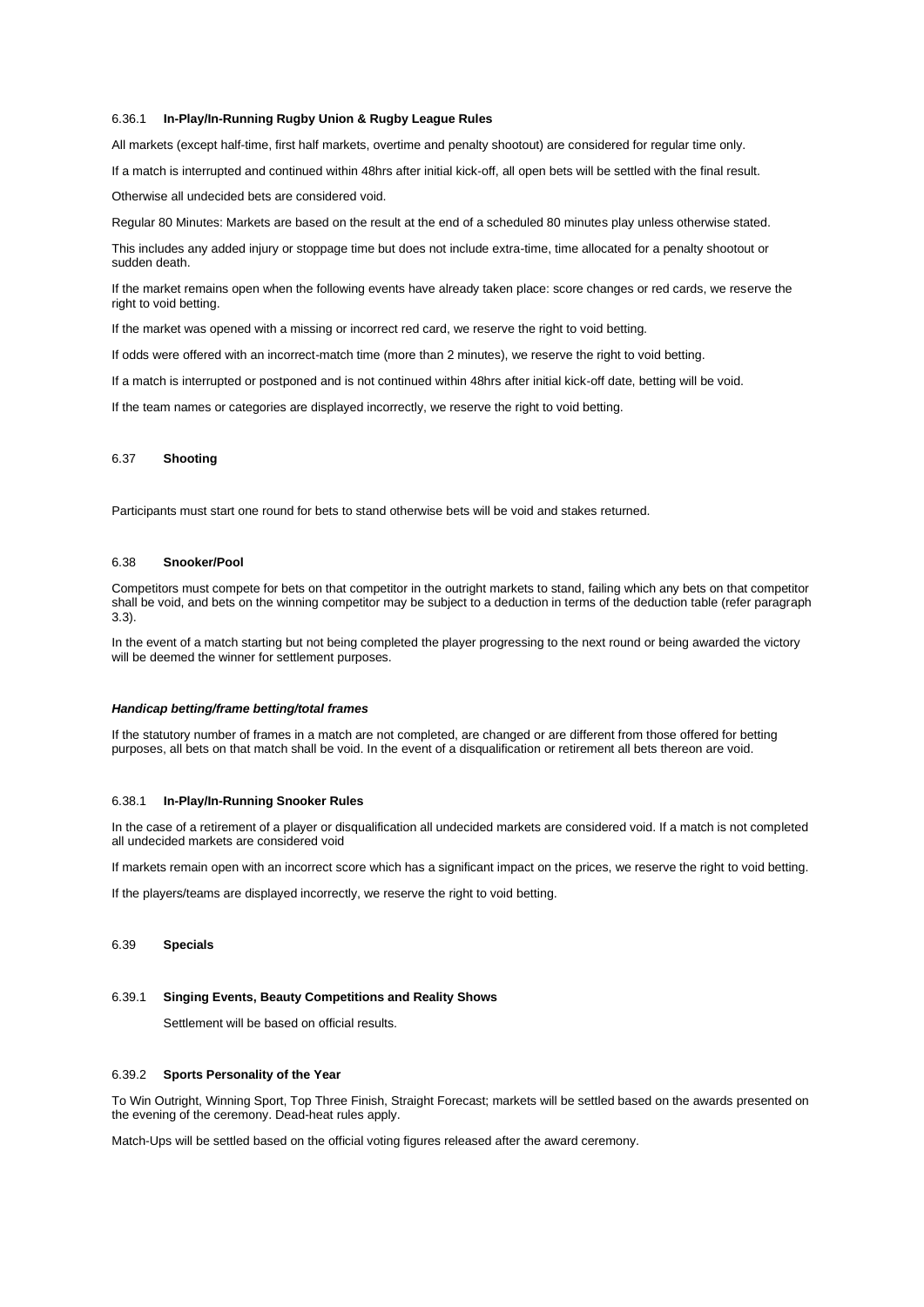### 6.36.1 In-Play/In-Running Rugby Union & Rugby League Rules

All markets (except half-time, first half markets, overtime and penalty shootout) are considered for regular time only.

If a match is interrupted and continued within 48hrs after initial kick-off, all open bets will be settled with the final result.

Otherwise all undecided bets are considered void.

Regular 80 Minutes: Markets are based on the result at the end of a scheduled 80 minutes play unless otherwise stated.

This includes any added injury or stoppage time but does not include extra-time, time allocated for a penalty shootout or sudden death.

If the market remains open when the following events have already taken place: score changes or red cards, we reserve the right to void betting.

If the market was opened with a missing or incorrect red card, we reserve the right to void betting.

If odds were offered with an incorrect-match time (more than 2 minutes), we reserve the right to void betting.

If a match is interrupted or postponed and is not continued within 48hrs after initial kick-off date, betting will be void.

If the team names or categories are displayed incorrectly, we reserve the right to void betting.

## 6.37 Shooting

Participants must start one round for bets to stand otherwise bets will be void and stakes returned.

## 6.38 Snooker/Pool

Competitors must compete for bets on that competitor in the outright markets to stand, failing which any bets on that competitor shall be void, and bets on the winning competitor may be subject to a deduction in terms of the deduction table (refer paragraph 3.3).

In the event of a match starting but not being completed the player progressing to the next round or being awarded the victory will be deemed the winner for settlement purposes.

***Handicap betting/frame betting/total frames***

If the statutory number of frames in a match are not completed, are changed or are different from those offered for betting purposes, all bets on that match shall be void. In the event of a disqualification or retirement all bets thereon are void.

### 6.38.1 In-Play/In-Running Snooker Rules

In the case of a retirement of a player or disqualification all undecided markets are considered void. If a match is not completed all undecided markets are considered void

If markets remain open with an incorrect score which has a significant impact on the prices, we reserve the right to void betting.

If the players/teams are displayed incorrectly, we reserve the right to void betting.

## 6.39 Specials

### 6.39.1 Singing Events, Beauty Competitions and Reality Shows

Settlement will be based on official results.

### 6.39.2 Sports Personality of the Year

To Win Outright, Winning Sport, Top Three Finish, Straight Forecast; markets will be settled based on the awards presented on the evening of the ceremony. Dead-heat rules apply.

Match-Ups will be settled based on the official voting figures released after the award ceremony.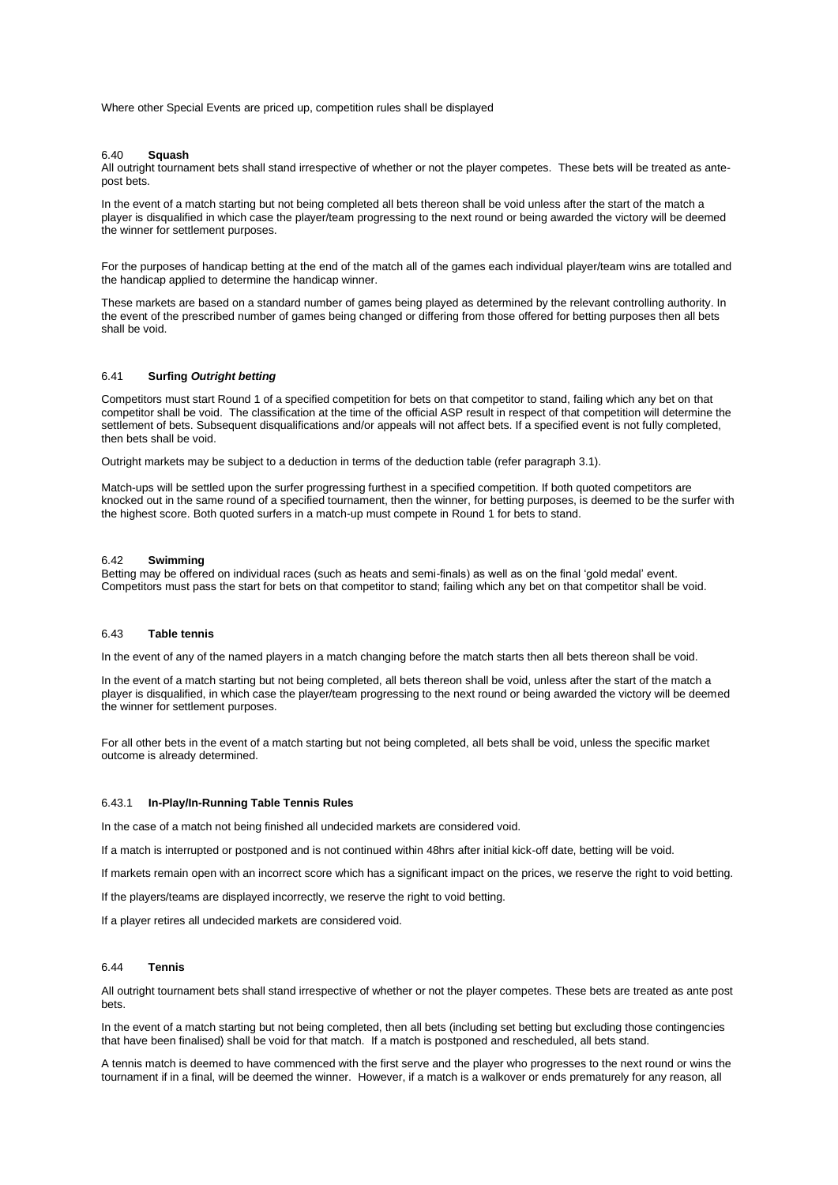Where other Special Events are priced up, competition rules shall be displayed

### 6.40 **Squash**

All outright tournament bets shall stand irrespective of whether or not the player competes. These bets will be treated as ante-post bets.

In the event of a match starting but not being completed all bets thereon shall be void unless after the start of the match a player is disqualified in which case the player/team progressing to the next round or being awarded the victory will be deemed the winner for settlement purposes.

For the purposes of handicap betting at the end of the match all of the games each individual player/team wins are totalled and the handicap applied to determine the handicap winner.

These markets are based on a standard number of games being played as determined by the relevant controlling authority. In the event of the prescribed number of games being changed or differing from those offered for betting purposes then all bets shall be void.

### 6.41 **Surfing *Outright betting***

Competitors must start Round 1 of a specified competition for bets on that competitor to stand, failing which any bet on that competitor shall be void. The classification at the time of the official ASP result in respect of that competition will determine the settlement of bets. Subsequent disqualifications and/or appeals will not affect bets. If a specified event is not fully completed, then bets shall be void.

Outright markets may be subject to a deduction in terms of the deduction table (refer paragraph 3.1).

Match-ups will be settled upon the surfer progressing furthest in a specified competition. If both quoted competitors are knocked out in the same round of a specified tournament, then the winner, for betting purposes, is deemed to be the surfer with the highest score. Both quoted surfers in a match-up must compete in Round 1 for bets to stand.

### 6.42 **Swimming**

Betting may be offered on individual races (such as heats and semi-finals) as well as on the final 'gold medal' event. Competitors must pass the start for bets on that competitor to stand; failing which any bet on that competitor shall be void.

### 6.43 **Table tennis**

In the event of any of the named players in a match changing before the match starts then all bets thereon shall be void.

In the event of a match starting but not being completed, all bets thereon shall be void, unless after the start of the match a player is disqualified, in which case the player/team progressing to the next round or being awarded the victory will be deemed the winner for settlement purposes.

For all other bets in the event of a match starting but not being completed, all bets shall be void, unless the specific market outcome is already determined.

#### 6.43.1 **In-Play/In-Running Table Tennis Rules**

In the case of a match not being finished all undecided markets are considered void.

If a match is interrupted or postponed and is not continued within 48hrs after initial kick-off date, betting will be void.

If markets remain open with an incorrect score which has a significant impact on the prices, we reserve the right to void betting.

If the players/teams are displayed incorrectly, we reserve the right to void betting.

If a player retires all undecided markets are considered void.

### 6.44 **Tennis**

All outright tournament bets shall stand irrespective of whether or not the player competes. These bets are treated as ante post bets.

In the event of a match starting but not being completed, then all bets (including set betting but excluding those contingencies that have been finalised) shall be void for that match. If a match is postponed and rescheduled, all bets stand.

A tennis match is deemed to have commenced with the first serve and the player who progresses to the next round or wins the tournament if in a final, will be deemed the winner. However, if a match is a walkover or ends prematurely for any reason, all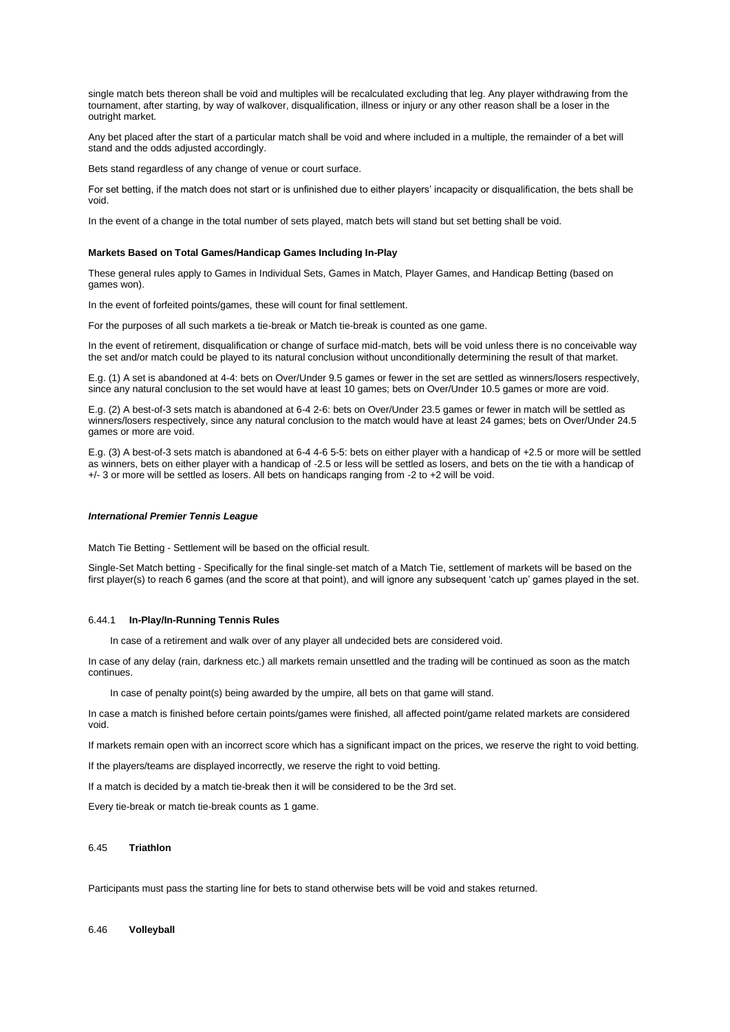single match bets thereon shall be void and multiples will be recalculated excluding that leg. Any player withdrawing from the tournament, after starting, by way of walkover, disqualification, illness or injury or any other reason shall be a loser in the outright market.

Any bet placed after the start of a particular match shall be void and where included in a multiple, the remainder of a bet will stand and the odds adjusted accordingly.

Bets stand regardless of any change of venue or court surface.

For set betting, if the match does not start or is unfinished due to either players' incapacity or disqualification, the bets shall be void.

In the event of a change in the total number of sets played, match bets will stand but set betting shall be void.

**Markets Based on Total Games/Handicap Games Including In-Play**

These general rules apply to Games in Individual Sets, Games in Match, Player Games, and Handicap Betting (based on games won).

In the event of forfeited points/games, these will count for final settlement.

For the purposes of all such markets a tie-break or Match tie-break is counted as one game.

In the event of retirement, disqualification or change of surface mid-match, bets will be void unless there is no conceivable way the set and/or match could be played to its natural conclusion without unconditionally determining the result of that market.

E.g. (1) A set is abandoned at 4-4: bets on Over/Under 9.5 games or fewer in the set are settled as winners/losers respectively, since any natural conclusion to the set would have at least 10 games; bets on Over/Under 10.5 games or more are void.

E.g. (2) A best-of-3 sets match is abandoned at 6-4 2-6: bets on Over/Under 23.5 games or fewer in match will be settled as winners/losers respectively, since any natural conclusion to the match would have at least 24 games; bets on Over/Under 24.5 games or more are void.

E.g. (3) A best-of-3 sets match is abandoned at 6-4 4-6 5-5: bets on either player with a handicap of +2.5 or more will be settled as winners, bets on either player with a handicap of -2.5 or less will be settled as losers, and bets on the tie with a handicap of +/- 3 or more will be settled as losers. All bets on handicaps ranging from -2 to +2 will be void.

***International Premier Tennis League***

Match Tie Betting - Settlement will be based on the official result.

Single-Set Match betting - Specifically for the final single-set match of a Match Tie, settlement of markets will be based on the first player(s) to reach 6 games (and the score at that point), and will ignore any subsequent 'catch up' games played in the set.

### 6.44.1 In-Play/In-Running Tennis Rules

In case of a retirement and walk over of any player all undecided bets are considered void.

In case of any delay (rain, darkness etc.) all markets remain unsettled and the trading will be continued as soon as the match continues.

In case of penalty point(s) being awarded by the umpire, all bets on that game will stand.

In case a match is finished before certain points/games were finished, all affected point/game related markets are considered void.

If markets remain open with an incorrect score which has a significant impact on the prices, we reserve the right to void betting.

If the players/teams are displayed incorrectly, we reserve the right to void betting.

If a match is decided by a match tie-break then it will be considered to be the 3rd set.

Every tie-break or match tie-break counts as 1 game.

## 6.45 Triathlon

Participants must pass the starting line for bets to stand otherwise bets will be void and stakes returned.

## 6.46 Volleyball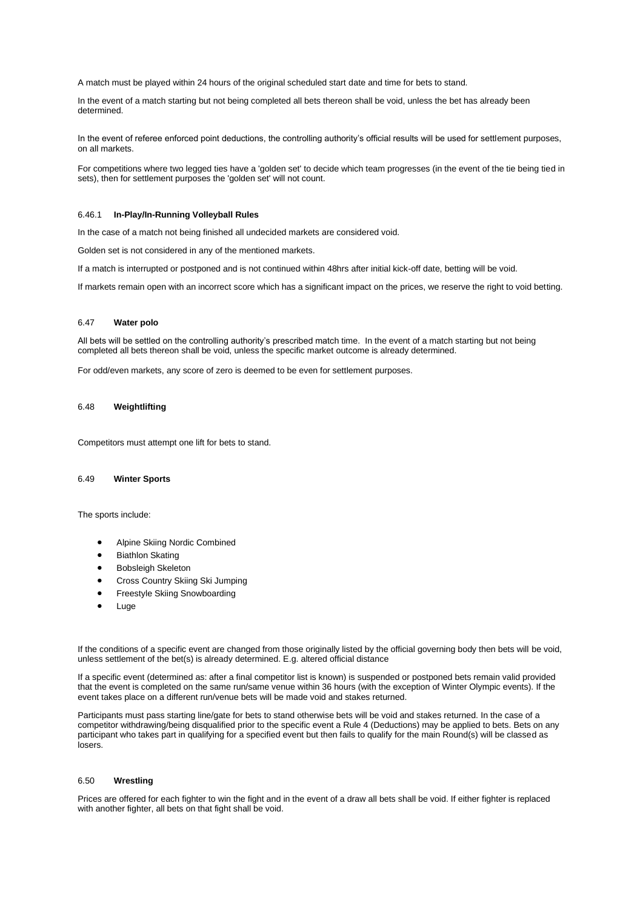A match must be played within 24 hours of the original scheduled start date and time for bets to stand.

In the event of a match starting but not being completed all bets thereon shall be void, unless the bet has already been determined.

In the event of referee enforced point deductions, the controlling authority's official results will be used for settlement purposes, on all markets.

For competitions where two legged ties have a 'golden set' to decide which team progresses (in the event of the tie being tied in sets), then for settlement purposes the 'golden set' will not count.

#### 6.46.1 **In-Play/In-Running Volleyball Rules**

In the case of a match not being finished all undecided markets are considered void.

Golden set is not considered in any of the mentioned markets.

If a match is interrupted or postponed and is not continued within 48hrs after initial kick-off date, betting will be void.

If markets remain open with an incorrect score which has a significant impact on the prices, we reserve the right to void betting.

### 6.47 **Water polo**

All bets will be settled on the controlling authority's prescribed match time. In the event of a match starting but not being completed all bets thereon shall be void, unless the specific market outcome is already determined.

For odd/even markets, any score of zero is deemed to be even for settlement purposes.

### 6.48 **Weightlifting**

Competitors must attempt one lift for bets to stand.

### 6.49 **Winter Sports**

The sports include:

- Alpine Skiing Nordic Combined
- Biathlon Skating
- Bobsleigh Skeleton
- Cross Country Skiing Ski Jumping
- Freestyle Skiing Snowboarding
- Luge

If the conditions of a specific event are changed from those originally listed by the official governing body then bets will be void, unless settlement of the bet(s) is already determined. E.g. altered official distance

If a specific event (determined as: after a final competitor list is known) is suspended or postponed bets remain valid provided that the event is completed on the same run/same venue within 36 hours (with the exception of Winter Olympic events). If the event takes place on a different run/venue bets will be made void and stakes returned.

Participants must pass starting line/gate for bets to stand otherwise bets will be void and stakes returned. In the case of a competitor withdrawing/being disqualified prior to the specific event a Rule 4 (Deductions) may be applied to bets. Bets on any participant who takes part in qualifying for a specified event but then fails to qualify for the main Round(s) will be classed as losers.

### 6.50 **Wrestling**

Prices are offered for each fighter to win the fight and in the event of a draw all bets shall be void. If either fighter is replaced with another fighter, all bets on that fight shall be void.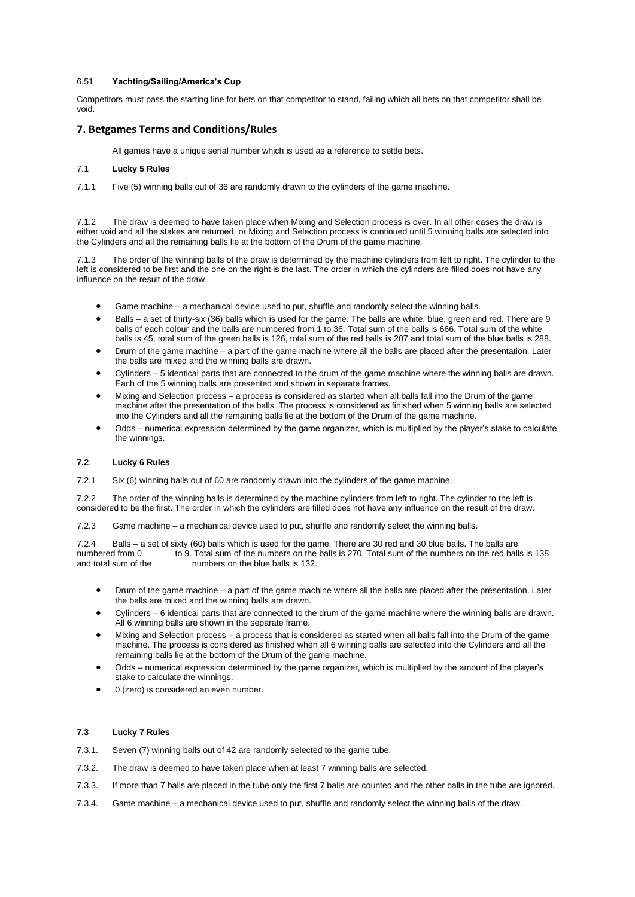6.51 **Yachting/Sailing/America's Cup**

Competitors must pass the starting line for bets on that competitor to stand, failing which all bets on that competitor shall be void.

## 7. Betgames Terms and Conditions/Rules

All games have a unique serial number which is used as a reference to settle bets.

7.1 **Lucky 5 Rules**

7.1.1 Five (5) winning balls out of 36 are randomly drawn to the cylinders of the game machine.

7.1.2 The draw is deemed to have taken place when Mixing and Selection process is over. In all other cases the draw is either void and all the stakes are returned, or Mixing and Selection process is continued until 5 winning balls are selected into the Cylinders and all the remaining balls lie at the bottom of the Drum of the game machine.

7.1.3 The order of the winning balls of the draw is determined by the machine cylinders from left to right. The cylinder to the left is considered to be first and the one on the right is the last. The order in which the cylinders are filled does not have any influence on the result of the draw.

- Game machine – a mechanical device used to put, shuffle and randomly select the winning balls.
- Balls – a set of thirty-six (36) balls which is used for the game. The balls are white, blue, green and red. There are 9 balls of each colour and the balls are numbered from 1 to 36. Total sum of the balls is 666. Total sum of the white balls is 45, total sum of the green balls is 126, total sum of the red balls is 207 and total sum of the blue balls is 288.
- Drum of the game machine – a part of the game machine where all the balls are placed after the presentation. Later the balls are mixed and the winning balls are drawn.
- Cylinders – 5 identical parts that are connected to the drum of the game machine where the winning balls are drawn. Each of the 5 winning balls are presented and shown in separate frames.
- Mixing and Selection process – a process is considered as started when all balls fall into the Drum of the game machine after the presentation of the balls. The process is considered as finished when 5 winning balls are selected into the Cylinders and all the remaining balls lie at the bottom of the Drum of the game machine.
- Odds – numerical expression determined by the game organizer, which is multiplied by the player's stake to calculate the winnings.

**7.2**. **Lucky 6 Rules**

7.2.1 Six (6) winning balls out of 60 are randomly drawn into the cylinders of the game machine.

7.2.2 The order of the winning balls is determined by the machine cylinders from left to right. The cylinder to the left is considered to be the first. The order in which the cylinders are filled does not have any influence on the result of the draw.

7.2.3 Game machine – a mechanical device used to put, shuffle and randomly select the winning balls.

7.2.4 Balls – a set of sixty (60) balls which is used for the game. There are 30 red and 30 blue balls. The balls are numbered from 0 to 9. Total sum of the numbers on the balls is 270. Total sum of the numbers on the red balls is 138 and total sum of the numbers on the blue balls is 132.

- Drum of the game machine – a part of the game machine where all the balls are placed after the presentation. Later the balls are mixed and the winning balls are drawn.
- Cylinders – 6 identical parts that are connected to the drum of the game machine where the winning balls are drawn. All 6 winning balls are shown in the separate frame.
- Mixing and Selection process – a process that is considered as started when all balls fall into the Drum of the game machine. The process is considered as finished when all 6 winning balls are selected into the Cylinders and all the remaining balls lie at the bottom of the Drum of the game machine.
- Odds – numerical expression determined by the game organizer, which is multiplied by the amount of the player's stake to calculate the winnings.
- 0 (zero) is considered an even number.

**7.3** **Lucky 7 Rules**

7.3.1. Seven (7) winning balls out of 42 are randomly selected to the game tube.

7.3.2. The draw is deemed to have taken place when at least 7 winning balls are selected.

7.3.3. If more than 7 balls are placed in the tube only the first 7 balls are counted and the other balls in the tube are ignored.

7.3.4. Game machine – a mechanical device used to put, shuffle and randomly select the winning balls of the draw.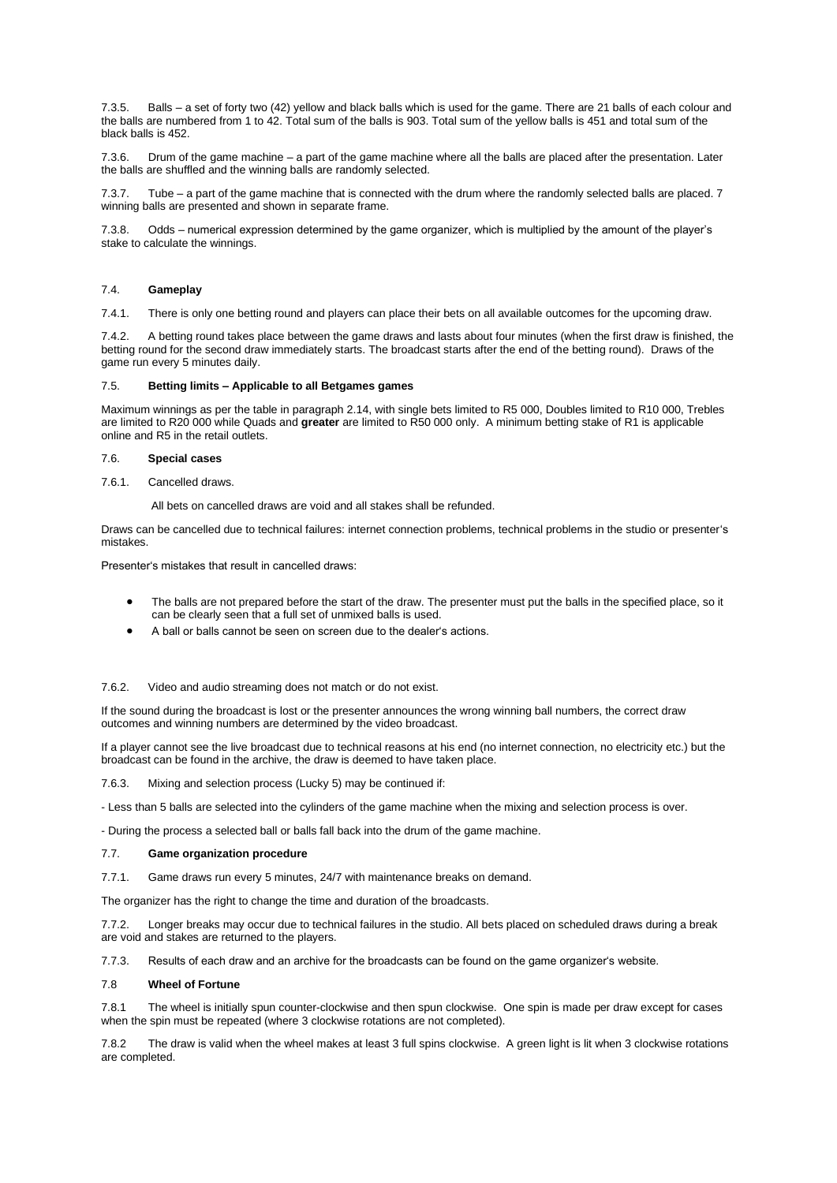7.3.5. Balls – a set of forty two (42) yellow and black balls which is used for the game. There are 21 balls of each colour and the balls are numbered from 1 to 42. Total sum of the balls is 903. Total sum of the yellow balls is 451 and total sum of the black balls is 452.

7.3.6. Drum of the game machine – a part of the game machine where all the balls are placed after the presentation. Later the balls are shuffled and the winning balls are randomly selected.

7.3.7. Tube – a part of the game machine that is connected with the drum where the randomly selected balls are placed. 7 winning balls are presented and shown in separate frame.

7.3.8. Odds – numerical expression determined by the game organizer, which is multiplied by the amount of the player's stake to calculate the winnings.

7.4. **Gameplay**

7.4.1. There is only one betting round and players can place their bets on all available outcomes for the upcoming draw.

7.4.2. A betting round takes place between the game draws and lasts about four minutes (when the first draw is finished, the betting round for the second draw immediately starts. The broadcast starts after the end of the betting round). Draws of the game run every 5 minutes daily.

7.5. **Betting limits – Applicable to all Betgames games**

Maximum winnings as per the table in paragraph 2.14, with single bets limited to R5 000, Doubles limited to R10 000, Trebles are limited to R20 000 while Quads and **greater** are limited to R50 000 only. A minimum betting stake of R1 is applicable online and R5 in the retail outlets.

7.6. **Special cases**

7.6.1. Cancelled draws.

All bets on cancelled draws are void and all stakes shall be refunded.

Draws can be cancelled due to technical failures: internet connection problems, technical problems in the studio or presenter's mistakes.

Presenter's mistakes that result in cancelled draws:

- The balls are not prepared before the start of the draw. The presenter must put the balls in the specified place, so it can be clearly seen that a full set of unmixed balls is used.
- A ball or balls cannot be seen on screen due to the dealer's actions.

7.6.2. Video and audio streaming does not match or do not exist.

If the sound during the broadcast is lost or the presenter announces the wrong winning ball numbers, the correct draw outcomes and winning numbers are determined by the video broadcast.

If a player cannot see the live broadcast due to technical reasons at his end (no internet connection, no electricity etc.) but the broadcast can be found in the archive, the draw is deemed to have taken place.

7.6.3. Mixing and selection process (Lucky 5) may be continued if:

- Less than 5 balls are selected into the cylinders of the game machine when the mixing and selection process is over.

- During the process a selected ball or balls fall back into the drum of the game machine.

7.7. **Game organization procedure**

7.7.1. Game draws run every 5 minutes, 24/7 with maintenance breaks on demand.

The organizer has the right to change the time and duration of the broadcasts.

7.7.2. Longer breaks may occur due to technical failures in the studio. All bets placed on scheduled draws during a break are void and stakes are returned to the players.

7.7.3. Results of each draw and an archive for the broadcasts can be found on the game organizer's website.

7.8 **Wheel of Fortune**

7.8.1 The wheel is initially spun counter-clockwise and then spun clockwise. One spin is made per draw except for cases when the spin must be repeated (where 3 clockwise rotations are not completed).

7.8.2 The draw is valid when the wheel makes at least 3 full spins clockwise. A green light is lit when 3 clockwise rotations are completed.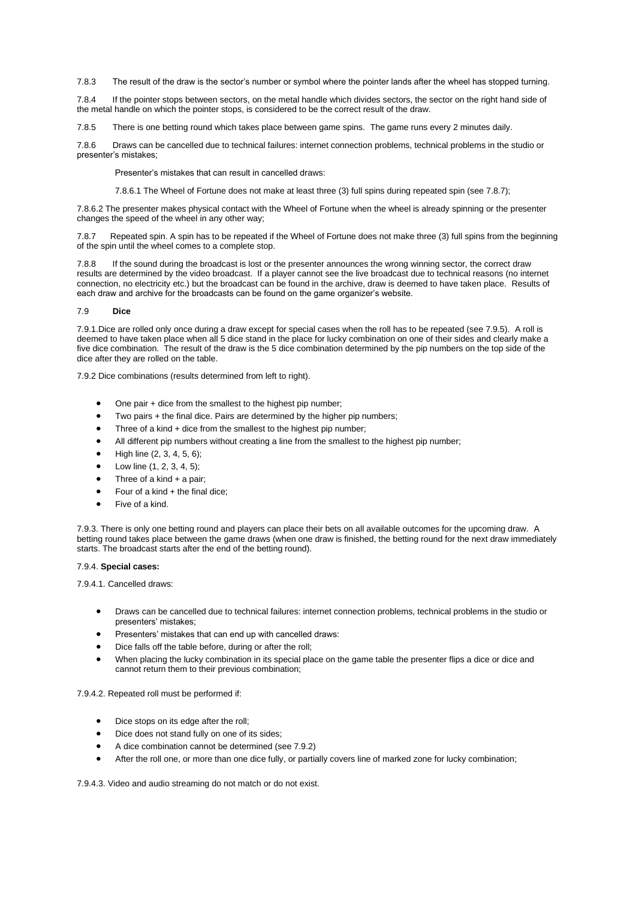7.8.3 The result of the draw is the sector's number or symbol where the pointer lands after the wheel has stopped turning.

7.8.4 If the pointer stops between sectors, on the metal handle which divides sectors, the sector on the right hand side of the metal handle on which the pointer stops, is considered to be the correct result of the draw.

7.8.5 There is one betting round which takes place between game spins. The game runs every 2 minutes daily.

7.8.6 Draws can be cancelled due to technical failures: internet connection problems, technical problems in the studio or presenter's mistakes;

Presenter's mistakes that can result in cancelled draws:

7.8.6.1 The Wheel of Fortune does not make at least three (3) full spins during repeated spin (see 7.8.7);

7.8.6.2 The presenter makes physical contact with the Wheel of Fortune when the wheel is already spinning or the presenter changes the speed of the wheel in any other way;

7.8.7 Repeated spin. A spin has to be repeated if the Wheel of Fortune does not make three (3) full spins from the beginning of the spin until the wheel comes to a complete stop.

7.8.8 If the sound during the broadcast is lost or the presenter announces the wrong winning sector, the correct draw results are determined by the video broadcast. If a player cannot see the live broadcast due to technical reasons (no internet connection, no electricity etc.) but the broadcast can be found in the archive, draw is deemed to have taken place. Results of each draw and archive for the broadcasts can be found on the game organizer's website.

## 7.9 **Dice**

7.9.1.Dice are rolled only once during a draw except for special cases when the roll has to be repeated (see 7.9.5). A roll is deemed to have taken place when all 5 dice stand in the place for lucky combination on one of their sides and clearly make a five dice combination. The result of the draw is the 5 dice combination determined by the pip numbers on the top side of the dice after they are rolled on the table.

7.9.2 Dice combinations (results determined from left to right).

- One pair + dice from the smallest to the highest pip number;
- Two pairs + the final dice. Pairs are determined by the higher pip numbers;
- Three of a kind + dice from the smallest to the highest pip number;
- All different pip numbers without creating a line from the smallest to the highest pip number;
- High line (2, 3, 4, 5, 6);
- Low line (1, 2, 3, 4, 5);
- Three of a kind + a pair;
- Four of a kind + the final dice;
- Five of a kind.

7.9.3. There is only one betting round and players can place their bets on all available outcomes for the upcoming draw. A betting round takes place between the game draws (when one draw is finished, the betting round for the next draw immediately starts. The broadcast starts after the end of the betting round).

7.9.4. **Special cases:**

7.9.4.1. Cancelled draws:

- Draws can be cancelled due to technical failures: internet connection problems, technical problems in the studio or presenters' mistakes;
- Presenters' mistakes that can end up with cancelled draws:
- Dice falls off the table before, during or after the roll;
- When placing the lucky combination in its special place on the game table the presenter flips a dice or dice and cannot return them to their previous combination;

7.9.4.2. Repeated roll must be performed if:

- Dice stops on its edge after the roll;
- Dice does not stand fully on one of its sides;
- A dice combination cannot be determined (see 7.9.2)
- After the roll one, or more than one dice fully, or partially covers line of marked zone for lucky combination;

7.9.4.3. Video and audio streaming do not match or do not exist.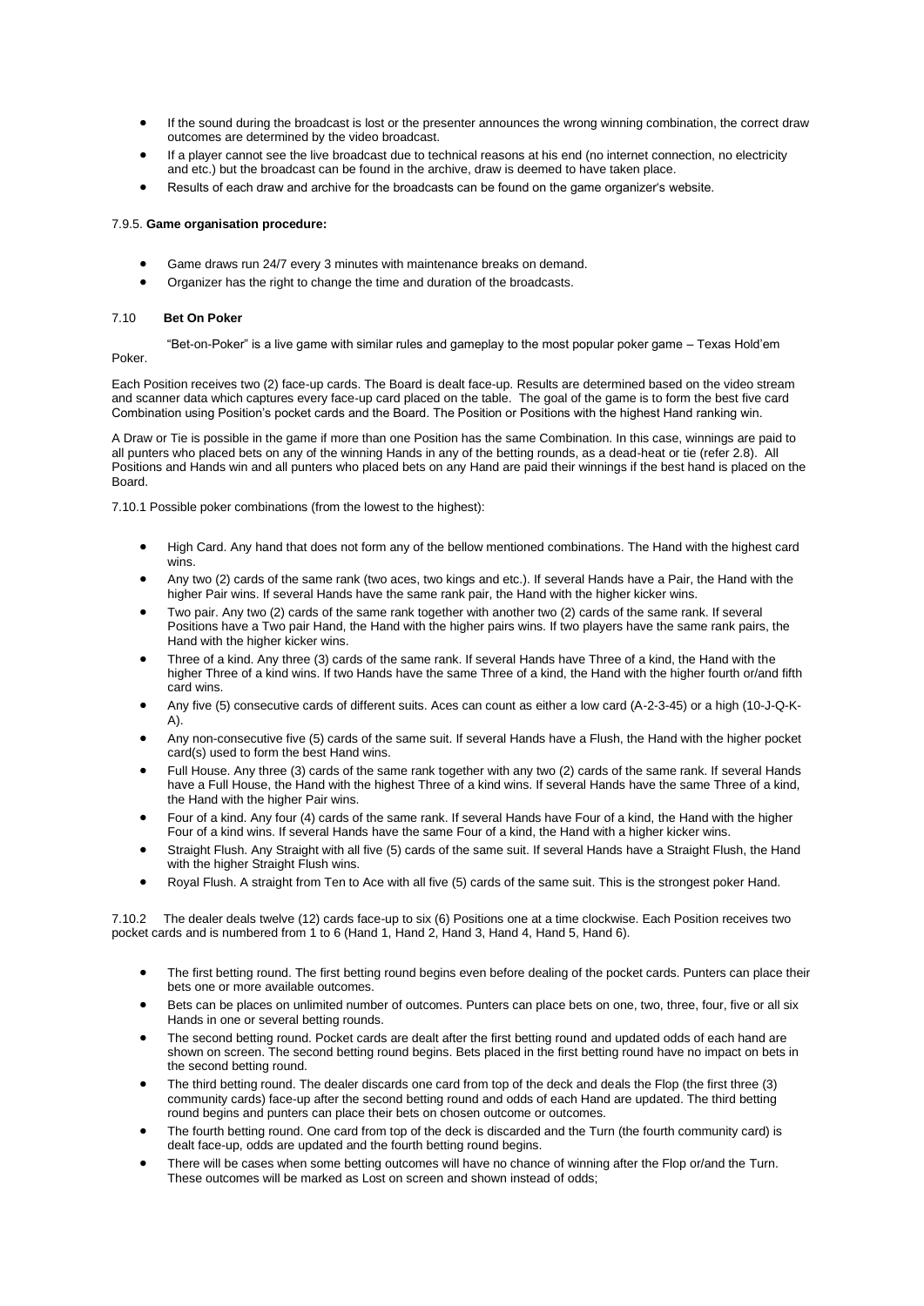- If the sound during the broadcast is lost or the presenter announces the wrong winning combination, the correct draw outcomes are determined by the video broadcast.
- If a player cannot see the live broadcast due to technical reasons at his end (no internet connection, no electricity and etc.) but the broadcast can be found in the archive, draw is deemed to have taken place.
- Results of each draw and archive for the broadcasts can be found on the game organizer's website.

7.9.5. **Game organisation procedure:**

- Game draws run 24/7 every 3 minutes with maintenance breaks on demand.
- Organizer has the right to change the time and duration of the broadcasts.

### 7.10 Bet On Poker

"Bet-on-Poker" is a live game with similar rules and gameplay to the most popular poker game – Texas Hold'em Poker.

Each Position receives two (2) face-up cards. The Board is dealt face-up. Results are determined based on the video stream and scanner data which captures every face-up card placed on the table. The goal of the game is to form the best five card Combination using Position's pocket cards and the Board. The Position or Positions with the highest Hand ranking win.

A Draw or Tie is possible in the game if more than one Position has the same Combination. In this case, winnings are paid to all punters who placed bets on any of the winning Hands in any of the betting rounds, as a dead-heat or tie (refer 2.8). All Positions and Hands win and all punters who placed bets on any Hand are paid their winnings if the best hand is placed on the Board.

7.10.1 Possible poker combinations (from the lowest to the highest):

- High Card. Any hand that does not form any of the bellow mentioned combinations. The Hand with the highest card wins.
- Any two (2) cards of the same rank (two aces, two kings and etc.). If several Hands have a Pair, the Hand with the higher Pair wins. If several Hands have the same rank pair, the Hand with the higher kicker wins.
- Two pair. Any two (2) cards of the same rank together with another two (2) cards of the same rank. If several Positions have a Two pair Hand, the Hand with the higher pairs wins. If two players have the same rank pairs, the Hand with the higher kicker wins.
- Three of a kind. Any three (3) cards of the same rank. If several Hands have Three of a kind, the Hand with the higher Three of a kind wins. If two Hands have the same Three of a kind, the Hand with the higher fourth or/and fifth card wins.
- Any five (5) consecutive cards of different suits. Aces can count as either a low card (A-2-3-45) or a high (10-J-Q-K-A).
- Any non-consecutive five (5) cards of the same suit. If several Hands have a Flush, the Hand with the higher pocket card(s) used to form the best Hand wins.
- Full House. Any three (3) cards of the same rank together with any two (2) cards of the same rank. If several Hands have a Full House, the Hand with the highest Three of a kind wins. If several Hands have the same Three of a kind, the Hand with the higher Pair wins.
- Four of a kind. Any four (4) cards of the same rank. If several Hands have Four of a kind, the Hand with the higher Four of a kind wins. If several Hands have the same Four of a kind, the Hand with a higher kicker wins.
- Straight Flush. Any Straight with all five (5) cards of the same suit. If several Hands have a Straight Flush, the Hand with the higher Straight Flush wins.
- Royal Flush. A straight from Ten to Ace with all five (5) cards of the same suit. This is the strongest poker Hand.

7.10.2 The dealer deals twelve (12) cards face-up to six (6) Positions one at a time clockwise. Each Position receives two pocket cards and is numbered from 1 to 6 (Hand 1, Hand 2, Hand 3, Hand 4, Hand 5, Hand 6).

- The first betting round. The first betting round begins even before dealing of the pocket cards. Punters can place their bets one or more available outcomes.
- Bets can be places on unlimited number of outcomes. Punters can place bets on one, two, three, four, five or all six Hands in one or several betting rounds.
- The second betting round. Pocket cards are dealt after the first betting round and updated odds of each hand are shown on screen. The second betting round begins. Bets placed in the first betting round have no impact on bets in the second betting round.
- The third betting round. The dealer discards one card from top of the deck and deals the Flop (the first three (3) community cards) face-up after the second betting round and odds of each Hand are updated. The third betting round begins and punters can place their bets on chosen outcome or outcomes.
- The fourth betting round. One card from top of the deck is discarded and the Turn (the fourth community card) is dealt face-up, odds are updated and the fourth betting round begins.
- There will be cases when some betting outcomes will have no chance of winning after the Flop or/and the Turn. These outcomes will be marked as Lost on screen and shown instead of odds;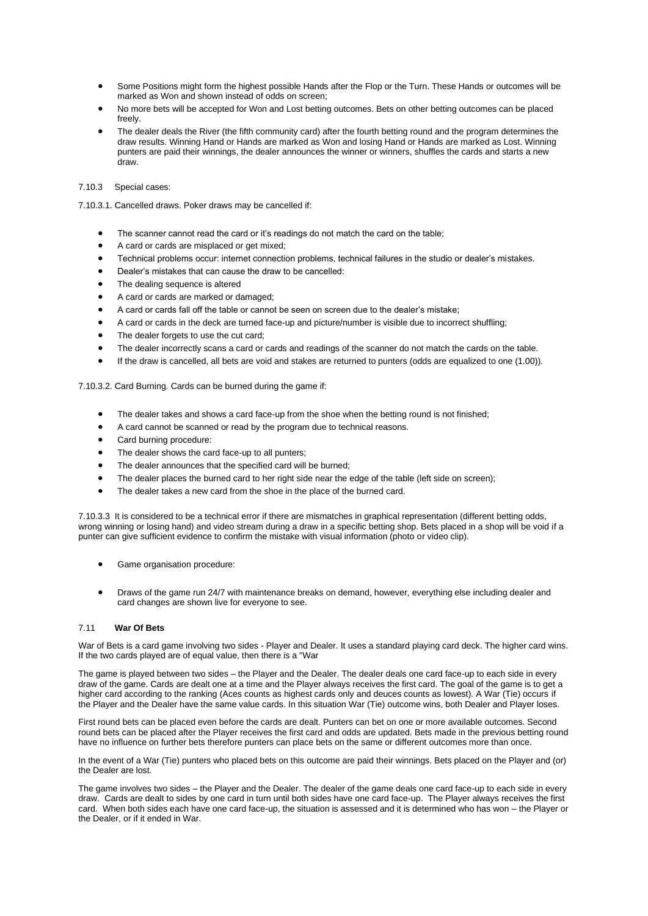- Some Positions might form the highest possible Hands after the Flop or the Turn. These Hands or outcomes will be marked as Won and shown instead of odds on screen;
- No more bets will be accepted for Won and Lost betting outcomes. Bets on other betting outcomes can be placed freely.
- The dealer deals the River (the fifth community card) after the fourth betting round and the program determines the draw results. Winning Hand or Hands are marked as Won and losing Hand or Hands are marked as Lost. Winning punters are paid their winnings, the dealer announces the winner or winners, shuffles the cards and starts a new draw.

7.10.3 Special cases:

7.10.3.1. Cancelled draws. Poker draws may be cancelled if:

- The scanner cannot read the card or it's readings do not match the card on the table;
- A card or cards are misplaced or get mixed;
- Technical problems occur: internet connection problems, technical failures in the studio or dealer's mistakes.
- Dealer's mistakes that can cause the draw to be cancelled:
- The dealing sequence is altered
- A card or cards are marked or damaged;
- A card or cards fall off the table or cannot be seen on screen due to the dealer's mistake;
- A card or cards in the deck are turned face-up and picture/number is visible due to incorrect shuffling;
- The dealer forgets to use the cut card;
- The dealer incorrectly scans a card or cards and readings of the scanner do not match the cards on the table.
- If the draw is cancelled, all bets are void and stakes are returned to punters (odds are equalized to one (1.00)).

7.10.3.2. Card Burning. Cards can be burned during the game if:

- The dealer takes and shows a card face-up from the shoe when the betting round is not finished;
- A card cannot be scanned or read by the program due to technical reasons.
- Card burning procedure:
- The dealer shows the card face-up to all punters;
- The dealer announces that the specified card will be burned;
- The dealer places the burned card to her right side near the edge of the table (left side on screen);
- The dealer takes a new card from the shoe in the place of the burned card.

7.10.3.3 It is considered to be a technical error if there are mismatches in graphical representation (different betting odds, wrong winning or losing hand) and video stream during a draw in a specific betting shop. Bets placed in a shop will be void if a punter can give sufficient evidence to confirm the mistake with visual information (photo or video clip).

- Game organisation procedure:
- Draws of the game run 24/7 with maintenance breaks on demand, however, everything else including dealer and card changes are shown live for everyone to see.

### 7.11 **War Of Bets**

War of Bets is a card game involving two sides - Player and Dealer. It uses a standard playing card deck. The higher card wins. If the two cards played are of equal value, then there is a "War

The game is played between two sides – the Player and the Dealer. The dealer deals one card face-up to each side in every draw of the game. Cards are dealt one at a time and the Player always receives the first card. The goal of the game is to get a higher card according to the ranking (Aces counts as highest cards only and deuces counts as lowest). A War (Tie) occurs if the Player and the Dealer have the same value cards. In this situation War (Tie) outcome wins, both Dealer and Player loses.

First round bets can be placed even before the cards are dealt. Punters can bet on one or more available outcomes. Second round bets can be placed after the Player receives the first card and odds are updated. Bets made in the previous betting round have no influence on further bets therefore punters can place bets on the same or different outcomes more than once.

In the event of a War (Tie) punters who placed bets on this outcome are paid their winnings. Bets placed on the Player and (or) the Dealer are lost.

The game involves two sides – the Player and the Dealer. The dealer of the game deals one card face-up to each side in every draw. Cards are dealt to sides by one card in turn until both sides have one card face-up. The Player always receives the first card. When both sides each have one card face-up, the situation is assessed and it is determined who has won – the Player or the Dealer, or if it ended in War.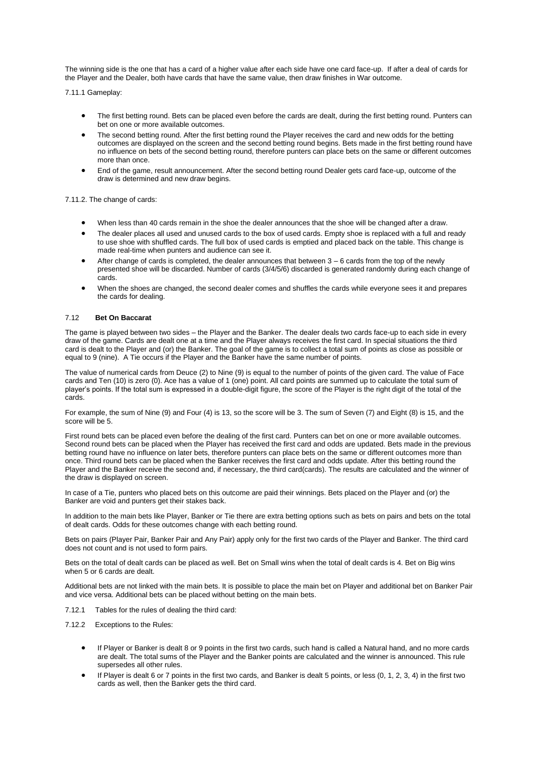The winning side is the one that has a card of a higher value after each side have one card face-up. If after a deal of cards for the Player and the Dealer, both have cards that have the same value, then draw finishes in War outcome.

7.11.1 Gameplay:

- The first betting round. Bets can be placed even before the cards are dealt, during the first betting round. Punters can bet on one or more available outcomes.
- The second betting round. After the first betting round the Player receives the card and new odds for the betting outcomes are displayed on the screen and the second betting round begins. Bets made in the first betting round have no influence on bets of the second betting round, therefore punters can place bets on the same or different outcomes more than once.
- End of the game, result announcement. After the second betting round Dealer gets card face-up, outcome of the draw is determined and new draw begins.

7.11.2. The change of cards:

- When less than 40 cards remain in the shoe the dealer announces that the shoe will be changed after a draw.
- The dealer places all used and unused cards to the box of used cards. Empty shoe is replaced with a full and ready to use shoe with shuffled cards. The full box of used cards is emptied and placed back on the table. This change is made real-time when punters and audience can see it.
- After change of cards is completed, the dealer announces that between 3 – 6 cards from the top of the newly presented shoe will be discarded. Number of cards (3/4/5/6) discarded is generated randomly during each change of cards.
- When the shoes are changed, the second dealer comes and shuffles the cards while everyone sees it and prepares the cards for dealing.

### 7.12 **Bet On Baccarat**

The game is played between two sides – the Player and the Banker. The dealer deals two cards face-up to each side in every draw of the game. Cards are dealt one at a time and the Player always receives the first card. In special situations the third card is dealt to the Player and (or) the Banker. The goal of the game is to collect a total sum of points as close as possible or equal to 9 (nine). A Tie occurs if the Player and the Banker have the same number of points.

The value of numerical cards from Deuce (2) to Nine (9) is equal to the number of points of the given card. The value of Face cards and Ten (10) is zero (0). Ace has a value of 1 (one) point. All card points are summed up to calculate the total sum of player's points. If the total sum is expressed in a double-digit figure, the score of the Player is the right digit of the total of the cards.

For example, the sum of Nine (9) and Four (4) is 13, so the score will be 3. The sum of Seven (7) and Eight (8) is 15, and the score will be 5.

First round bets can be placed even before the dealing of the first card. Punters can bet on one or more available outcomes. Second round bets can be placed when the Player has received the first card and odds are updated. Bets made in the previous betting round have no influence on later bets, therefore punters can place bets on the same or different outcomes more than once. Third round bets can be placed when the Banker receives the first card and odds update. After this betting round the Player and the Banker receive the second and, if necessary, the third card(cards). The results are calculated and the winner of the draw is displayed on screen.

In case of a Tie, punters who placed bets on this outcome are paid their winnings. Bets placed on the Player and (or) the Banker are void and punters get their stakes back.

In addition to the main bets like Player, Banker or Tie there are extra betting options such as bets on pairs and bets on the total of dealt cards. Odds for these outcomes change with each betting round.

Bets on pairs (Player Pair, Banker Pair and Any Pair) apply only for the first two cards of the Player and Banker. The third card does not count and is not used to form pairs.

Bets on the total of dealt cards can be placed as well. Bet on Small wins when the total of dealt cards is 4. Bet on Big wins when 5 or 6 cards are dealt.

Additional bets are not linked with the main bets. It is possible to place the main bet on Player and additional bet on Banker Pair and vice versa. Additional bets can be placed without betting on the main bets.

7.12.1 Tables for the rules of dealing the third card:

7.12.2 Exceptions to the Rules:

- If Player or Banker is dealt 8 or 9 points in the first two cards, such hand is called a Natural hand, and no more cards are dealt. The total sums of the Player and the Banker points are calculated and the winner is announced. This rule supersedes all other rules.
- If Player is dealt 6 or 7 points in the first two cards, and Banker is dealt 5 points, or less (0, 1, 2, 3, 4) in the first two cards as well, then the Banker gets the third card.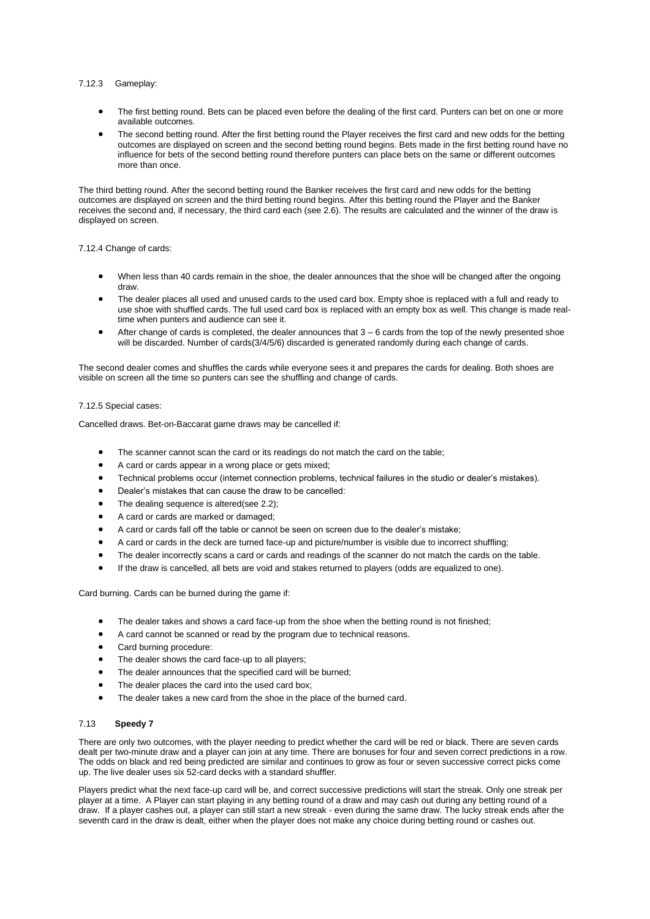7.12.3 Gameplay:

- The first betting round. Bets can be placed even before the dealing of the first card. Punters can bet on one or more available outcomes.
- The second betting round. After the first betting round the Player receives the first card and new odds for the betting outcomes are displayed on screen and the second betting round begins. Bets made in the first betting round have no influence for bets of the second betting round therefore punters can place bets on the same or different outcomes more than once.

The third betting round. After the second betting round the Banker receives the first card and new odds for the betting outcomes are displayed on screen and the third betting round begins. After this betting round the Player and the Banker receives the second and, if necessary, the third card each (see 2.6). The results are calculated and the winner of the draw is displayed on screen.

7.12.4 Change of cards:

- When less than 40 cards remain in the shoe, the dealer announces that the shoe will be changed after the ongoing draw.
- The dealer places all used and unused cards to the used card box. Empty shoe is replaced with a full and ready to use shoe with shuffled cards. The full used card box is replaced with an empty box as well. This change is made real-time when punters and audience can see it.
- After change of cards is completed, the dealer announces that 3 – 6 cards from the top of the newly presented shoe will be discarded. Number of cards(3/4/5/6) discarded is generated randomly during each change of cards.

The second dealer comes and shuffles the cards while everyone sees it and prepares the cards for dealing. Both shoes are visible on screen all the time so punters can see the shuffling and change of cards.

7.12.5 Special cases:

Cancelled draws. Bet-on-Baccarat game draws may be cancelled if:

- The scanner cannot scan the card or its readings do not match the card on the table;
- A card or cards appear in a wrong place or gets mixed;
- Technical problems occur (internet connection problems, technical failures in the studio or dealer's mistakes).
- Dealer's mistakes that can cause the draw to be cancelled:
- The dealing sequence is altered(see 2.2);
- A card or cards are marked or damaged;
- A card or cards fall off the table or cannot be seen on screen due to the dealer's mistake;
- A card or cards in the deck are turned face-up and picture/number is visible due to incorrect shuffling;
- The dealer incorrectly scans a card or cards and readings of the scanner do not match the cards on the table.
- If the draw is cancelled, all bets are void and stakes returned to players (odds are equalized to one).

Card burning. Cards can be burned during the game if:

- The dealer takes and shows a card face-up from the shoe when the betting round is not finished;
- A card cannot be scanned or read by the program due to technical reasons.
- Card burning procedure:
- The dealer shows the card face-up to all players;
- The dealer announces that the specified card will be burned;
- The dealer places the card into the used card box;
- The dealer takes a new card from the shoe in the place of the burned card.

### 7.13 **Speedy 7**

There are only two outcomes, with the player needing to predict whether the card will be red or black. There are seven cards dealt per two-minute draw and a player can join at any time. There are bonuses for four and seven correct predictions in a row. The odds on black and red being predicted are similar and continues to grow as four or seven successive correct picks come up. The live dealer uses six 52-card decks with a standard shuffler.

Players predict what the next face-up card will be, and correct successive predictions will start the streak. Only one streak per player at a time. A Player can start playing in any betting round of a draw and may cash out during any betting round of a draw. If a player cashes out, a player can still start a new streak - even during the same draw. The lucky streak ends after the seventh card in the draw is dealt, either when the player does not make any choice during betting round or cashes out.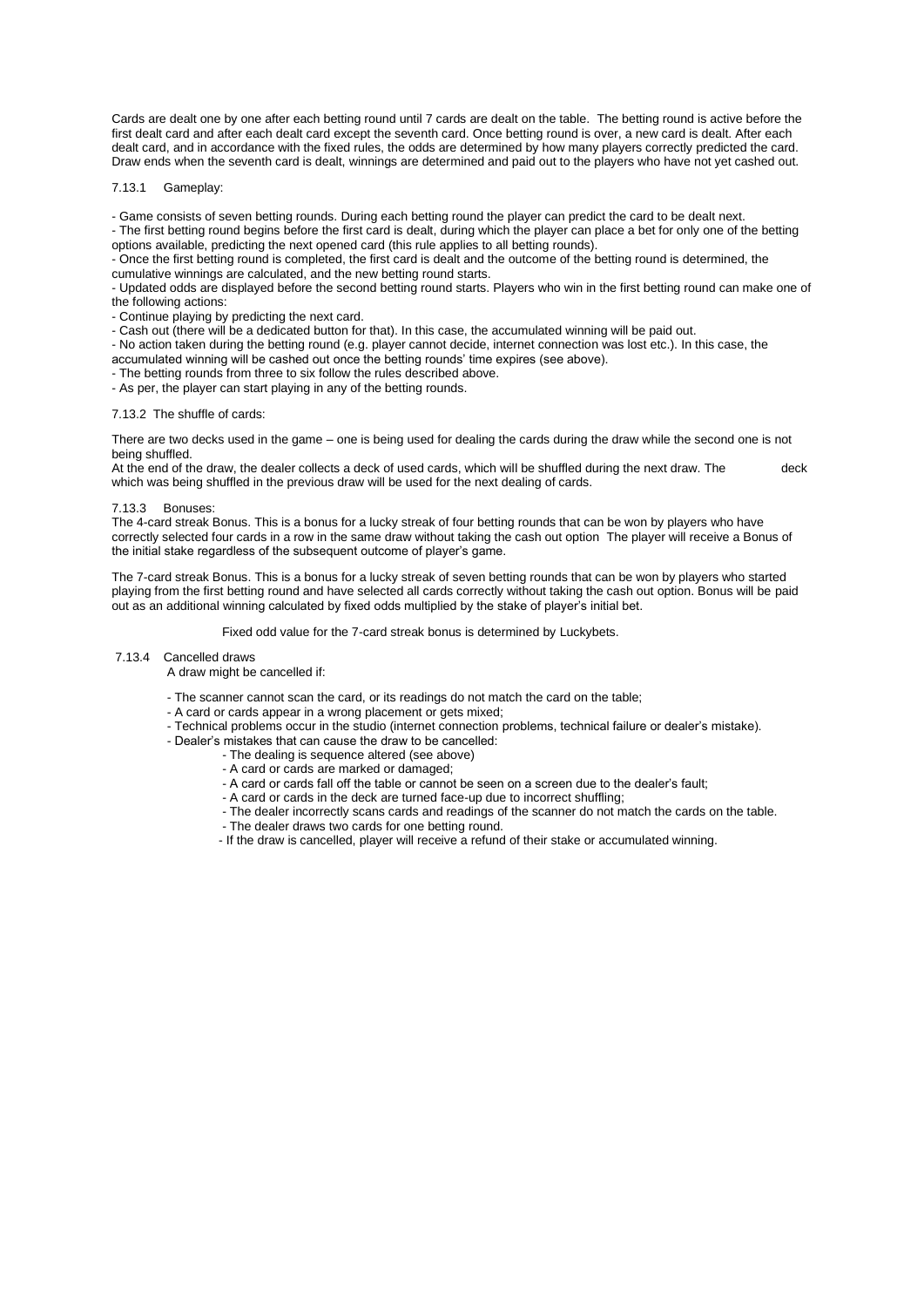Cards are dealt one by one after each betting round until 7 cards are dealt on the table. The betting round is active before the first dealt card and after each dealt card except the seventh card. Once betting round is over, a new card is dealt. After each dealt card, and in accordance with the fixed rules, the odds are determined by how many players correctly predicted the card. Draw ends when the seventh card is dealt, winnings are determined and paid out to the players who have not yet cashed out.

7.13.1 Gameplay:

- Game consists of seven betting rounds. During each betting round the player can predict the card to be dealt next.
- The first betting round begins before the first card is dealt, during which the player can place a bet for only one of the betting options available, predicting the next opened card (this rule applies to all betting rounds).
- Once the first betting round is completed, the first card is dealt and the outcome of the betting round is determined, the cumulative winnings are calculated, and the new betting round starts.
- Updated odds are displayed before the second betting round starts. Players who win in the first betting round can make one of the following actions:
- Continue playing by predicting the next card.
- Cash out (there will be a dedicated button for that). In this case, the accumulated winning will be paid out.
- No action taken during the betting round (e.g. player cannot decide, internet connection was lost etc.). In this case, the accumulated winning will be cashed out once the betting rounds' time expires (see above).
- The betting rounds from three to six follow the rules described above.
- As per, the player can start playing in any of the betting rounds.

7.13.2 The shuffle of cards:

There are two decks used in the game – one is being used for dealing the cards during the draw while the second one is not being shuffled.
At the end of the draw, the dealer collects a deck of used cards, which will be shuffled during the next draw. The deck which was being shuffled in the previous draw will be used for the next dealing of cards.

7.13.3 Bonuses:
The 4-card streak Bonus. This is a bonus for a lucky streak of four betting rounds that can be won by players who have correctly selected four cards in a row in the same draw without taking the cash out option The player will receive a Bonus of the initial stake regardless of the subsequent outcome of player's game.

The 7-card streak Bonus. This is a bonus for a lucky streak of seven betting rounds that can be won by players who started playing from the first betting round and have selected all cards correctly without taking the cash out option. Bonus will be paid out as an additional winning calculated by fixed odds multiplied by the stake of player's initial bet.

Fixed odd value for the 7-card streak bonus is determined by Luckybets.

7.13.4 Cancelled draws
A draw might be cancelled if:

- The scanner cannot scan the card, or its readings do not match the card on the table;
- A card or cards appear in a wrong placement or gets mixed;
- Technical problems occur in the studio (internet connection problems, technical failure or dealer's mistake).
- Dealer's mistakes that can cause the draw to be cancelled:
    - The dealing is sequence altered (see above)
    - A card or cards are marked or damaged;
    - A card or cards fall off the table or cannot be seen on a screen due to the dealer's fault;
    - A card or cards in the deck are turned face-up due to incorrect shuffling;
    - The dealer incorrectly scans cards and readings of the scanner do not match the cards on the table.
    - The dealer draws two cards for one betting round.
- If the draw is cancelled, player will receive a refund of their stake or accumulated winning.